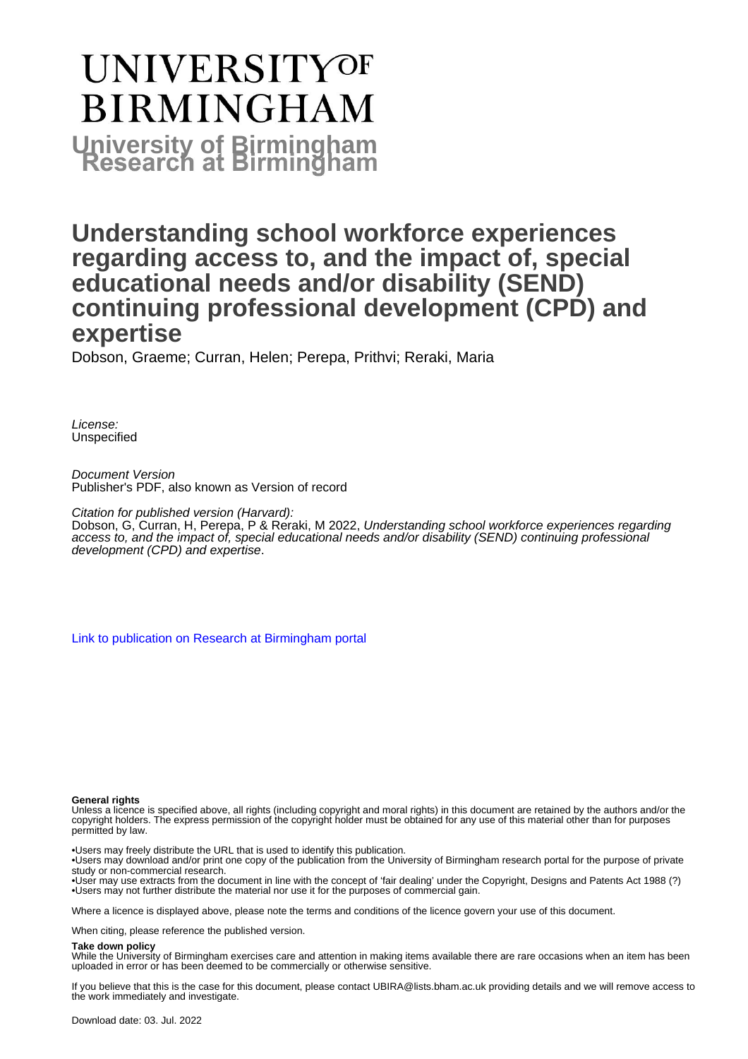# UNIVERSITY OF BIRMINGHAM

**University of Birmingham Research at Birmingham**

# Understanding school workforce experiences regarding access to, and the impact of, special educational needs and/or disability (SEND) continuing professional development (CPD) and expertise

Dobson, Graeme; Curran, Helen; Perepa, Prithvi; Reraki, Maria

*License:*
Unspecified

*Document Version*
Publisher's PDF, also known as Version of record

*Citation for published version (Harvard):*
Dobson, G, Curran, H, Perepa, P & Reraki, M 2022, *Understanding school workforce experiences regarding access to, and the impact of, special educational needs and/or disability (SEND) continuing professional development (CPD) and expertise*.

Link to publication on Research at Birmingham portal

**General rights**
Unless a licence is specified above, all rights (including copyright and moral rights) in this document are retained by the authors and/or the copyright holders. The express permission of the copyright holder must be obtained for any use of this material other than for purposes permitted by law.

•Users may freely distribute the URL that is used to identify this publication.
•Users may download and/or print one copy of the publication from the University of Birmingham research portal for the purpose of private study or non-commercial research.
•User may use extracts from the document in line with the concept of 'fair dealing' under the Copyright, Designs and Patents Act 1988 (?)
•Users may not further distribute the material nor use it for the purposes of commercial gain.

Where a licence is displayed above, please note the terms and conditions of the licence govern your use of this document.

When citing, please reference the published version.

**Take down policy**
While the University of Birmingham exercises care and attention in making items available there are rare occasions when an item has been uploaded in error or has been deemed to be commercially or otherwise sensitive.

If you believe that this is the case for this document, please contact UBIRA@lists.bham.ac.uk providing details and we will remove access to the work immediately and investigate.

Download date: 03. Jul. 2022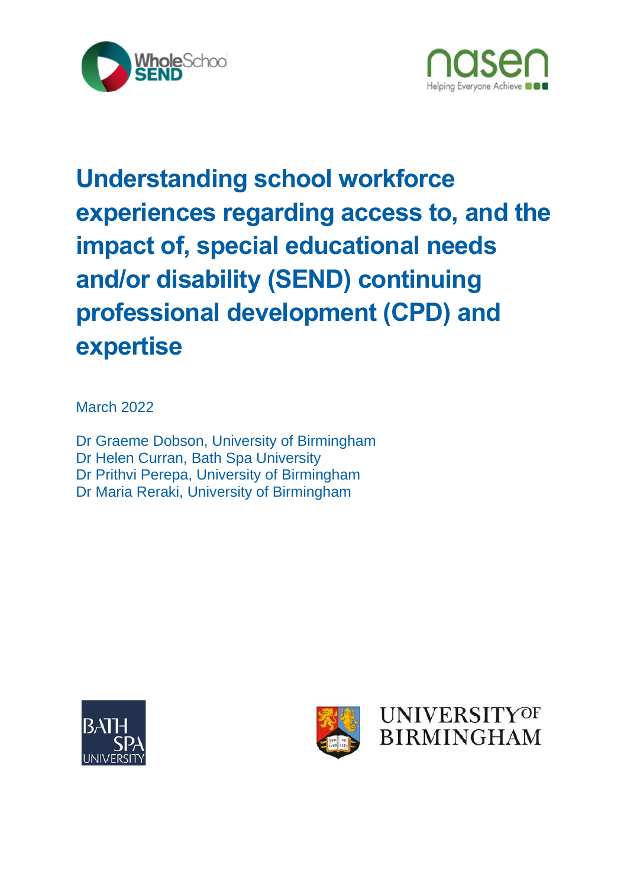# Understanding school workforce experiences regarding access to, and the impact of, special educational needs and/or disability (SEND) continuing professional development (CPD) and expertise

March 2022

Dr Graeme Dobson, University of Birmingham
Dr Helen Curran, Bath Spa University
Dr Prithvi Perepa, University of Birmingham
Dr Maria Reraki, University of Birmingham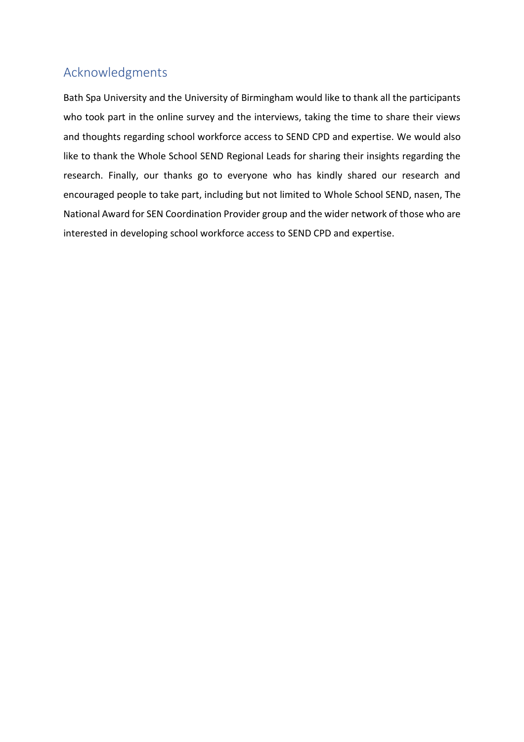## Acknowledgments

Bath Spa University and the University of Birmingham would like to thank all the participants who took part in the online survey and the interviews, taking the time to share their views and thoughts regarding school workforce access to SEND CPD and expertise. We would also like to thank the Whole School SEND Regional Leads for sharing their insights regarding the research. Finally, our thanks go to everyone who has kindly shared our research and encouraged people to take part, including but not limited to Whole School SEND, nasen, The National Award for SEN Coordination Provider group and the wider network of those who are interested in developing school workforce access to SEND CPD and expertise.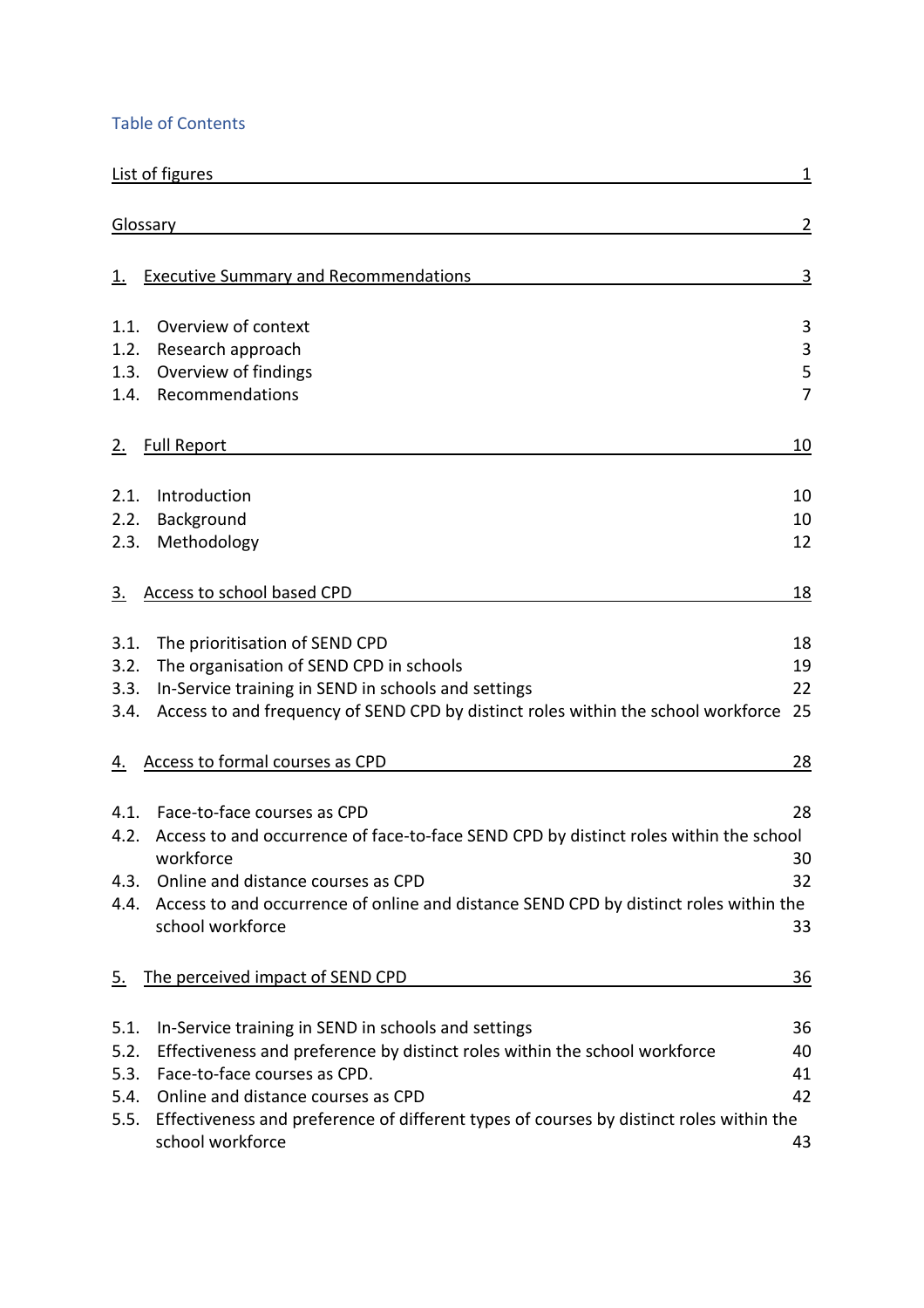Table of Contents

List of figures 1

Glossary 2

1. Executive Summary and Recommendations 3

1.1. Overview of context 3
1.2. Research approach 3
1.3. Overview of findings 5
1.4. Recommendations 7

2. Full Report 10

2.1. Introduction 10
2.2. Background 10
2.3. Methodology 12

3. Access to school based CPD 18

3.1. The prioritisation of SEND CPD 18
3.2. The organisation of SEND CPD in schools 19
3.3. In-Service training in SEND in schools and settings 22
3.4. Access to and frequency of SEND CPD by distinct roles within the school workforce 25

4. Access to formal courses as CPD 28

4.1. Face-to-face courses as CPD 28
4.2. Access to and occurrence of face-to-face SEND CPD by distinct roles within the school workforce 30
4.3. Online and distance courses as CPD 32
4.4. Access to and occurrence of online and distance SEND CPD by distinct roles within the school workforce 33

5. The perceived impact of SEND CPD 36

5.1. In-Service training in SEND in schools and settings 36
5.2. Effectiveness and preference by distinct roles within the school workforce 40
5.3. Face-to-face courses as CPD. 41
5.4. Online and distance courses as CPD 42
5.5. Effectiveness and preference of different types of courses by distinct roles within the school workforce 43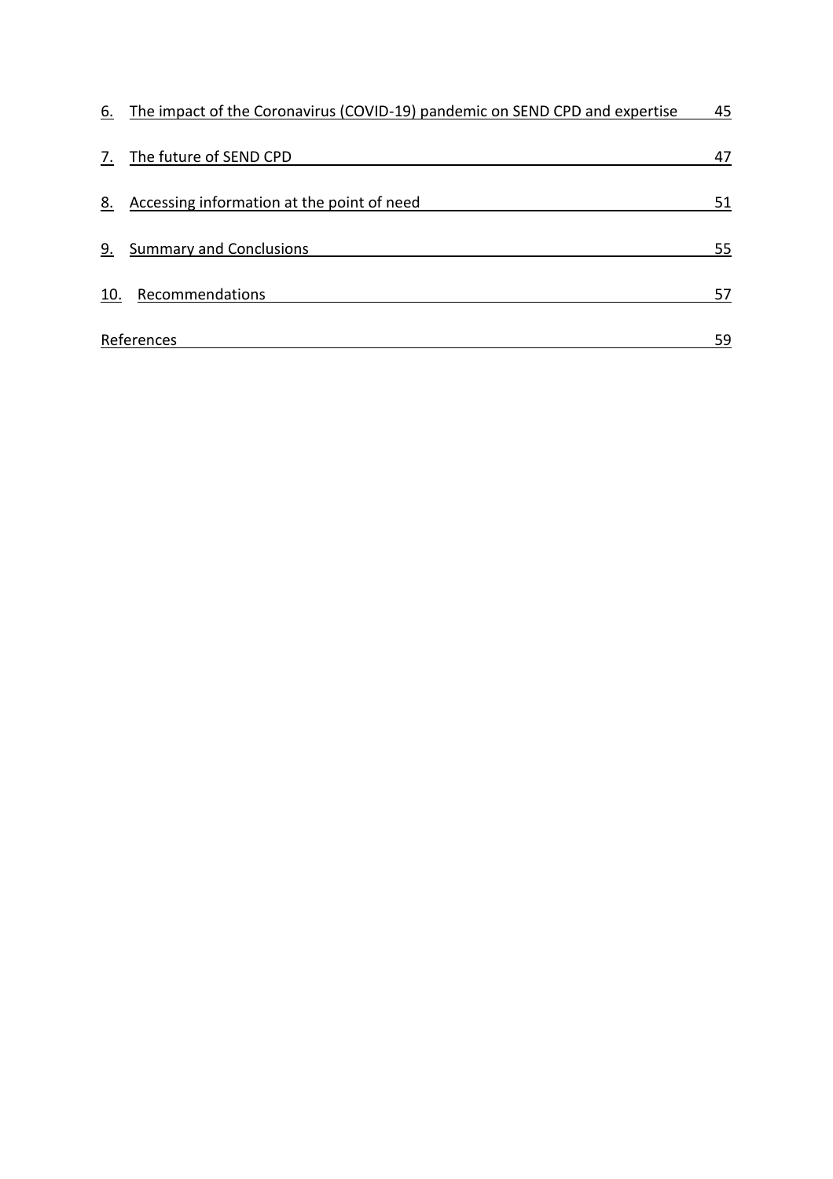6. The impact of the Coronavirus (COVID-19) pandemic on SEND CPD and expertise 45

7. The future of SEND CPD 47

8. Accessing information at the point of need 51

9. Summary and Conclusions 55

10. Recommendations 57

References 59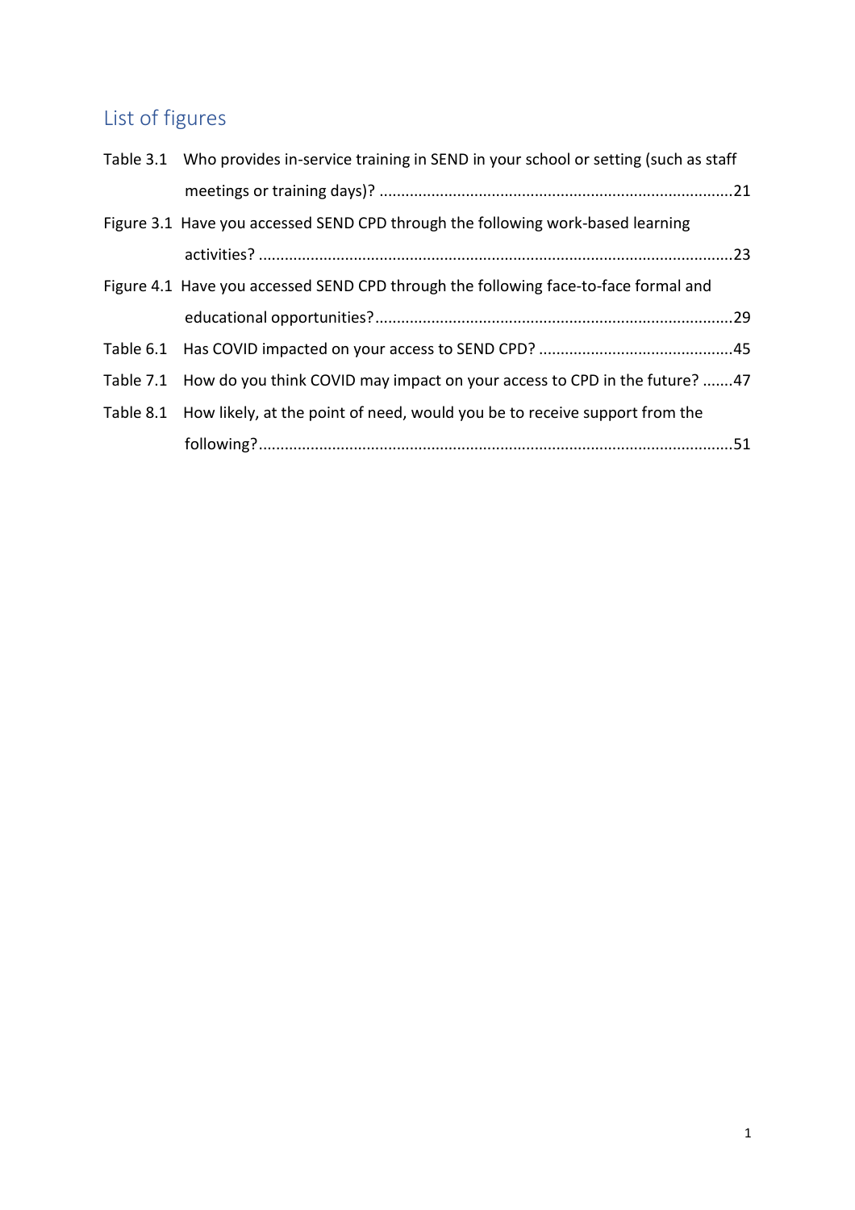## List of figures

Table 3.1 Who provides in-service training in SEND in your school or setting (such as staff meetings or training days)? ....................................................................................21

Figure 3.1 Have you accessed SEND CPD through the following work-based learning activities? ............................................................................................................23

Figure 4.1 Have you accessed SEND CPD through the following face-to-face formal and educational opportunities?..................................................................................29

Table 6.1 Has COVID impacted on your access to SEND CPD? ............................................45

Table 7.1 How do you think COVID may impact on your access to CPD in the future? .......47

Table 8.1 How likely, at the point of need, would you be to receive support from the following?............................................................................................................51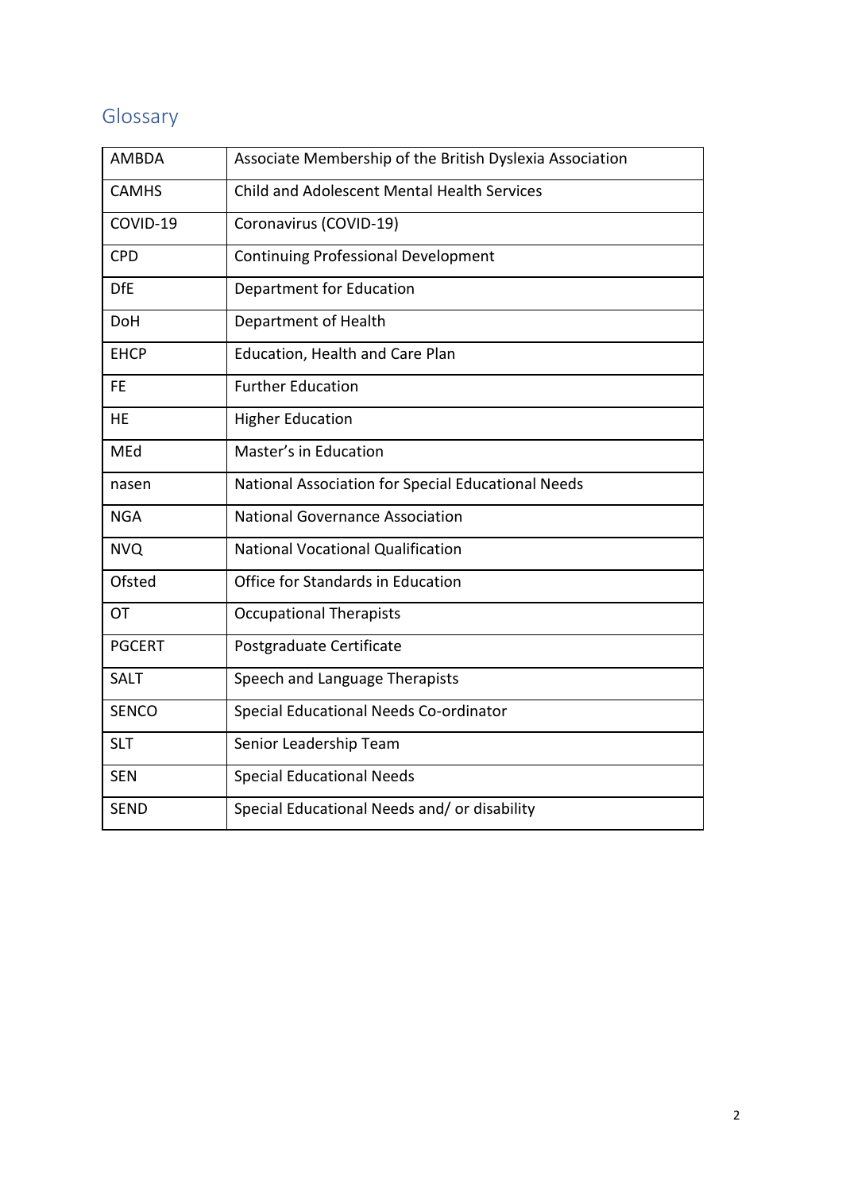## Glossary

| | |
|---|---|
| AMBDA | Associate Membership of the British Dyslexia Association |
| CAMHS | Child and Adolescent Mental Health Services |
| COVID-19 | Coronavirus (COVID-19) |
| CPD | Continuing Professional Development |
| DfE | Department for Education |
| DoH | Department of Health |
| EHCP | Education, Health and Care Plan |
| FE | Further Education |
| HE | Higher Education |
| MEd | Master's in Education |
| nasen | National Association for Special Educational Needs |
| NGA | National Governance Association |
| NVQ | National Vocational Qualification |
| Ofsted | Office for Standards in Education |
| OT | Occupational Therapists |
| PGCERT | Postgraduate Certificate |
| SALT | Speech and Language Therapists |
| SENCO | Special Educational Needs Co-ordinator |
| SLT | Senior Leadership Team |
| SEN | Special Educational Needs |
| SEND | Special Educational Needs and/ or disability |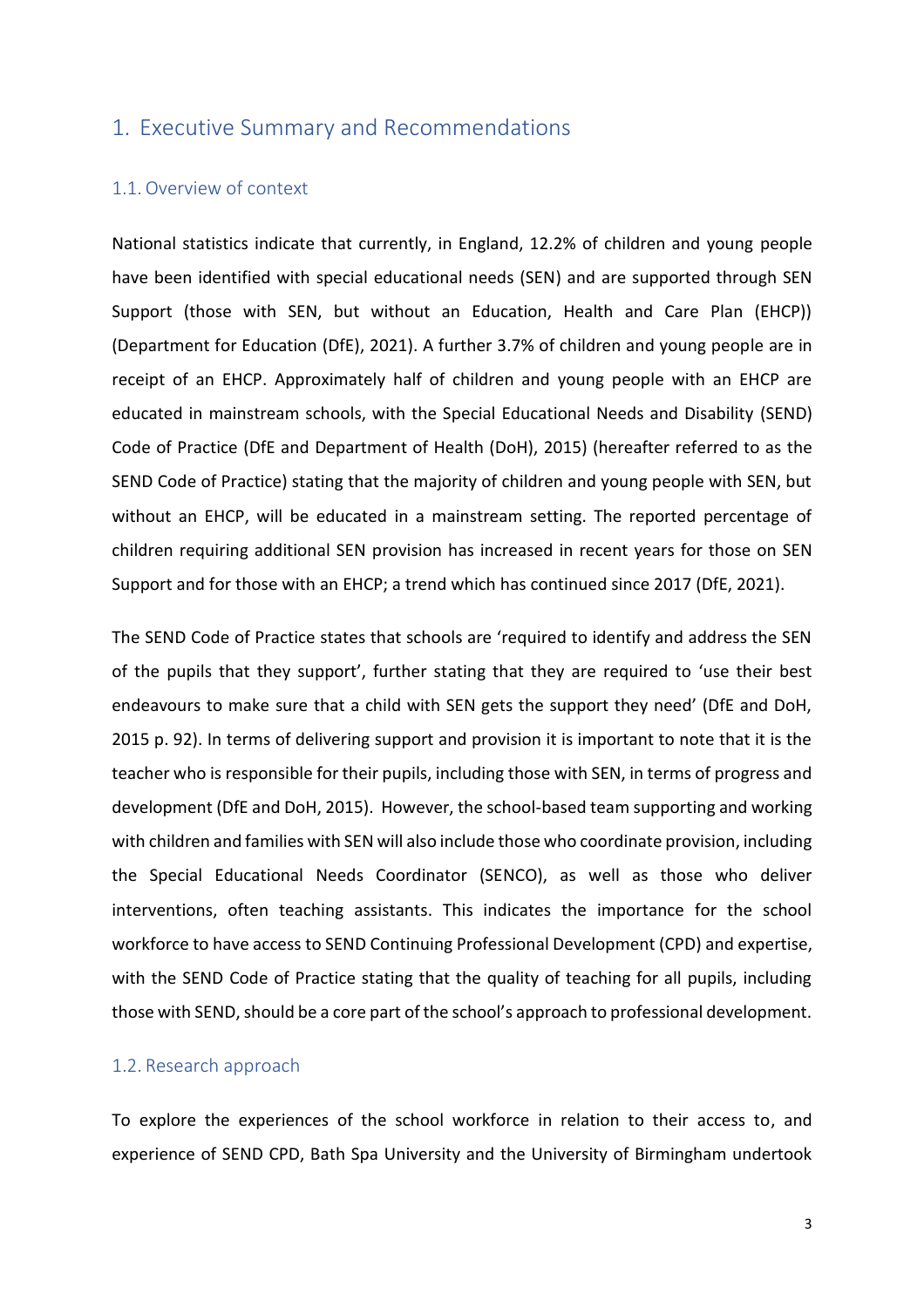# 1. Executive Summary and Recommendations

## 1.1. Overview of context

National statistics indicate that currently, in England, 12.2% of children and young people have been identified with special educational needs (SEN) and are supported through SEN Support (those with SEN, but without an Education, Health and Care Plan (EHCP)) (Department for Education (DfE), 2021). A further 3.7% of children and young people are in receipt of an EHCP. Approximately half of children and young people with an EHCP are educated in mainstream schools, with the Special Educational Needs and Disability (SEND) Code of Practice (DfE and Department of Health (DoH), 2015) (hereafter referred to as the SEND Code of Practice) stating that the majority of children and young people with SEN, but without an EHCP, will be educated in a mainstream setting. The reported percentage of children requiring additional SEN provision has increased in recent years for those on SEN Support and for those with an EHCP; a trend which has continued since 2017 (DfE, 2021).

The SEND Code of Practice states that schools are 'required to identify and address the SEN of the pupils that they support', further stating that they are required to 'use their best endeavours to make sure that a child with SEN gets the support they need' (DfE and DoH, 2015 p. 92). In terms of delivering support and provision it is important to note that it is the teacher who is responsible for their pupils, including those with SEN, in terms of progress and development (DfE and DoH, 2015). However, the school-based team supporting and working with children and families with SEN will also include those who coordinate provision, including the Special Educational Needs Coordinator (SENCO), as well as those who deliver interventions, often teaching assistants. This indicates the importance for the school workforce to have access to SEND Continuing Professional Development (CPD) and expertise, with the SEND Code of Practice stating that the quality of teaching for all pupils, including those with SEND, should be a core part of the school's approach to professional development.

## 1.2. Research approach

To explore the experiences of the school workforce in relation to their access to, and experience of SEND CPD, Bath Spa University and the University of Birmingham undertook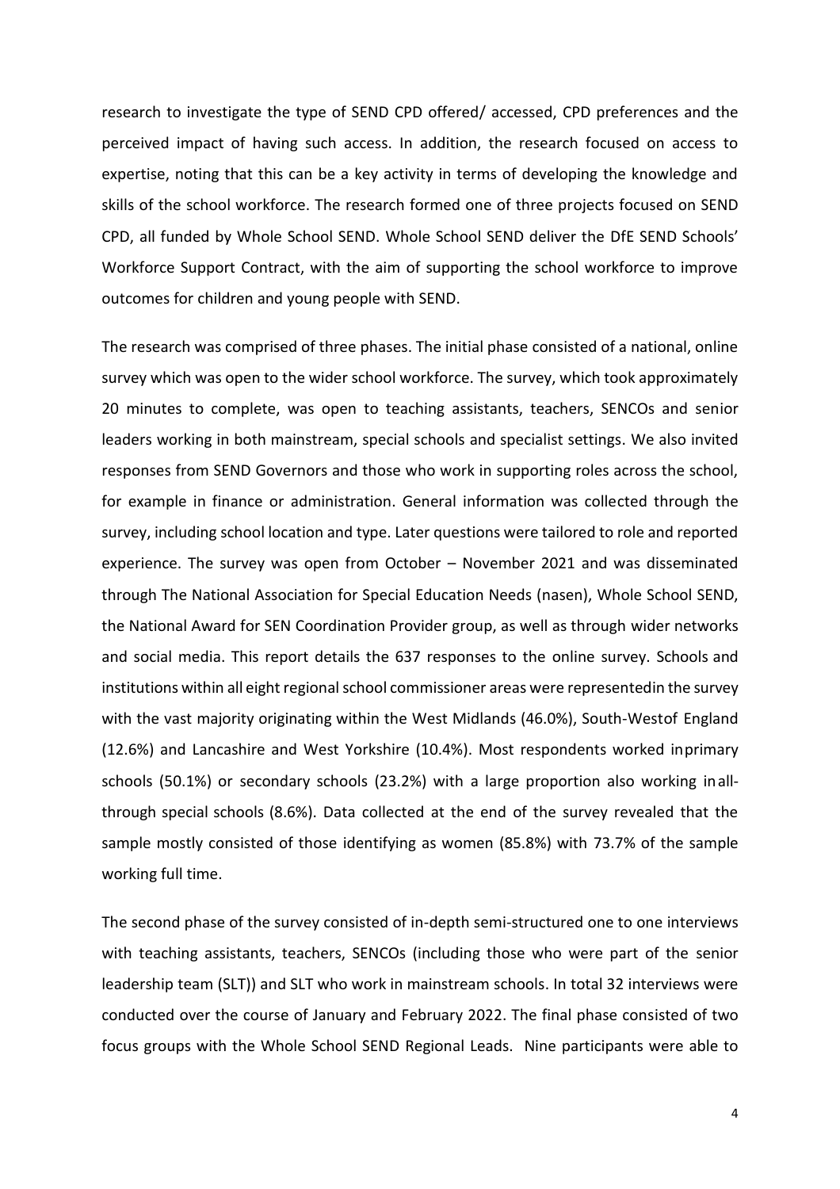research to investigate the type of SEND CPD offered/ accessed, CPD preferences and the perceived impact of having such access. In addition, the research focused on access to expertise, noting that this can be a key activity in terms of developing the knowledge and skills of the school workforce. The research formed one of three projects focused on SEND CPD, all funded by Whole School SEND. Whole School SEND deliver the DfE SEND Schools' Workforce Support Contract, with the aim of supporting the school workforce to improve outcomes for children and young people with SEND.

The research was comprised of three phases. The initial phase consisted of a national, online survey which was open to the wider school workforce. The survey, which took approximately 20 minutes to complete, was open to teaching assistants, teachers, SENCOs and senior leaders working in both mainstream, special schools and specialist settings. We also invited responses from SEND Governors and those who work in supporting roles across the school, for example in finance or administration. General information was collected through the survey, including school location and type. Later questions were tailored to role and reported experience. The survey was open from October – November 2021 and was disseminated through The National Association for Special Education Needs (nasen), Whole School SEND, the National Award for SEN Coordination Provider group, as well as through wider networks and social media. This report details the 637 responses to the online survey. Schools and institutions within all eight regional school commissioner areas were representedin the survey with the vast majority originating within the West Midlands (46.0%), South-Westof England (12.6%) and Lancashire and West Yorkshire (10.4%). Most respondents worked inprimary schools (50.1%) or secondary schools (23.2%) with a large proportion also working inall-through special schools (8.6%). Data collected at the end of the survey revealed that the sample mostly consisted of those identifying as women (85.8%) with 73.7% of the sample working full time.

The second phase of the survey consisted of in-depth semi-structured one to one interviews with teaching assistants, teachers, SENCOs (including those who were part of the senior leadership team (SLT)) and SLT who work in mainstream schools. In total 32 interviews were conducted over the course of January and February 2022. The final phase consisted of two focus groups with the Whole School SEND Regional Leads. Nine participants were able to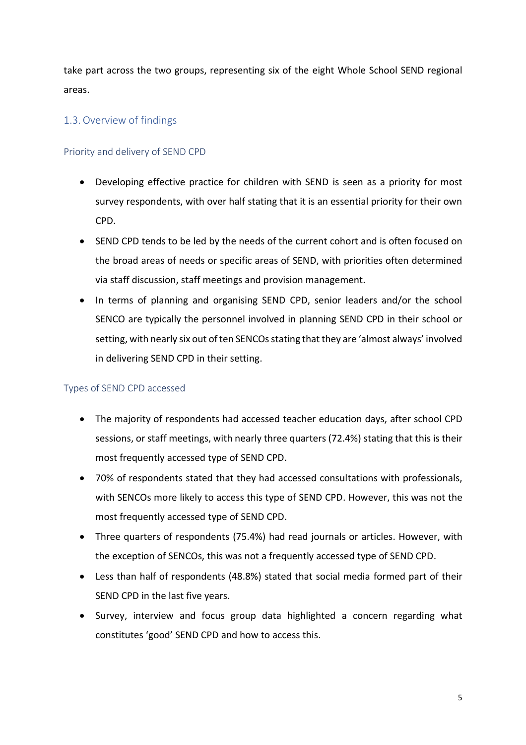take part across the two groups, representing six of the eight Whole School SEND regional areas.

## 1.3. Overview of findings

### Priority and delivery of SEND CPD

- Developing effective practice for children with SEND is seen as a priority for most survey respondents, with over half stating that it is an essential priority for their own CPD.
- SEND CPD tends to be led by the needs of the current cohort and is often focused on the broad areas of needs or specific areas of SEND, with priorities often determined via staff discussion, staff meetings and provision management.
- In terms of planning and organising SEND CPD, senior leaders and/or the school SENCO are typically the personnel involved in planning SEND CPD in their school or setting, with nearly six out of ten SENCOs stating that they are 'almost always' involved in delivering SEND CPD in their setting.

### Types of SEND CPD accessed

- The majority of respondents had accessed teacher education days, after school CPD sessions, or staff meetings, with nearly three quarters (72.4%) stating that this is their most frequently accessed type of SEND CPD.
- 70% of respondents stated that they had accessed consultations with professionals, with SENCOs more likely to access this type of SEND CPD. However, this was not the most frequently accessed type of SEND CPD.
- Three quarters of respondents (75.4%) had read journals or articles. However, with the exception of SENCOs, this was not a frequently accessed type of SEND CPD.
- Less than half of respondents (48.8%) stated that social media formed part of their SEND CPD in the last five years.
- Survey, interview and focus group data highlighted a concern regarding what constitutes 'good' SEND CPD and how to access this.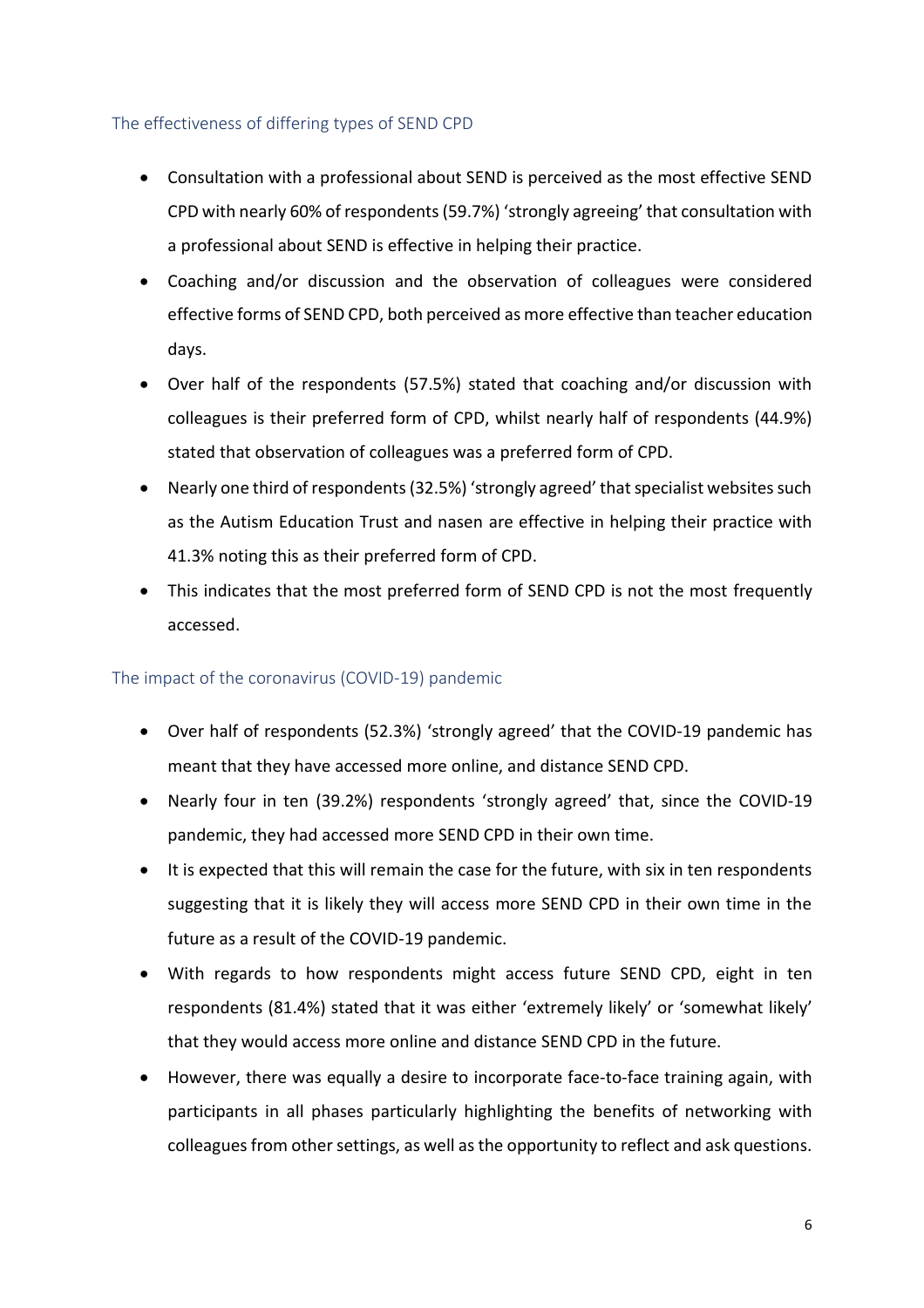### The effectiveness of differing types of SEND CPD

- Consultation with a professional about SEND is perceived as the most effective SEND CPD with nearly 60% of respondents (59.7%) 'strongly agreeing' that consultation with a professional about SEND is effective in helping their practice.
- Coaching and/or discussion and the observation of colleagues were considered effective forms of SEND CPD, both perceived as more effective than teacher education days.
- Over half of the respondents (57.5%) stated that coaching and/or discussion with colleagues is their preferred form of CPD, whilst nearly half of respondents (44.9%) stated that observation of colleagues was a preferred form of CPD.
- Nearly one third of respondents (32.5%) 'strongly agreed' that specialist websites such as the Autism Education Trust and nasen are effective in helping their practice with 41.3% noting this as their preferred form of CPD.
- This indicates that the most preferred form of SEND CPD is not the most frequently accessed.

### The impact of the coronavirus (COVID-19) pandemic

- Over half of respondents (52.3%) 'strongly agreed' that the COVID-19 pandemic has meant that they have accessed more online, and distance SEND CPD.
- Nearly four in ten (39.2%) respondents 'strongly agreed' that, since the COVID-19 pandemic, they had accessed more SEND CPD in their own time.
- It is expected that this will remain the case for the future, with six in ten respondents suggesting that it is likely they will access more SEND CPD in their own time in the future as a result of the COVID-19 pandemic.
- With regards to how respondents might access future SEND CPD, eight in ten respondents (81.4%) stated that it was either 'extremely likely' or 'somewhat likely' that they would access more online and distance SEND CPD in the future.
- However, there was equally a desire to incorporate face-to-face training again, with participants in all phases particularly highlighting the benefits of networking with colleagues from other settings, as well as the opportunity to reflect and ask questions.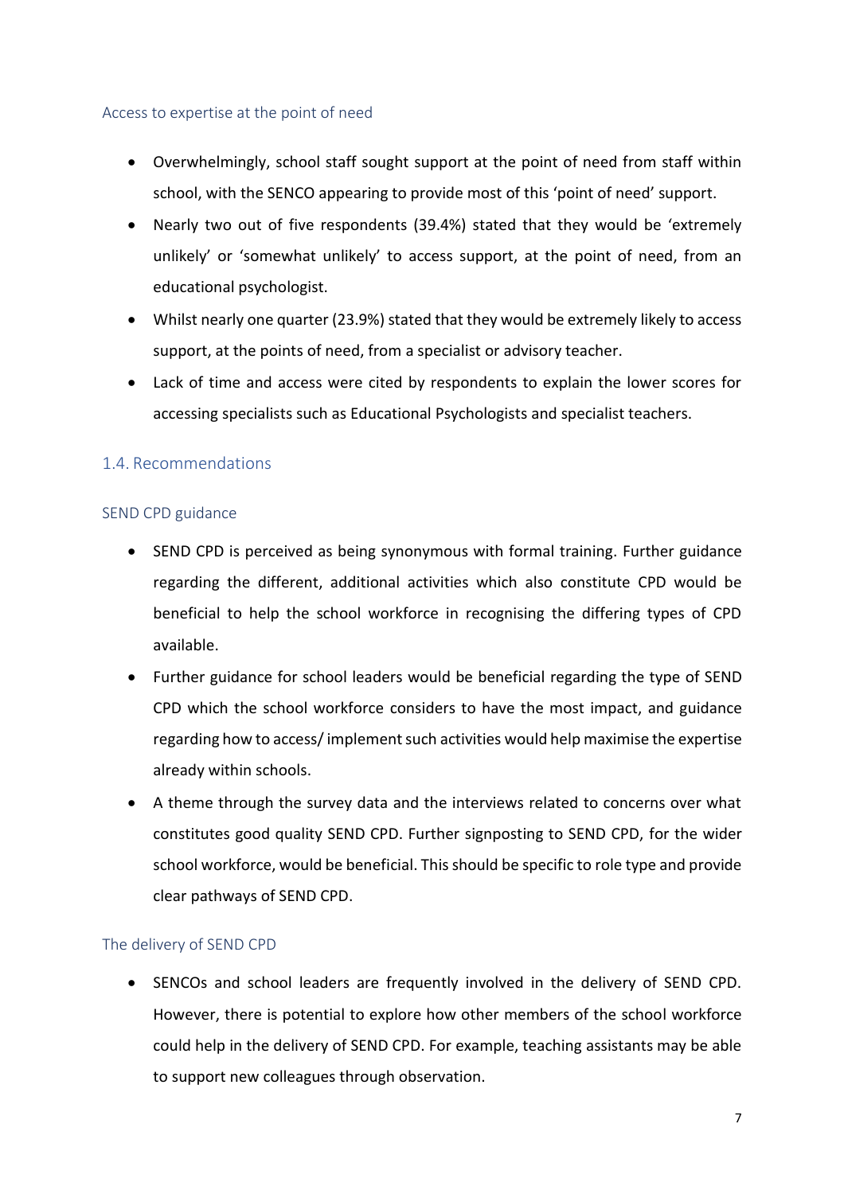### Access to expertise at the point of need

- Overwhelmingly, school staff sought support at the point of need from staff within school, with the SENCO appearing to provide most of this 'point of need' support.
- Nearly two out of five respondents (39.4%) stated that they would be 'extremely unlikely' or 'somewhat unlikely' to access support, at the point of need, from an educational psychologist.
- Whilst nearly one quarter (23.9%) stated that they would be extremely likely to access support, at the points of need, from a specialist or advisory teacher.
- Lack of time and access were cited by respondents to explain the lower scores for accessing specialists such as Educational Psychologists and specialist teachers.

## 1.4. Recommendations

### SEND CPD guidance

- SEND CPD is perceived as being synonymous with formal training. Further guidance regarding the different, additional activities which also constitute CPD would be beneficial to help the school workforce in recognising the differing types of CPD available.
- Further guidance for school leaders would be beneficial regarding the type of SEND CPD which the school workforce considers to have the most impact, and guidance regarding how to access/ implement such activities would help maximise the expertise already within schools.
- A theme through the survey data and the interviews related to concerns over what constitutes good quality SEND CPD. Further signposting to SEND CPD, for the wider school workforce, would be beneficial. This should be specific to role type and provide clear pathways of SEND CPD.

### The delivery of SEND CPD

- SENCOs and school leaders are frequently involved in the delivery of SEND CPD. However, there is potential to explore how other members of the school workforce could help in the delivery of SEND CPD. For example, teaching assistants may be able to support new colleagues through observation.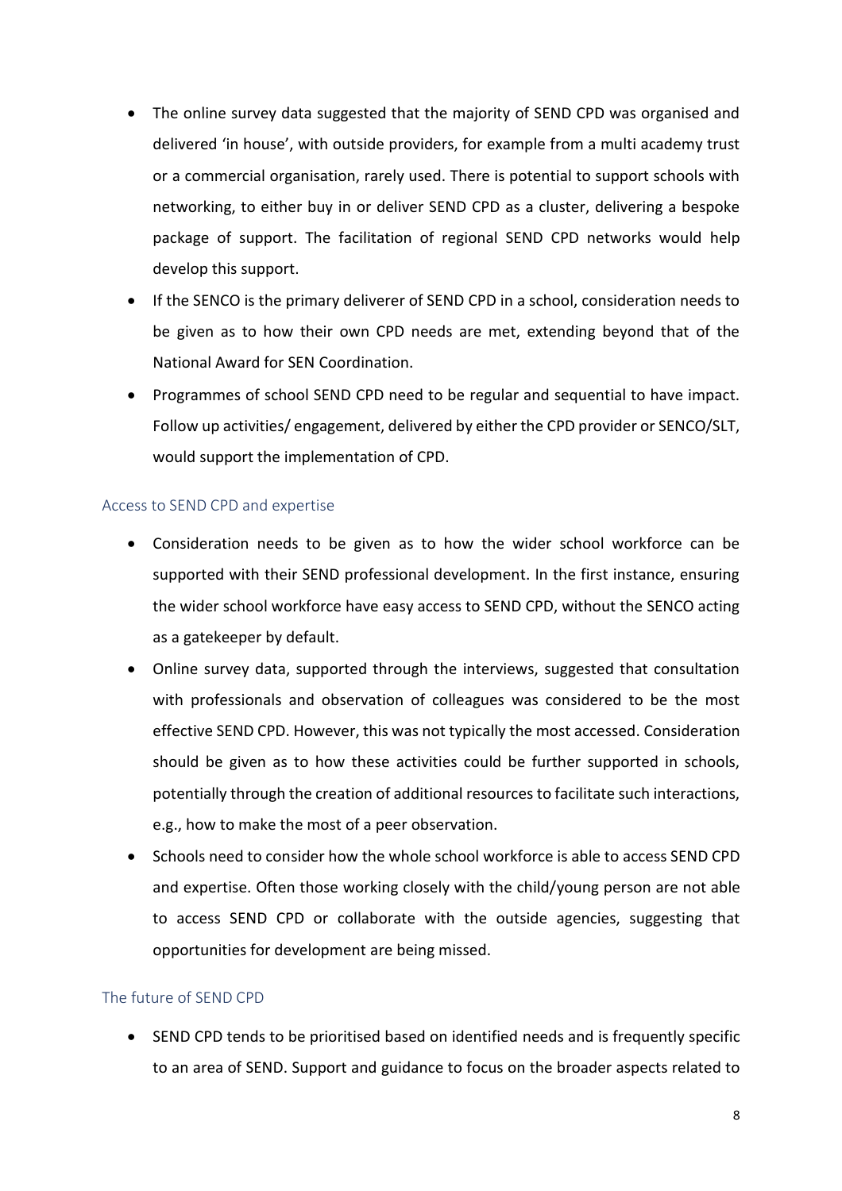- The online survey data suggested that the majority of SEND CPD was organised and delivered 'in house', with outside providers, for example from a multi academy trust or a commercial organisation, rarely used. There is potential to support schools with networking, to either buy in or deliver SEND CPD as a cluster, delivering a bespoke package of support. The facilitation of regional SEND CPD networks would help develop this support.
- If the SENCO is the primary deliverer of SEND CPD in a school, consideration needs to be given as to how their own CPD needs are met, extending beyond that of the National Award for SEN Coordination.
- Programmes of school SEND CPD need to be regular and sequential to have impact. Follow up activities/ engagement, delivered by either the CPD provider or SENCO/SLT, would support the implementation of CPD.

### Access to SEND CPD and expertise

- Consideration needs to be given as to how the wider school workforce can be supported with their SEND professional development. In the first instance, ensuring the wider school workforce have easy access to SEND CPD, without the SENCO acting as a gatekeeper by default.
- Online survey data, supported through the interviews, suggested that consultation with professionals and observation of colleagues was considered to be the most effective SEND CPD. However, this was not typically the most accessed. Consideration should be given as to how these activities could be further supported in schools, potentially through the creation of additional resources to facilitate such interactions, e.g., how to make the most of a peer observation.
- Schools need to consider how the whole school workforce is able to access SEND CPD and expertise. Often those working closely with the child/young person are not able to access SEND CPD or collaborate with the outside agencies, suggesting that opportunities for development are being missed.

### The future of SEND CPD

- SEND CPD tends to be prioritised based on identified needs and is frequently specific to an area of SEND. Support and guidance to focus on the broader aspects related to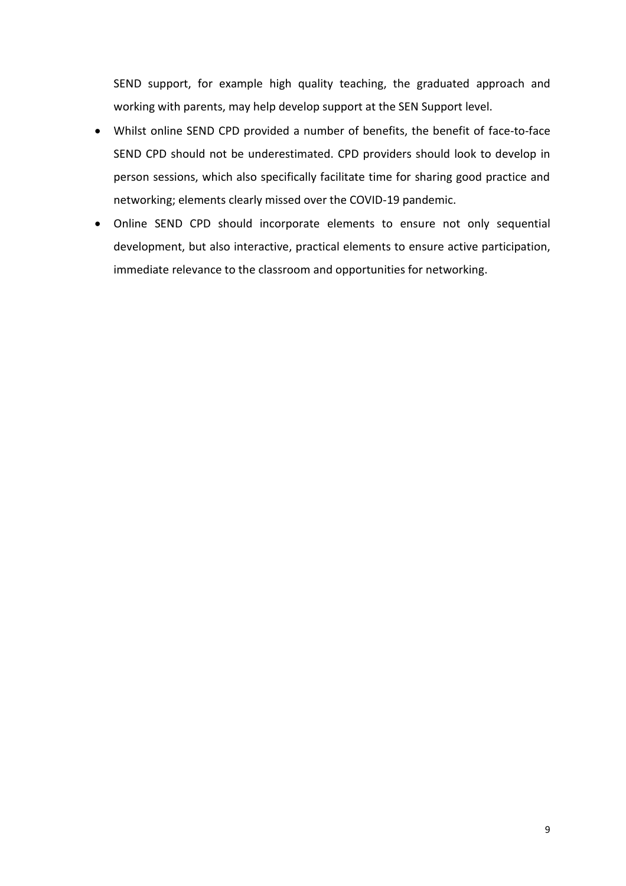SEND support, for example high quality teaching, the graduated approach and working with parents, may help develop support at the SEN Support level.

- Whilst online SEND CPD provided a number of benefits, the benefit of face-to-face SEND CPD should not be underestimated. CPD providers should look to develop in person sessions, which also specifically facilitate time for sharing good practice and networking; elements clearly missed over the COVID-19 pandemic.
- Online SEND CPD should incorporate elements to ensure not only sequential development, but also interactive, practical elements to ensure active participation, immediate relevance to the classroom and opportunities for networking.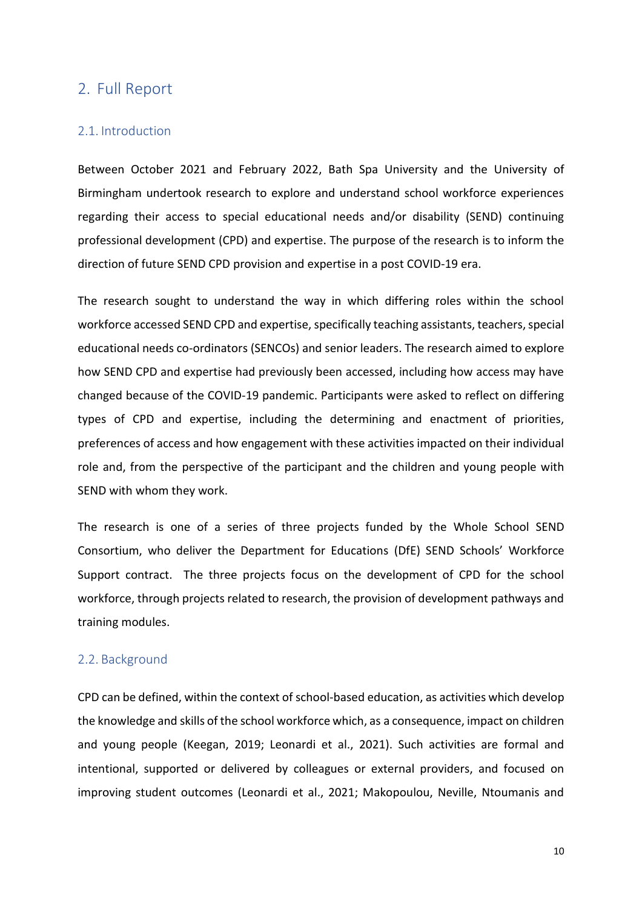## 2. Full Report

### 2.1. Introduction

Between October 2021 and February 2022, Bath Spa University and the University of Birmingham undertook research to explore and understand school workforce experiences regarding their access to special educational needs and/or disability (SEND) continuing professional development (CPD) and expertise. The purpose of the research is to inform the direction of future SEND CPD provision and expertise in a post COVID-19 era.

The research sought to understand the way in which differing roles within the school workforce accessed SEND CPD and expertise, specifically teaching assistants, teachers, special educational needs co-ordinators (SENCOs) and senior leaders. The research aimed to explore how SEND CPD and expertise had previously been accessed, including how access may have changed because of the COVID-19 pandemic. Participants were asked to reflect on differing types of CPD and expertise, including the determining and enactment of priorities, preferences of access and how engagement with these activities impacted on their individual role and, from the perspective of the participant and the children and young people with SEND with whom they work.

The research is one of a series of three projects funded by the Whole School SEND Consortium, who deliver the Department for Educations (DfE) SEND Schools' Workforce Support contract. The three projects focus on the development of CPD for the school workforce, through projects related to research, the provision of development pathways and training modules.

### 2.2. Background

CPD can be defined, within the context of school-based education, as activities which develop the knowledge and skills of the school workforce which, as a consequence, impact on children and young people (Keegan, 2019; Leonardi et al., 2021). Such activities are formal and intentional, supported or delivered by colleagues or external providers, and focused on improving student outcomes (Leonardi et al., 2021; Makopoulou, Neville, Ntoumanis and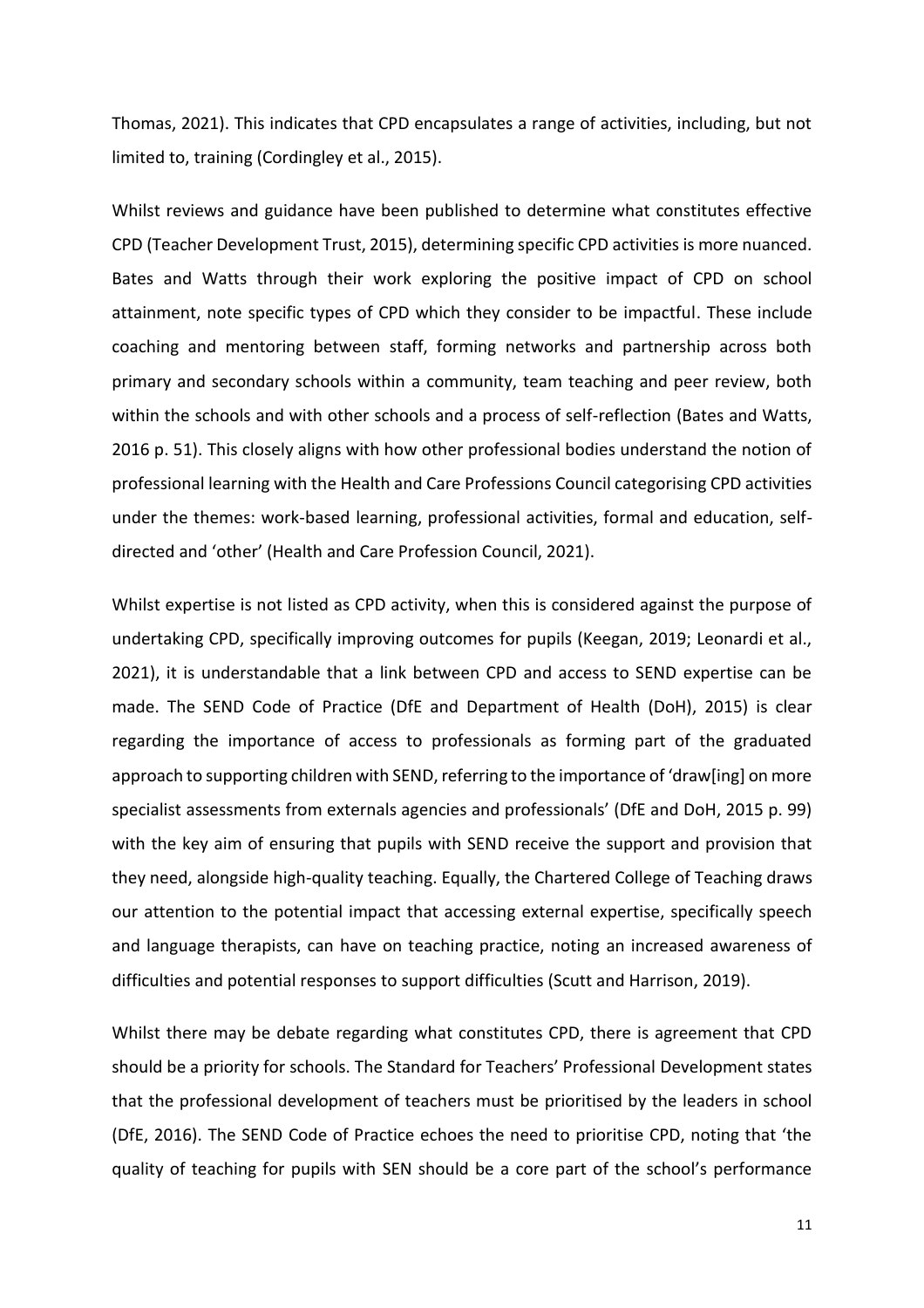Thomas, 2021). This indicates that CPD encapsulates a range of activities, including, but not limited to, training (Cordingley et al., 2015).

Whilst reviews and guidance have been published to determine what constitutes effective CPD (Teacher Development Trust, 2015), determining specific CPD activities is more nuanced. Bates and Watts through their work exploring the positive impact of CPD on school attainment, note specific types of CPD which they consider to be impactful. These include coaching and mentoring between staff, forming networks and partnership across both primary and secondary schools within a community, team teaching and peer review, both within the schools and with other schools and a process of self-reflection (Bates and Watts, 2016 p. 51). This closely aligns with how other professional bodies understand the notion of professional learning with the Health and Care Professions Council categorising CPD activities under the themes: work-based learning, professional activities, formal and education, self-directed and 'other' (Health and Care Profession Council, 2021).

Whilst expertise is not listed as CPD activity, when this is considered against the purpose of undertaking CPD, specifically improving outcomes for pupils (Keegan, 2019; Leonardi et al., 2021), it is understandable that a link between CPD and access to SEND expertise can be made. The SEND Code of Practice (DfE and Department of Health (DoH), 2015) is clear regarding the importance of access to professionals as forming part of the graduated approach to supporting children with SEND, referring to the importance of 'draw[ing] on more specialist assessments from externals agencies and professionals' (DfE and DoH, 2015 p. 99) with the key aim of ensuring that pupils with SEND receive the support and provision that they need, alongside high-quality teaching. Equally, the Chartered College of Teaching draws our attention to the potential impact that accessing external expertise, specifically speech and language therapists, can have on teaching practice, noting an increased awareness of difficulties and potential responses to support difficulties (Scutt and Harrison, 2019).

Whilst there may be debate regarding what constitutes CPD, there is agreement that CPD should be a priority for schools. The Standard for Teachers' Professional Development states that the professional development of teachers must be prioritised by the leaders in school (DfE, 2016). The SEND Code of Practice echoes the need to prioritise CPD, noting that 'the quality of teaching for pupils with SEN should be a core part of the school's performance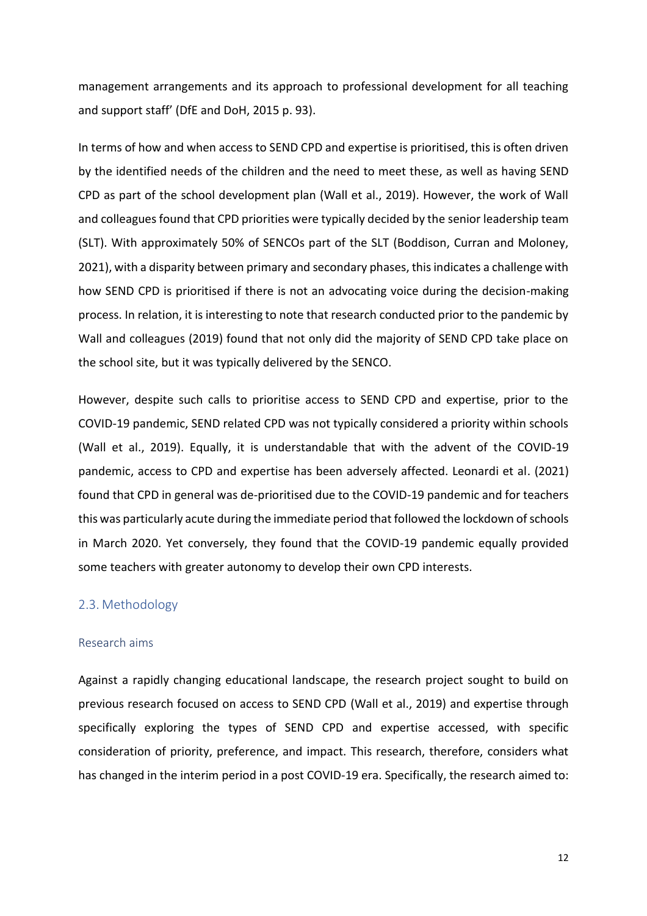management arrangements and its approach to professional development for all teaching and support staff' (DfE and DoH, 2015 p. 93).

In terms of how and when access to SEND CPD and expertise is prioritised, this is often driven by the identified needs of the children and the need to meet these, as well as having SEND CPD as part of the school development plan (Wall et al., 2019). However, the work of Wall and colleagues found that CPD priorities were typically decided by the senior leadership team (SLT). With approximately 50% of SENCOs part of the SLT (Boddison, Curran and Moloney, 2021), with a disparity between primary and secondary phases, this indicates a challenge with how SEND CPD is prioritised if there is not an advocating voice during the decision-making process. In relation, it is interesting to note that research conducted prior to the pandemic by Wall and colleagues (2019) found that not only did the majority of SEND CPD take place on the school site, but it was typically delivered by the SENCO.

However, despite such calls to prioritise access to SEND CPD and expertise, prior to the COVID-19 pandemic, SEND related CPD was not typically considered a priority within schools (Wall et al., 2019). Equally, it is understandable that with the advent of the COVID-19 pandemic, access to CPD and expertise has been adversely affected. Leonardi et al. (2021) found that CPD in general was de-prioritised due to the COVID-19 pandemic and for teachers this was particularly acute during the immediate period that followed the lockdown of schools in March 2020. Yet conversely, they found that the COVID-19 pandemic equally provided some teachers with greater autonomy to develop their own CPD interests.

## 2.3. Methodology

### Research aims

Against a rapidly changing educational landscape, the research project sought to build on previous research focused on access to SEND CPD (Wall et al., 2019) and expertise through specifically exploring the types of SEND CPD and expertise accessed, with specific consideration of priority, preference, and impact. This research, therefore, considers what has changed in the interim period in a post COVID-19 era. Specifically, the research aimed to: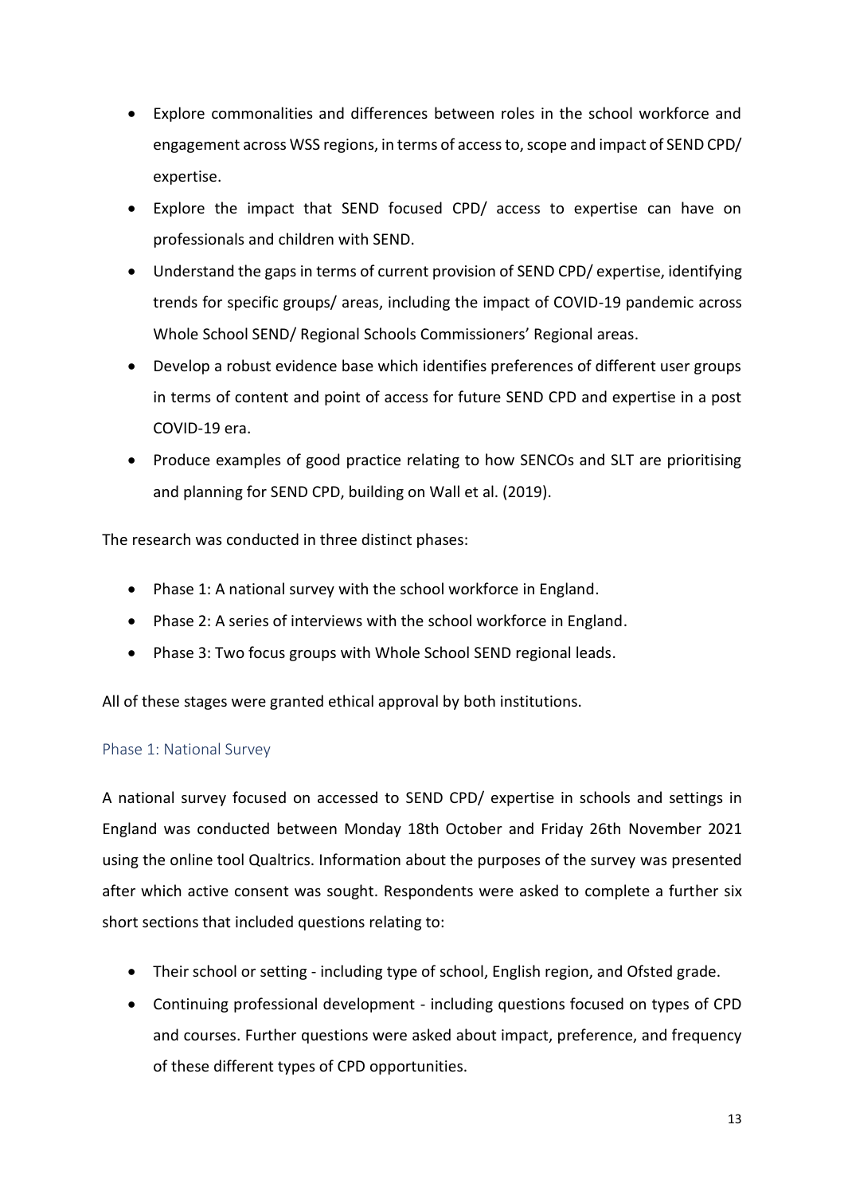- Explore commonalities and differences between roles in the school workforce and engagement across WSS regions, in terms of access to, scope and impact of SEND CPD/ expertise.
- Explore the impact that SEND focused CPD/ access to expertise can have on professionals and children with SEND.
- Understand the gaps in terms of current provision of SEND CPD/ expertise, identifying trends for specific groups/ areas, including the impact of COVID-19 pandemic across Whole School SEND/ Regional Schools Commissioners' Regional areas.
- Develop a robust evidence base which identifies preferences of different user groups in terms of content and point of access for future SEND CPD and expertise in a post COVID-19 era.
- Produce examples of good practice relating to how SENCOs and SLT are prioritising and planning for SEND CPD, building on Wall et al. (2019).

The research was conducted in three distinct phases:

- Phase 1: A national survey with the school workforce in England.
- Phase 2: A series of interviews with the school workforce in England.
- Phase 3: Two focus groups with Whole School SEND regional leads.

All of these stages were granted ethical approval by both institutions.

### Phase 1: National Survey

A national survey focused on accessed to SEND CPD/ expertise in schools and settings in England was conducted between Monday 18th October and Friday 26th November 2021 using the online tool Qualtrics. Information about the purposes of the survey was presented after which active consent was sought. Respondents were asked to complete a further six short sections that included questions relating to:

- Their school or setting - including type of school, English region, and Ofsted grade.
- Continuing professional development - including questions focused on types of CPD and courses. Further questions were asked about impact, preference, and frequency of these different types of CPD opportunities.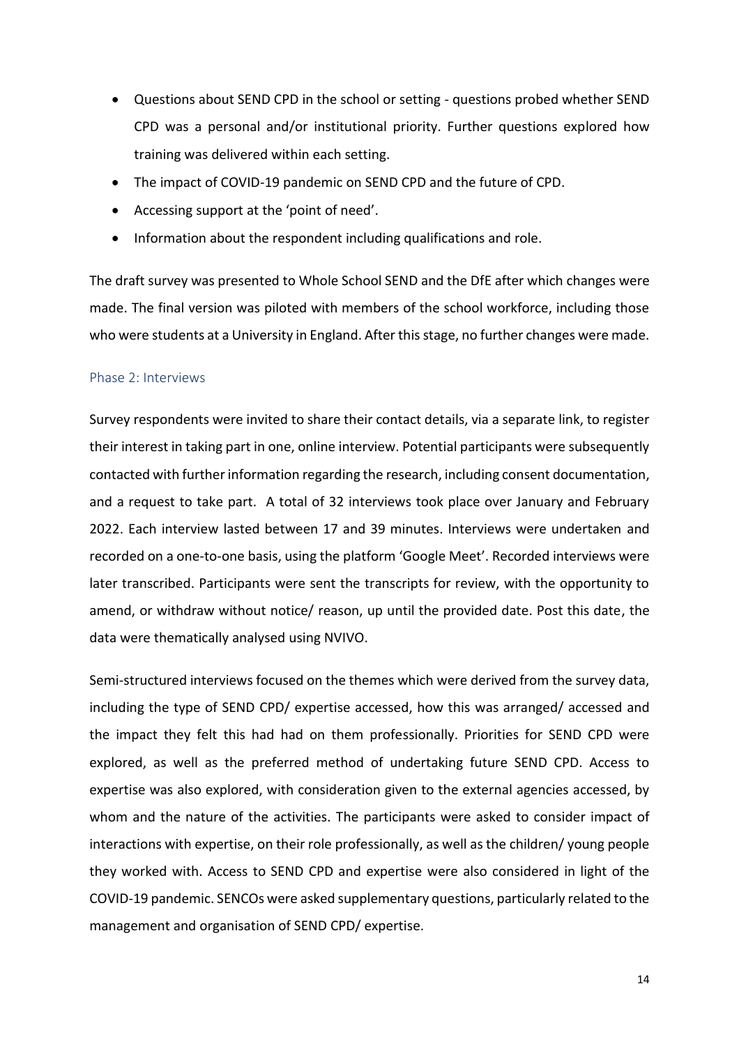- Questions about SEND CPD in the school or setting - questions probed whether SEND CPD was a personal and/or institutional priority. Further questions explored how training was delivered within each setting.
- The impact of COVID-19 pandemic on SEND CPD and the future of CPD.
- Accessing support at the 'point of need'.
- Information about the respondent including qualifications and role.

The draft survey was presented to Whole School SEND and the DfE after which changes were made. The final version was piloted with members of the school workforce, including those who were students at a University in England. After this stage, no further changes were made.

### Phase 2: Interviews

Survey respondents were invited to share their contact details, via a separate link, to register their interest in taking part in one, online interview. Potential participants were subsequently contacted with further information regarding the research, including consent documentation, and a request to take part. A total of 32 interviews took place over January and February 2022. Each interview lasted between 17 and 39 minutes. Interviews were undertaken and recorded on a one-to-one basis, using the platform 'Google Meet'. Recorded interviews were later transcribed. Participants were sent the transcripts for review, with the opportunity to amend, or withdraw without notice/ reason, up until the provided date. Post this date, the data were thematically analysed using NVIVO.

Semi-structured interviews focused on the themes which were derived from the survey data, including the type of SEND CPD/ expertise accessed, how this was arranged/ accessed and the impact they felt this had had on them professionally. Priorities for SEND CPD were explored, as well as the preferred method of undertaking future SEND CPD. Access to expertise was also explored, with consideration given to the external agencies accessed, by whom and the nature of the activities. The participants were asked to consider impact of interactions with expertise, on their role professionally, as well as the children/ young people they worked with. Access to SEND CPD and expertise were also considered in light of the COVID-19 pandemic. SENCOs were asked supplementary questions, particularly related to the management and organisation of SEND CPD/ expertise.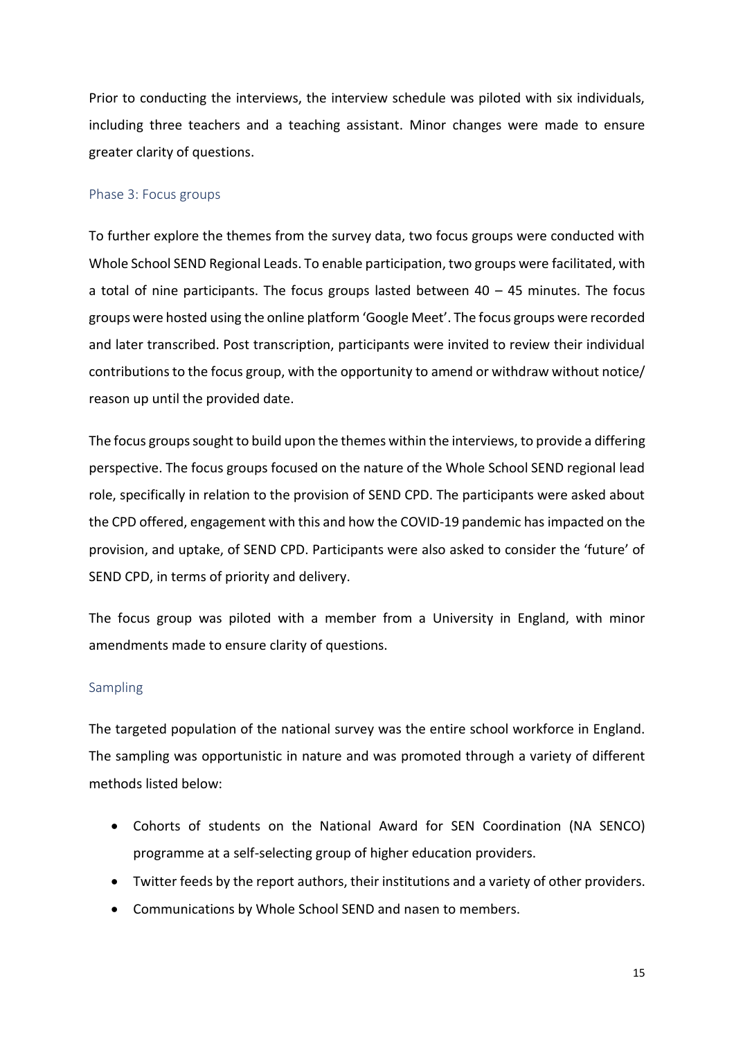Prior to conducting the interviews, the interview schedule was piloted with six individuals, including three teachers and a teaching assistant. Minor changes were made to ensure greater clarity of questions.

### Phase 3: Focus groups

To further explore the themes from the survey data, two focus groups were conducted with Whole School SEND Regional Leads. To enable participation, two groups were facilitated, with a total of nine participants. The focus groups lasted between 40 – 45 minutes. The focus groups were hosted using the online platform 'Google Meet'. The focus groups were recorded and later transcribed. Post transcription, participants were invited to review their individual contributions to the focus group, with the opportunity to amend or withdraw without notice/ reason up until the provided date.

The focus groups sought to build upon the themes within the interviews, to provide a differing perspective. The focus groups focused on the nature of the Whole School SEND regional lead role, specifically in relation to the provision of SEND CPD. The participants were asked about the CPD offered, engagement with this and how the COVID-19 pandemic has impacted on the provision, and uptake, of SEND CPD. Participants were also asked to consider the 'future' of SEND CPD, in terms of priority and delivery.

The focus group was piloted with a member from a University in England, with minor amendments made to ensure clarity of questions.

### Sampling

The targeted population of the national survey was the entire school workforce in England. The sampling was opportunistic in nature and was promoted through a variety of different methods listed below:

- Cohorts of students on the National Award for SEN Coordination (NA SENCO) programme at a self-selecting group of higher education providers.
- Twitter feeds by the report authors, their institutions and a variety of other providers.
- Communications by Whole School SEND and nasen to members.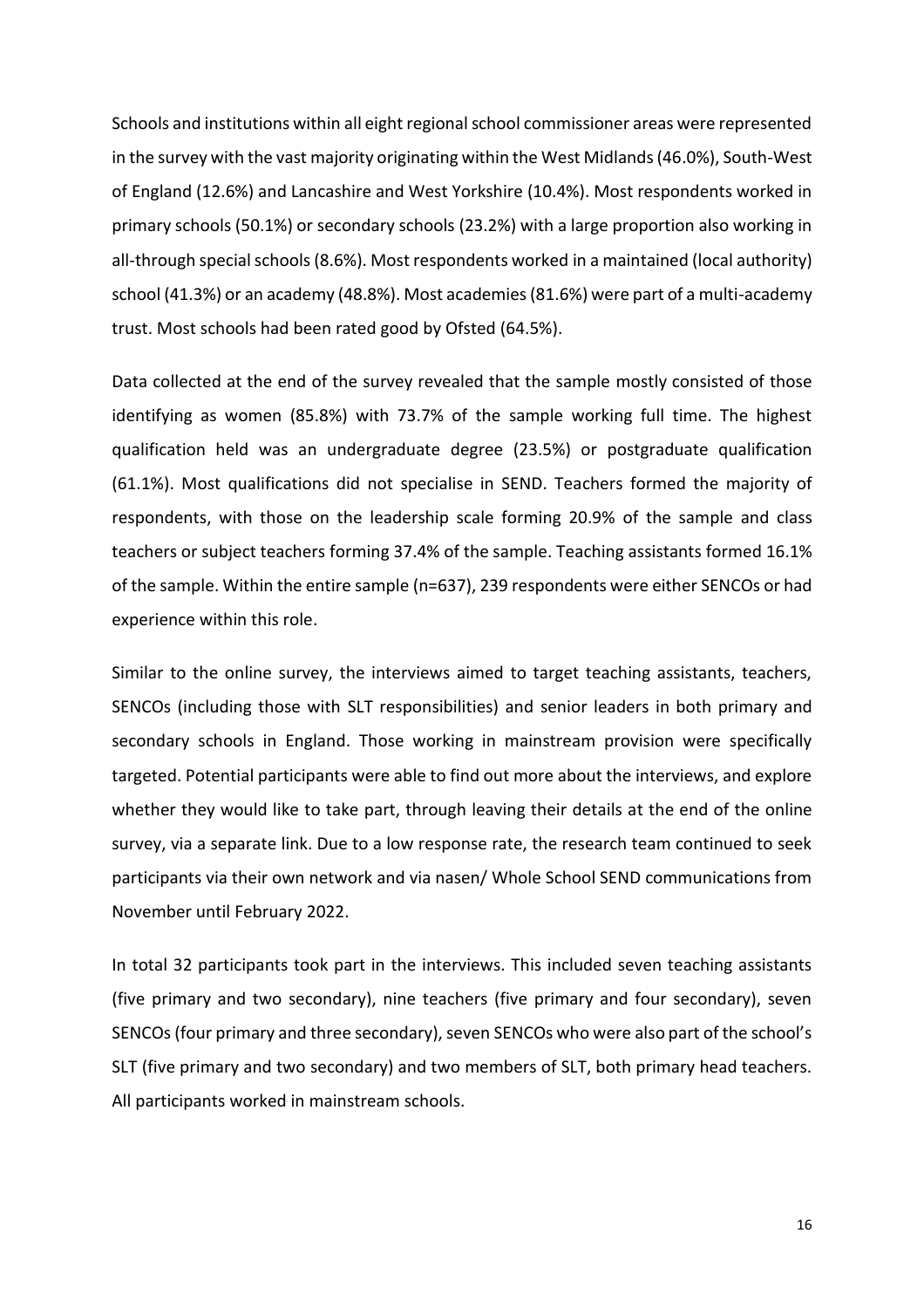Schools and institutions within all eight regional school commissioner areas were represented in the survey with the vast majority originating within the West Midlands (46.0%), South-West of England (12.6%) and Lancashire and West Yorkshire (10.4%). Most respondents worked in primary schools (50.1%) or secondary schools (23.2%) with a large proportion also working in all-through special schools (8.6%). Most respondents worked in a maintained (local authority) school (41.3%) or an academy (48.8%). Most academies (81.6%) were part of a multi-academy trust. Most schools had been rated good by Ofsted (64.5%).

Data collected at the end of the survey revealed that the sample mostly consisted of those identifying as women (85.8%) with 73.7% of the sample working full time. The highest qualification held was an undergraduate degree (23.5%) or postgraduate qualification (61.1%). Most qualifications did not specialise in SEND. Teachers formed the majority of respondents, with those on the leadership scale forming 20.9% of the sample and class teachers or subject teachers forming 37.4% of the sample. Teaching assistants formed 16.1% of the sample. Within the entire sample (n=637), 239 respondents were either SENCOs or had experience within this role.

Similar to the online survey, the interviews aimed to target teaching assistants, teachers, SENCOs (including those with SLT responsibilities) and senior leaders in both primary and secondary schools in England. Those working in mainstream provision were specifically targeted. Potential participants were able to find out more about the interviews, and explore whether they would like to take part, through leaving their details at the end of the online survey, via a separate link. Due to a low response rate, the research team continued to seek participants via their own network and via nasen/ Whole School SEND communications from November until February 2022.

In total 32 participants took part in the interviews. This included seven teaching assistants (five primary and two secondary), nine teachers (five primary and four secondary), seven SENCOs (four primary and three secondary), seven SENCOs who were also part of the school's SLT (five primary and two secondary) and two members of SLT, both primary head teachers. All participants worked in mainstream schools.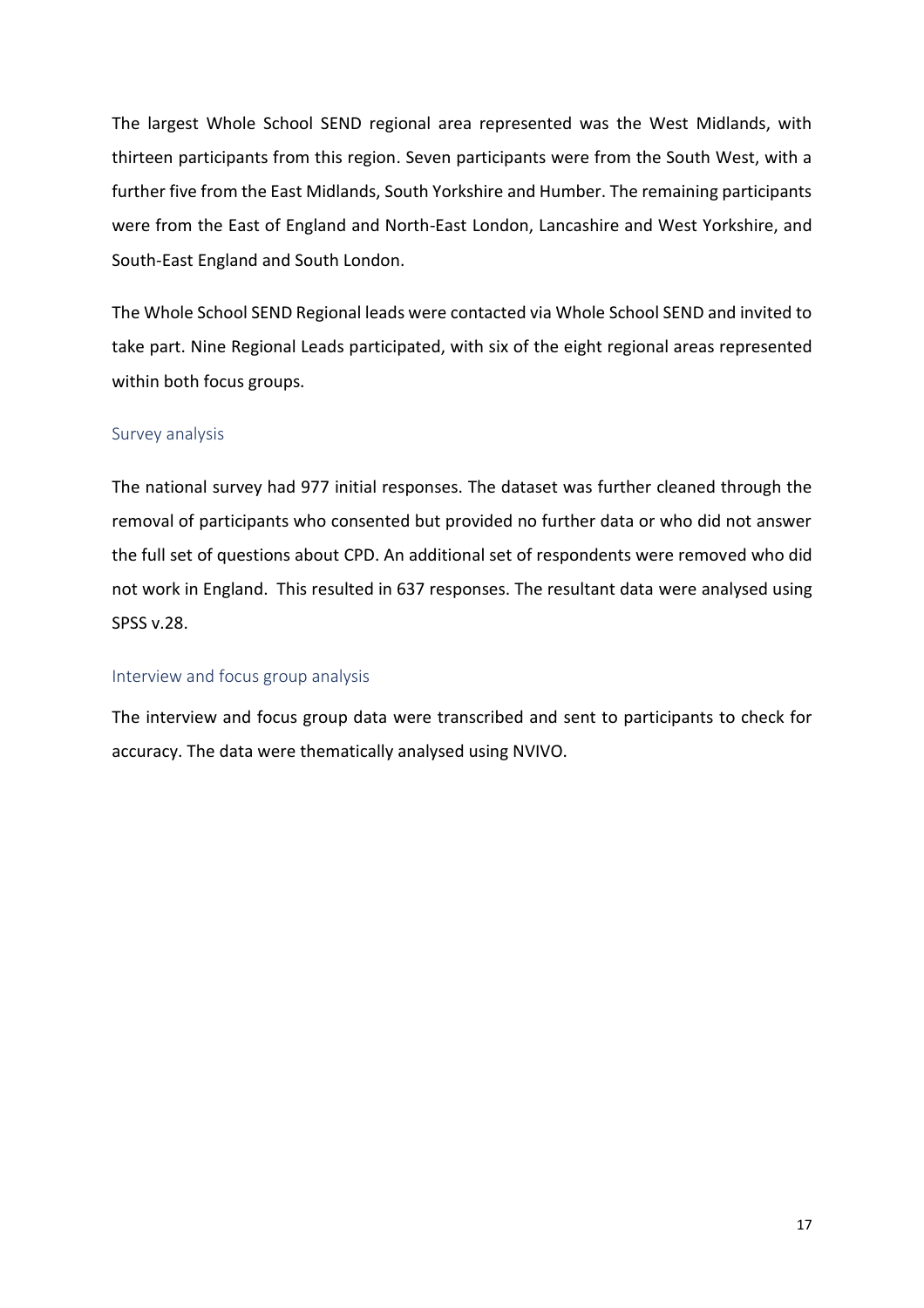The largest Whole School SEND regional area represented was the West Midlands, with thirteen participants from this region. Seven participants were from the South West, with a further five from the East Midlands, South Yorkshire and Humber. The remaining participants were from the East of England and North-East London, Lancashire and West Yorkshire, and South-East England and South London.

The Whole School SEND Regional leads were contacted via Whole School SEND and invited to take part. Nine Regional Leads participated, with six of the eight regional areas represented within both focus groups.

### Survey analysis

The national survey had 977 initial responses. The dataset was further cleaned through the removal of participants who consented but provided no further data or who did not answer the full set of questions about CPD. An additional set of respondents were removed who did not work in England. This resulted in 637 responses. The resultant data were analysed using SPSS v.28.

### Interview and focus group analysis

The interview and focus group data were transcribed and sent to participants to check for accuracy. The data were thematically analysed using NVIVO.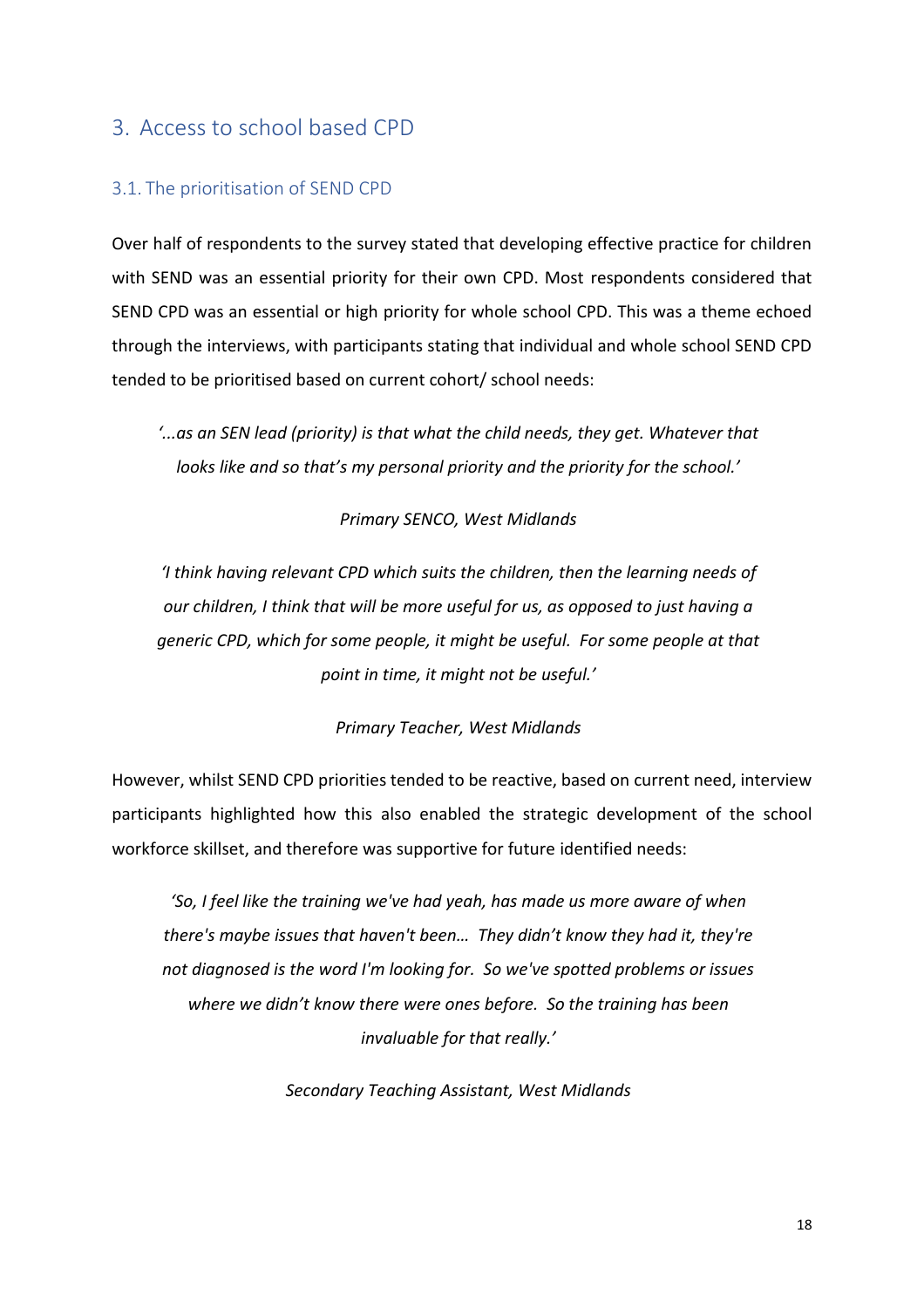# 3. Access to school based CPD

## 3.1. The prioritisation of SEND CPD

Over half of respondents to the survey stated that developing effective practice for children with SEND was an essential priority for their own CPD. Most respondents considered that SEND CPD was an essential or high priority for whole school CPD. This was a theme echoed through the interviews, with participants stating that individual and whole school SEND CPD tended to be prioritised based on current cohort/ school needs:

> *'...as an SEN lead (priority) is that what the child needs, they get. Whatever that looks like and so that's my personal priority and the priority for the school.'*
>
> *Primary SENCO, West Midlands*

> *'I think having relevant CPD which suits the children, then the learning needs of our children, I think that will be more useful for us, as opposed to just having a generic CPD, which for some people, it might be useful. For some people at that point in time, it might not be useful.'*
>
> *Primary Teacher, West Midlands*

However, whilst SEND CPD priorities tended to be reactive, based on current need, interview participants highlighted how this also enabled the strategic development of the school workforce skillset, and therefore was supportive for future identified needs:

> *'So, I feel like the training we've had yeah, has made us more aware of when there's maybe issues that haven't been… They didn't know they had it, they're not diagnosed is the word I'm looking for. So we've spotted problems or issues where we didn't know there were ones before. So the training has been invaluable for that really.'*
>
> *Secondary Teaching Assistant, West Midlands*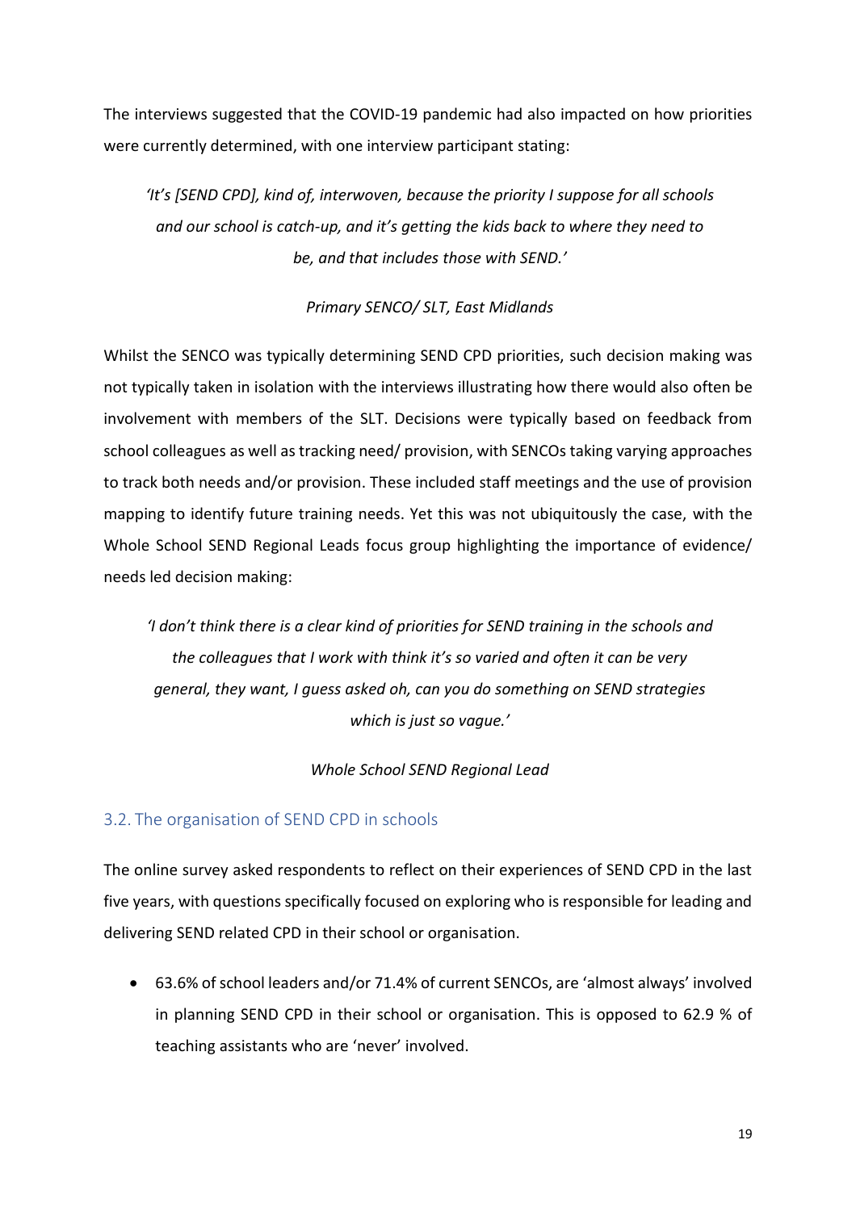The interviews suggested that the COVID-19 pandemic had also impacted on how priorities were currently determined, with one interview participant stating:

> *'It's [SEND CPD], kind of, interwoven, because the priority I suppose for all schools and our school is catch-up, and it's getting the kids back to where they need to be, and that includes those with SEND.'*
>
> *Primary SENCO/ SLT, East Midlands*

Whilst the SENCO was typically determining SEND CPD priorities, such decision making was not typically taken in isolation with the interviews illustrating how there would also often be involvement with members of the SLT. Decisions were typically based on feedback from school colleagues as well as tracking need/ provision, with SENCOs taking varying approaches to track both needs and/or provision. These included staff meetings and the use of provision mapping to identify future training needs. Yet this was not ubiquitously the case, with the Whole School SEND Regional Leads focus group highlighting the importance of evidence/ needs led decision making:

> *'I don't think there is a clear kind of priorities for SEND training in the schools and the colleagues that I work with think it's so varied and often it can be very general, they want, I guess asked oh, can you do something on SEND strategies which is just so vague.'*
>
> *Whole School SEND Regional Lead*

### 3.2. The organisation of SEND CPD in schools

The online survey asked respondents to reflect on their experiences of SEND CPD in the last five years, with questions specifically focused on exploring who is responsible for leading and delivering SEND related CPD in their school or organisation.

- 63.6% of school leaders and/or 71.4% of current SENCOs, are 'almost always' involved in planning SEND CPD in their school or organisation. This is opposed to 62.9 % of teaching assistants who are 'never' involved.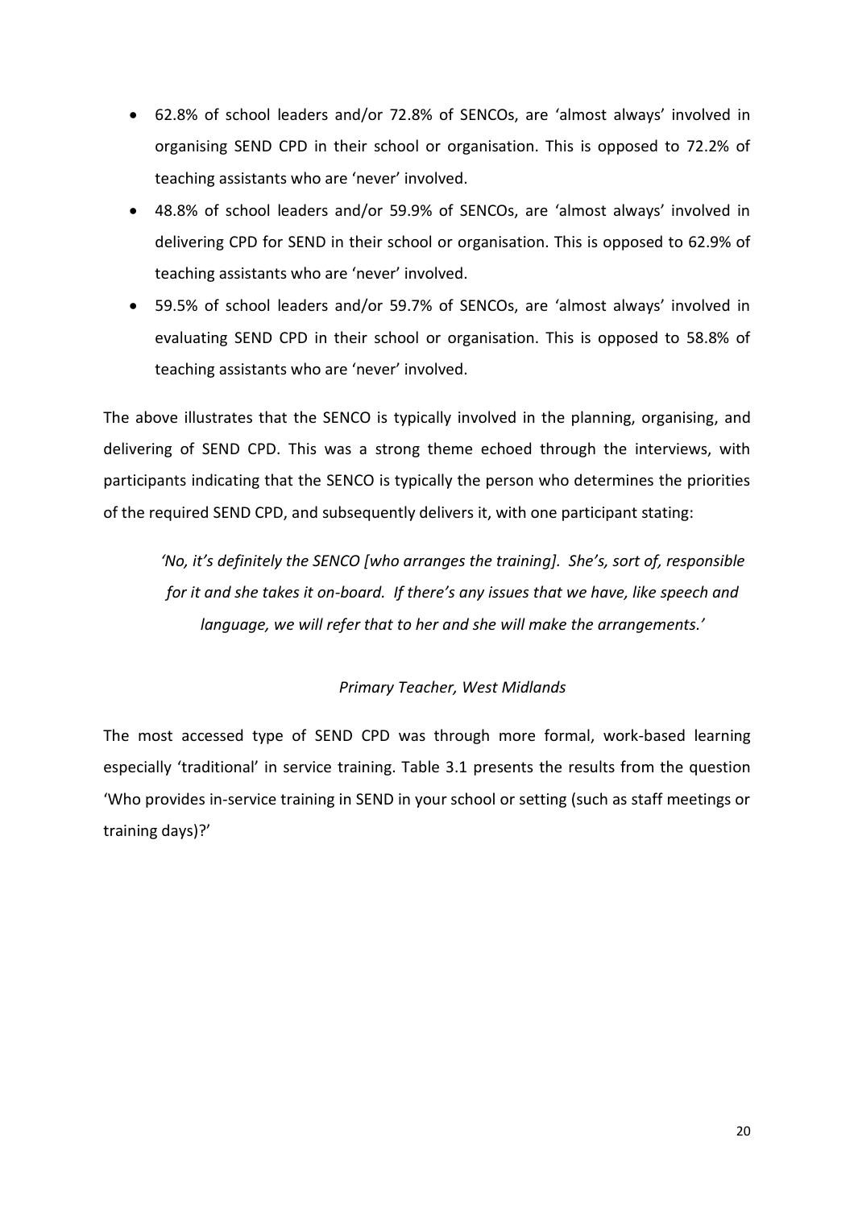- 62.8% of school leaders and/or 72.8% of SENCOs, are 'almost always' involved in organising SEND CPD in their school or organisation. This is opposed to 72.2% of teaching assistants who are 'never' involved.
- 48.8% of school leaders and/or 59.9% of SENCOs, are 'almost always' involved in delivering CPD for SEND in their school or organisation. This is opposed to 62.9% of teaching assistants who are 'never' involved.
- 59.5% of school leaders and/or 59.7% of SENCOs, are 'almost always' involved in evaluating SEND CPD in their school or organisation. This is opposed to 58.8% of teaching assistants who are 'never' involved.

The above illustrates that the SENCO is typically involved in the planning, organising, and delivering of SEND CPD. This was a strong theme echoed through the interviews, with participants indicating that the SENCO is typically the person who determines the priorities of the required SEND CPD, and subsequently delivers it, with one participant stating:

> *'No, it's definitely the SENCO [who arranges the training]. She's, sort of, responsible for it and she takes it on-board. If there's any issues that we have, like speech and language, we will refer that to her and she will make the arrangements.'*
>
> *Primary Teacher, West Midlands*

The most accessed type of SEND CPD was through more formal, work-based learning especially 'traditional' in service training. Table 3.1 presents the results from the question 'Who provides in-service training in SEND in your school or setting (such as staff meetings or training days)?'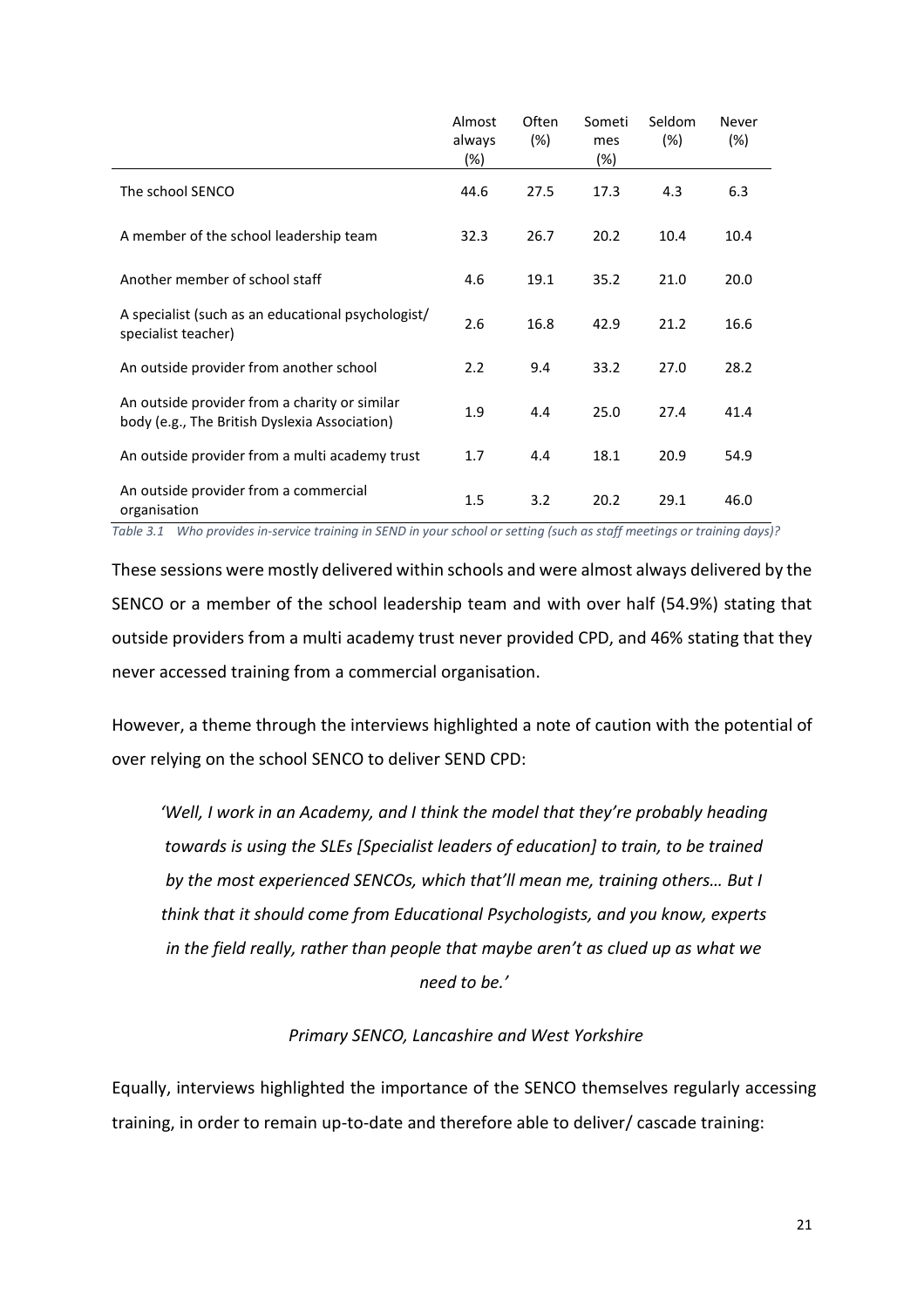| | Almost always (%) | Often (%) | Sometimes (%) | Seldom (%) | Never (%) |
|---|---|---|---|---|---|
| The school SENCO | 44.6 | 27.5 | 17.3 | 4.3 | 6.3 |
| A member of the school leadership team | 32.3 | 26.7 | 20.2 | 10.4 | 10.4 |
| Another member of school staff | 4.6 | 19.1 | 35.2 | 21.0 | 20.0 |
| A specialist (such as an educational psychologist/ specialist teacher) | 2.6 | 16.8 | 42.9 | 21.2 | 16.6 |
| An outside provider from another school | 2.2 | 9.4 | 33.2 | 27.0 | 28.2 |
| An outside provider from a charity or similar body (e.g., The British Dyslexia Association) | 1.9 | 4.4 | 25.0 | 27.4 | 41.4 |
| An outside provider from a multi academy trust | 1.7 | 4.4 | 18.1 | 20.9 | 54.9 |
| An outside provider from a commercial organisation | 1.5 | 3.2 | 20.2 | 29.1 | 46.0 |

*Table 3.1 Who provides in-service training in SEND in your school or setting (such as staff meetings or training days)?*

These sessions were mostly delivered within schools and were almost always delivered by the SENCO or a member of the school leadership team and with over half (54.9%) stating that outside providers from a multi academy trust never provided CPD, and 46% stating that they never accessed training from a commercial organisation.

However, a theme through the interviews highlighted a note of caution with the potential of over relying on the school SENCO to deliver SEND CPD:

> *'Well, I work in an Academy, and I think the model that they're probably heading towards is using the SLEs [Specialist leaders of education] to train, to be trained by the most experienced SENCOs, which that'll mean me, training others… But I think that it should come from Educational Psychologists, and you know, experts in the field really, rather than people that maybe aren't as clued up as what we need to be.'*
>
> *Primary SENCO, Lancashire and West Yorkshire*

Equally, interviews highlighted the importance of the SENCO themselves regularly accessing training, in order to remain up-to-date and therefore able to deliver/ cascade training: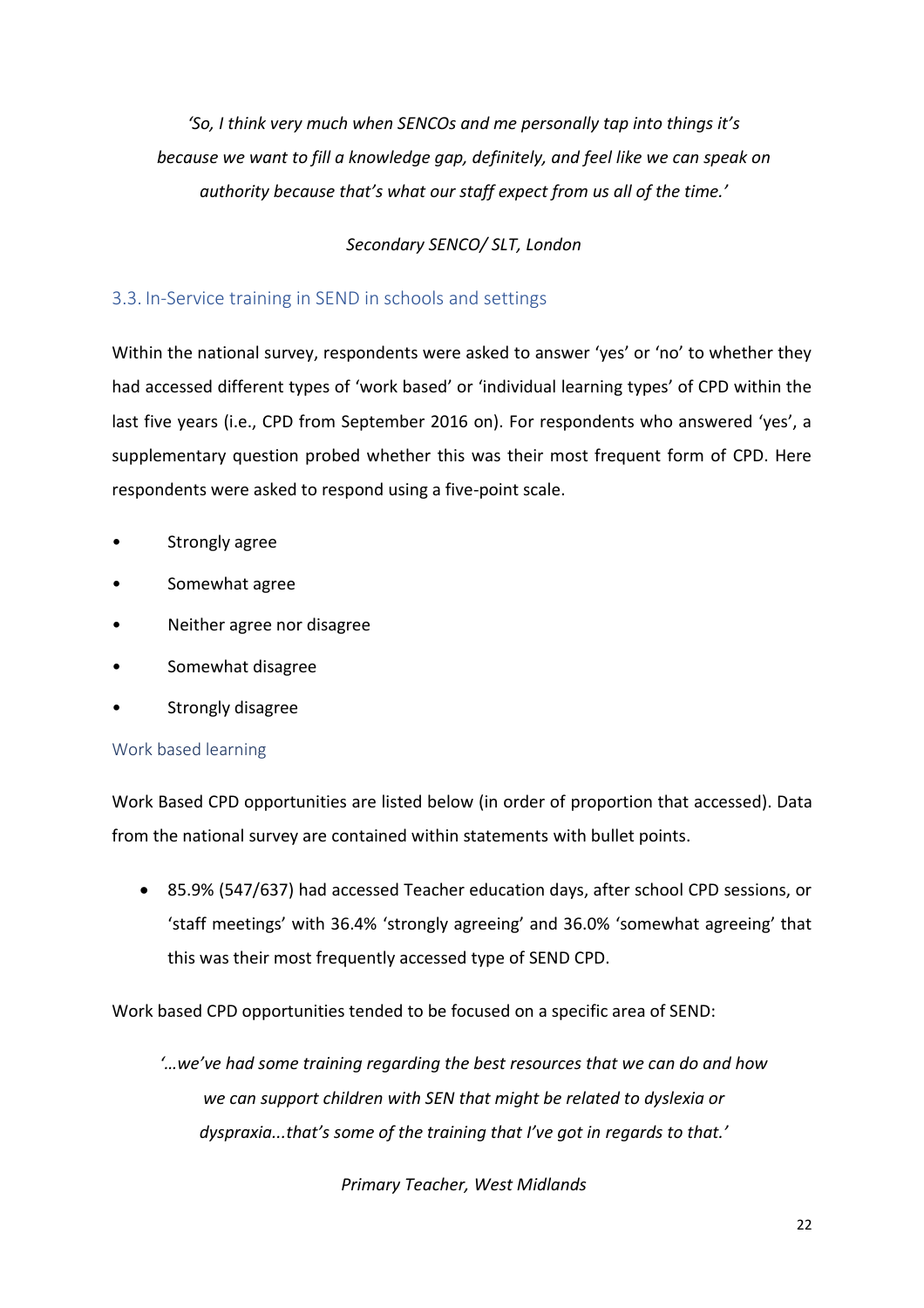*'So, I think very much when SENCOs and me personally tap into things it's because we want to fill a knowledge gap, definitely, and feel like we can speak on authority because that's what our staff expect from us all of the time.'*

*Secondary SENCO/ SLT, London*

## 3.3. In-Service training in SEND in schools and settings

Within the national survey, respondents were asked to answer 'yes' or 'no' to whether they had accessed different types of 'work based' or 'individual learning types' of CPD within the last five years (i.e., CPD from September 2016 on). For respondents who answered 'yes', a supplementary question probed whether this was their most frequent form of CPD. Here respondents were asked to respond using a five-point scale.

- Strongly agree
- Somewhat agree
- Neither agree nor disagree
- Somewhat disagree
- Strongly disagree

### Work based learning

Work Based CPD opportunities are listed below (in order of proportion that accessed). Data from the national survey are contained within statements with bullet points.

- 85.9% (547/637) had accessed Teacher education days, after school CPD sessions, or 'staff meetings' with 36.4% 'strongly agreeing' and 36.0% 'somewhat agreeing' that this was their most frequently accessed type of SEND CPD.

Work based CPD opportunities tended to be focused on a specific area of SEND:

*'…we've had some training regarding the best resources that we can do and how we can support children with SEN that might be related to dyslexia or dyspraxia...that's some of the training that I've got in regards to that.'*

*Primary Teacher, West Midlands*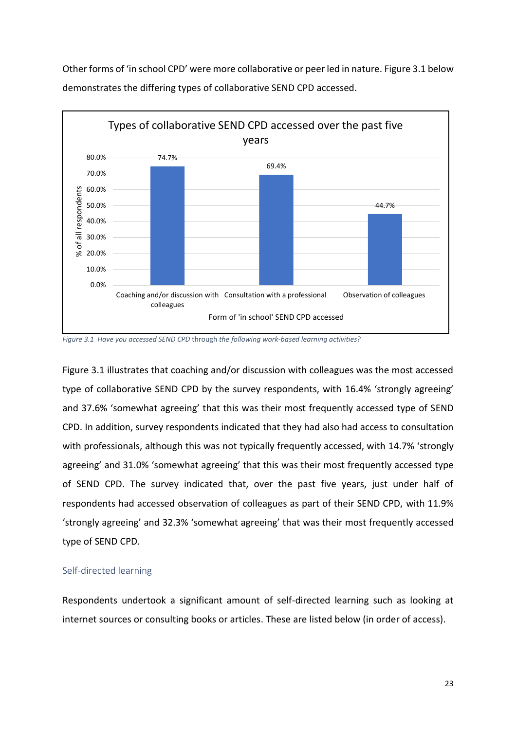Other forms of 'in school CPD' were more collaborative or peer led in nature. Figure 3.1 below demonstrates the differing types of collaborative SEND CPD accessed.

*Figure 3.1 Have you accessed SEND CPD* through *the following work-based learning activities?*

Figure 3.1 illustrates that coaching and/or discussion with colleagues was the most accessed type of collaborative SEND CPD by the survey respondents, with 16.4% 'strongly agreeing' and 37.6% 'somewhat agreeing' that this was their most frequently accessed type of SEND CPD. In addition, survey respondents indicated that they had also had access to consultation with professionals, although this was not typically frequently accessed, with 14.7% 'strongly agreeing' and 31.0% 'somewhat agreeing' that this was their most frequently accessed type of SEND CPD. The survey indicated that, over the past five years, just under half of respondents had accessed observation of colleagues as part of their SEND CPD, with 11.9% 'strongly agreeing' and 32.3% 'somewhat agreeing' that was their most frequently accessed type of SEND CPD.

## Self-directed learning

Respondents undertook a significant amount of self-directed learning such as looking at internet sources or consulting books or articles. These are listed below (in order of access).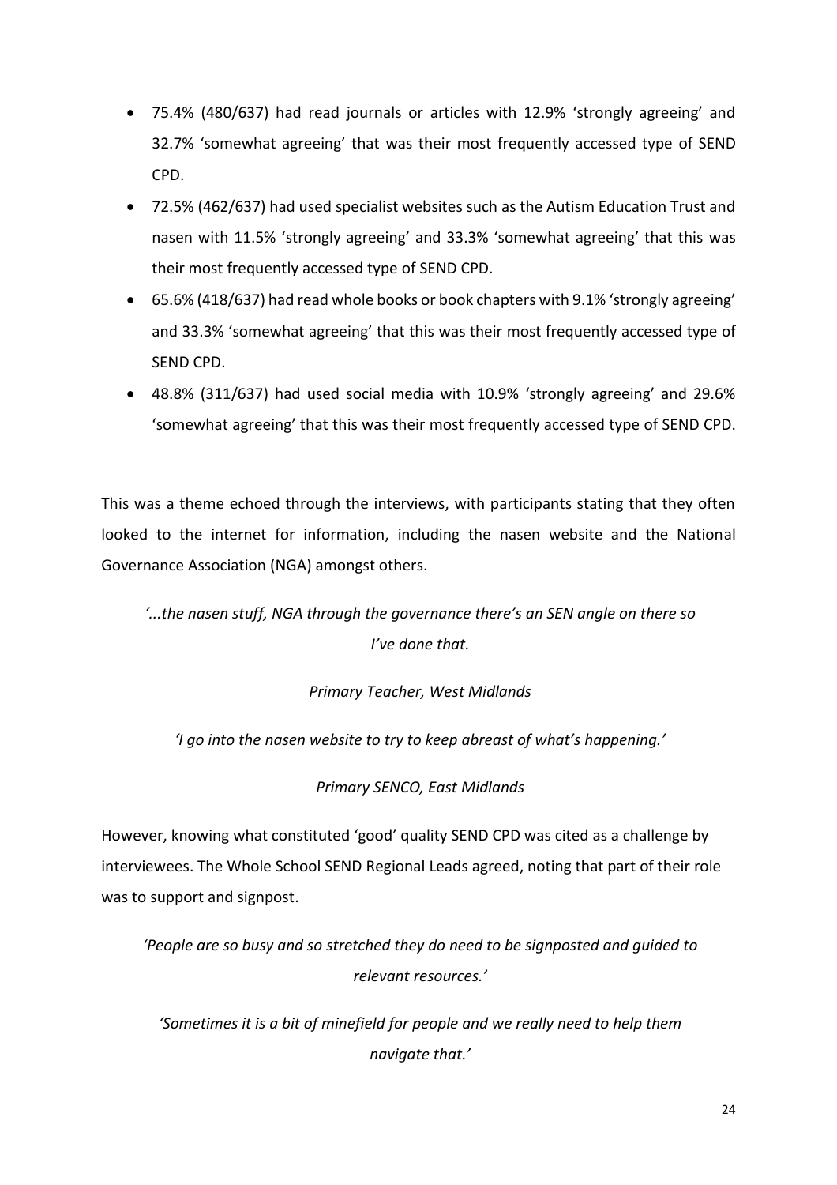- 75.4% (480/637) had read journals or articles with 12.9% 'strongly agreeing' and 32.7% 'somewhat agreeing' that was their most frequently accessed type of SEND CPD.
- 72.5% (462/637) had used specialist websites such as the Autism Education Trust and nasen with 11.5% 'strongly agreeing' and 33.3% 'somewhat agreeing' that this was their most frequently accessed type of SEND CPD.
- 65.6% (418/637) had read whole books or book chapters with 9.1% 'strongly agreeing' and 33.3% 'somewhat agreeing' that this was their most frequently accessed type of SEND CPD.
- 48.8% (311/637) had used social media with 10.9% 'strongly agreeing' and 29.6% 'somewhat agreeing' that this was their most frequently accessed type of SEND CPD.

This was a theme echoed through the interviews, with participants stating that they often looked to the internet for information, including the nasen website and the National Governance Association (NGA) amongst others.

*'...the nasen stuff, NGA through the governance there's an SEN angle on there so I've done that.*

*Primary Teacher, West Midlands*

*'I go into the nasen website to try to keep abreast of what's happening.'*

*Primary SENCO, East Midlands*

However, knowing what constituted 'good' quality SEND CPD was cited as a challenge by interviewees. The Whole School SEND Regional Leads agreed, noting that part of their role was to support and signpost.

*'People are so busy and so stretched they do need to be signposted and guided to relevant resources.'*

*'Sometimes it is a bit of minefield for people and we really need to help them navigate that.'*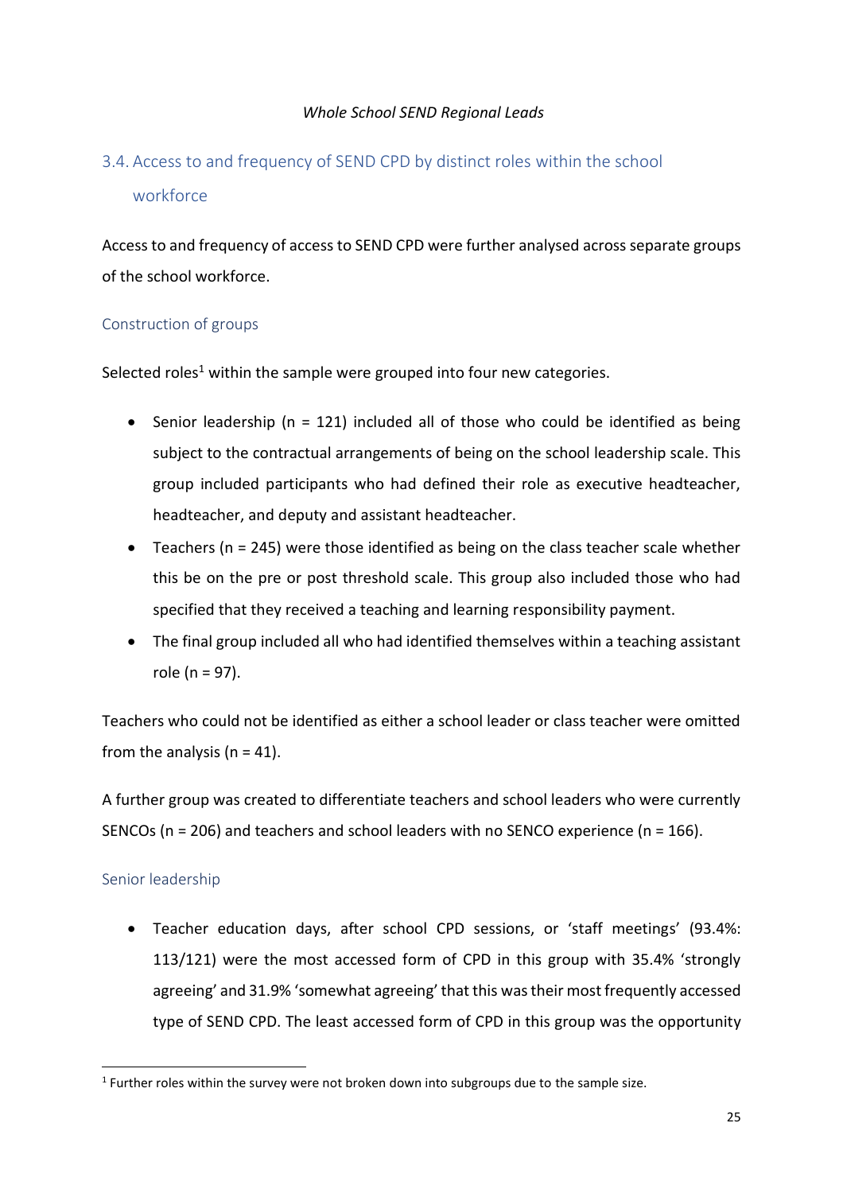## 3.4. Access to and frequency of SEND CPD by distinct roles within the school workforce

Access to and frequency of access to SEND CPD were further analysed across separate groups of the school workforce.

### Construction of groups

Selected roles[1] within the sample were grouped into four new categories.

- Senior leadership (n = 121) included all of those who could be identified as being subject to the contractual arrangements of being on the school leadership scale. This group included participants who had defined their role as executive headteacher, headteacher, and deputy and assistant headteacher.
- Teachers (n = 245) were those identified as being on the class teacher scale whether this be on the pre or post threshold scale. This group also included those who had specified that they received a teaching and learning responsibility payment.
- The final group included all who had identified themselves within a teaching assistant role (n = 97).

Teachers who could not be identified as either a school leader or class teacher were omitted from the analysis (n = 41).

A further group was created to differentiate teachers and school leaders who were currently SENCOs (n = 206) and teachers and school leaders with no SENCO experience (n = 166).

### Senior leadership

- Teacher education days, after school CPD sessions, or 'staff meetings' (93.4%: 113/121) were the most accessed form of CPD in this group with 35.4% 'strongly agreeing' and 31.9% 'somewhat agreeing' that this was their most frequently accessed type of SEND CPD. The least accessed form of CPD in this group was the opportunity

[1] Further roles within the survey were not broken down into subgroups due to the sample size.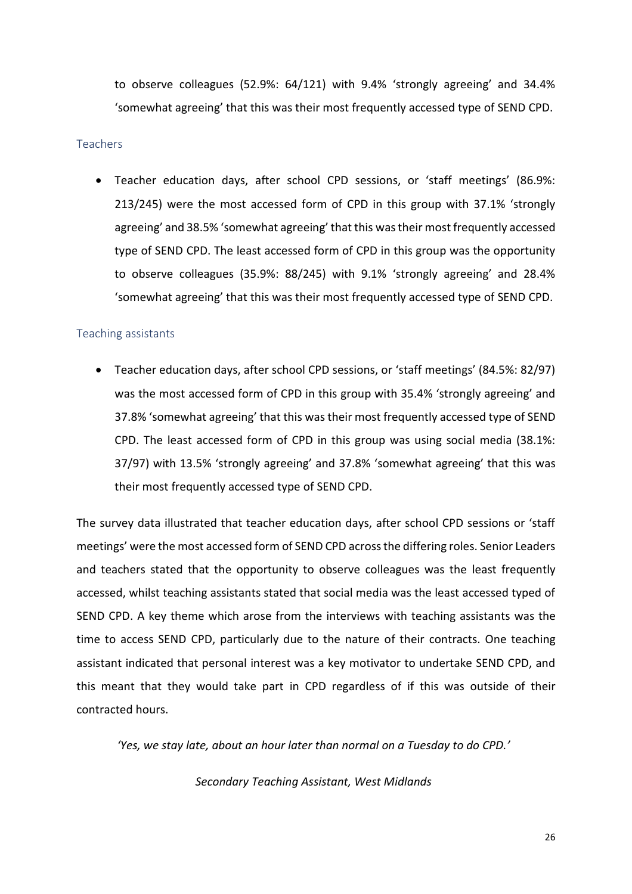to observe colleagues (52.9%: 64/121) with 9.4% 'strongly agreeing' and 34.4% 'somewhat agreeing' that this was their most frequently accessed type of SEND CPD.

### Teachers

- Teacher education days, after school CPD sessions, or 'staff meetings' (86.9%: 213/245) were the most accessed form of CPD in this group with 37.1% 'strongly agreeing' and 38.5% 'somewhat agreeing' that this was their most frequently accessed type of SEND CPD. The least accessed form of CPD in this group was the opportunity to observe colleagues (35.9%: 88/245) with 9.1% 'strongly agreeing' and 28.4% 'somewhat agreeing' that this was their most frequently accessed type of SEND CPD.

### Teaching assistants

- Teacher education days, after school CPD sessions, or 'staff meetings' (84.5%: 82/97) was the most accessed form of CPD in this group with 35.4% 'strongly agreeing' and 37.8% 'somewhat agreeing' that this was their most frequently accessed type of SEND CPD. The least accessed form of CPD in this group was using social media (38.1%: 37/97) with 13.5% 'strongly agreeing' and 37.8% 'somewhat agreeing' that this was their most frequently accessed type of SEND CPD.

The survey data illustrated that teacher education days, after school CPD sessions or 'staff meetings' were the most accessed form of SEND CPD across the differing roles. Senior Leaders and teachers stated that the opportunity to observe colleagues was the least frequently accessed, whilst teaching assistants stated that social media was the least accessed typed of SEND CPD. A key theme which arose from the interviews with teaching assistants was the time to access SEND CPD, particularly due to the nature of their contracts. One teaching assistant indicated that personal interest was a key motivator to undertake SEND CPD, and this meant that they would take part in CPD regardless of if this was outside of their contracted hours.

*'Yes, we stay late, about an hour later than normal on a Tuesday to do CPD.'*

*Secondary Teaching Assistant, West Midlands*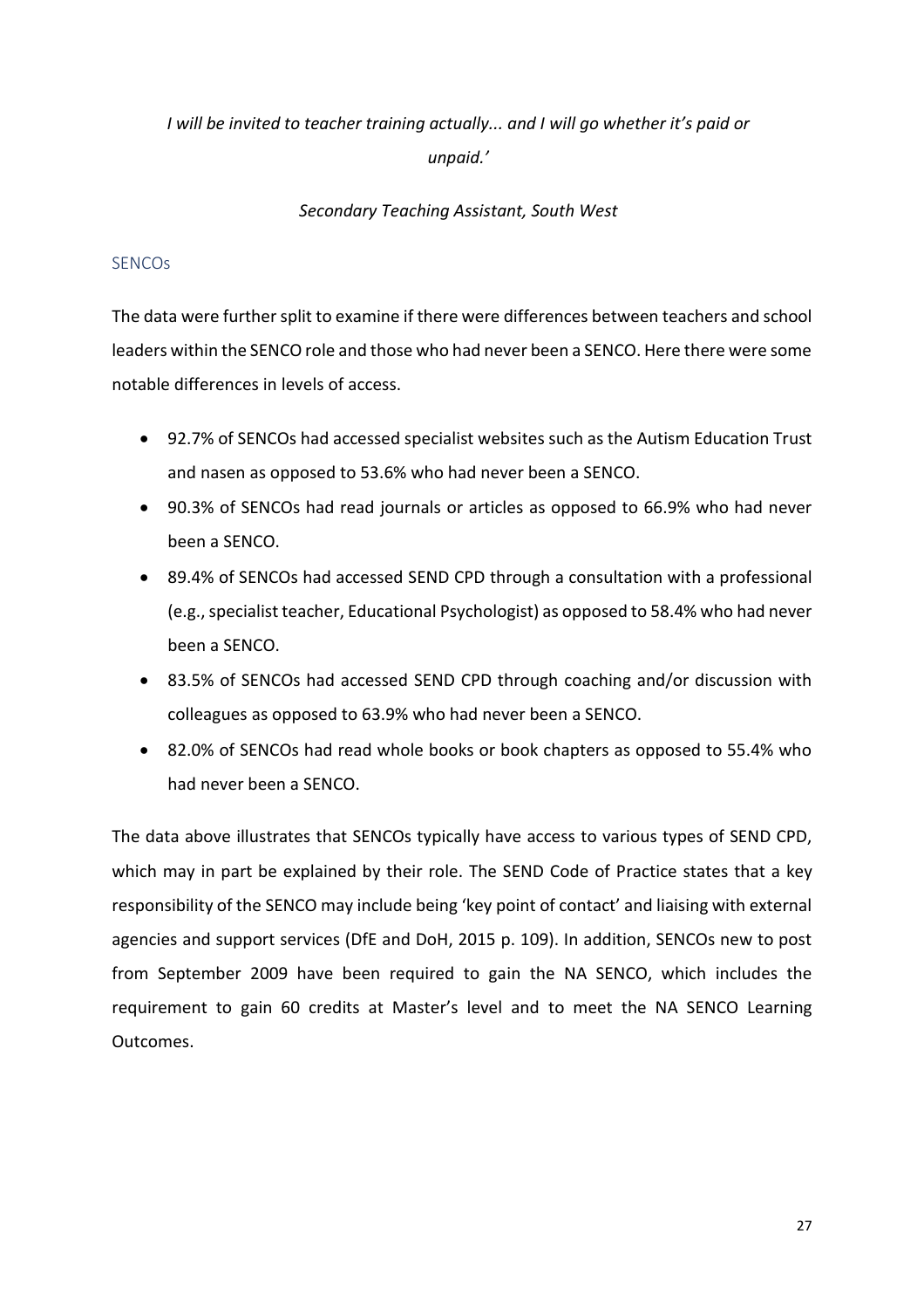*I will be invited to teacher training actually... and I will go whether it's paid or unpaid.'*

*Secondary Teaching Assistant, South West*

### SENCOs

The data were further split to examine if there were differences between teachers and school leaders within the SENCO role and those who had never been a SENCO. Here there were some notable differences in levels of access.

- 92.7% of SENCOs had accessed specialist websites such as the Autism Education Trust and nasen as opposed to 53.6% who had never been a SENCO.
- 90.3% of SENCOs had read journals or articles as opposed to 66.9% who had never been a SENCO.
- 89.4% of SENCOs had accessed SEND CPD through a consultation with a professional (e.g., specialist teacher, Educational Psychologist) as opposed to 58.4% who had never been a SENCO.
- 83.5% of SENCOs had accessed SEND CPD through coaching and/or discussion with colleagues as opposed to 63.9% who had never been a SENCO.
- 82.0% of SENCOs had read whole books or book chapters as opposed to 55.4% who had never been a SENCO.

The data above illustrates that SENCOs typically have access to various types of SEND CPD, which may in part be explained by their role. The SEND Code of Practice states that a key responsibility of the SENCO may include being 'key point of contact' and liaising with external agencies and support services (DfE and DoH, 2015 p. 109). In addition, SENCOs new to post from September 2009 have been required to gain the NA SENCO, which includes the requirement to gain 60 credits at Master's level and to meet the NA SENCO Learning Outcomes.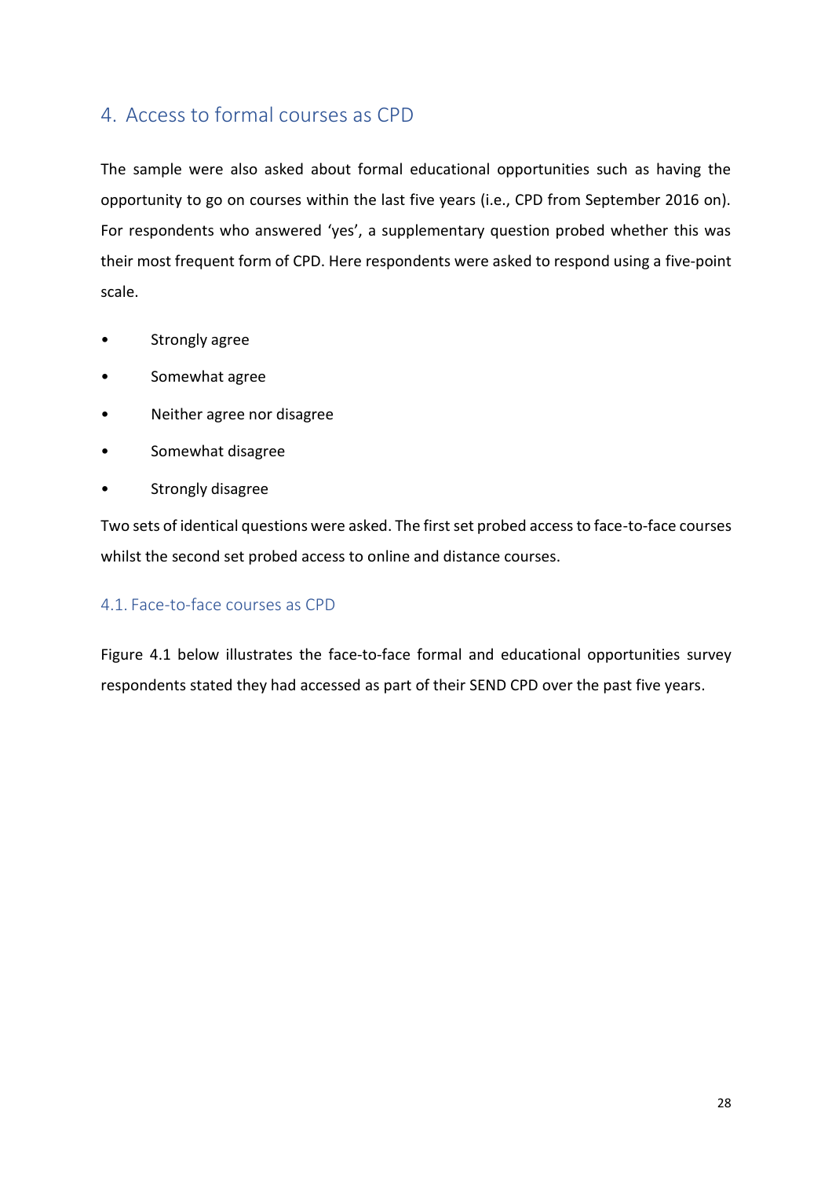## 4. Access to formal courses as CPD

The sample were also asked about formal educational opportunities such as having the opportunity to go on courses within the last five years (i.e., CPD from September 2016 on). For respondents who answered 'yes', a supplementary question probed whether this was their most frequent form of CPD. Here respondents were asked to respond using a five-point scale.

- Strongly agree
- Somewhat agree
- Neither agree nor disagree
- Somewhat disagree
- Strongly disagree

Two sets of identical questions were asked. The first set probed access to face-to-face courses whilst the second set probed access to online and distance courses.

### 4.1. Face-to-face courses as CPD

Figure 4.1 below illustrates the face-to-face formal and educational opportunities survey respondents stated they had accessed as part of their SEND CPD over the past five years.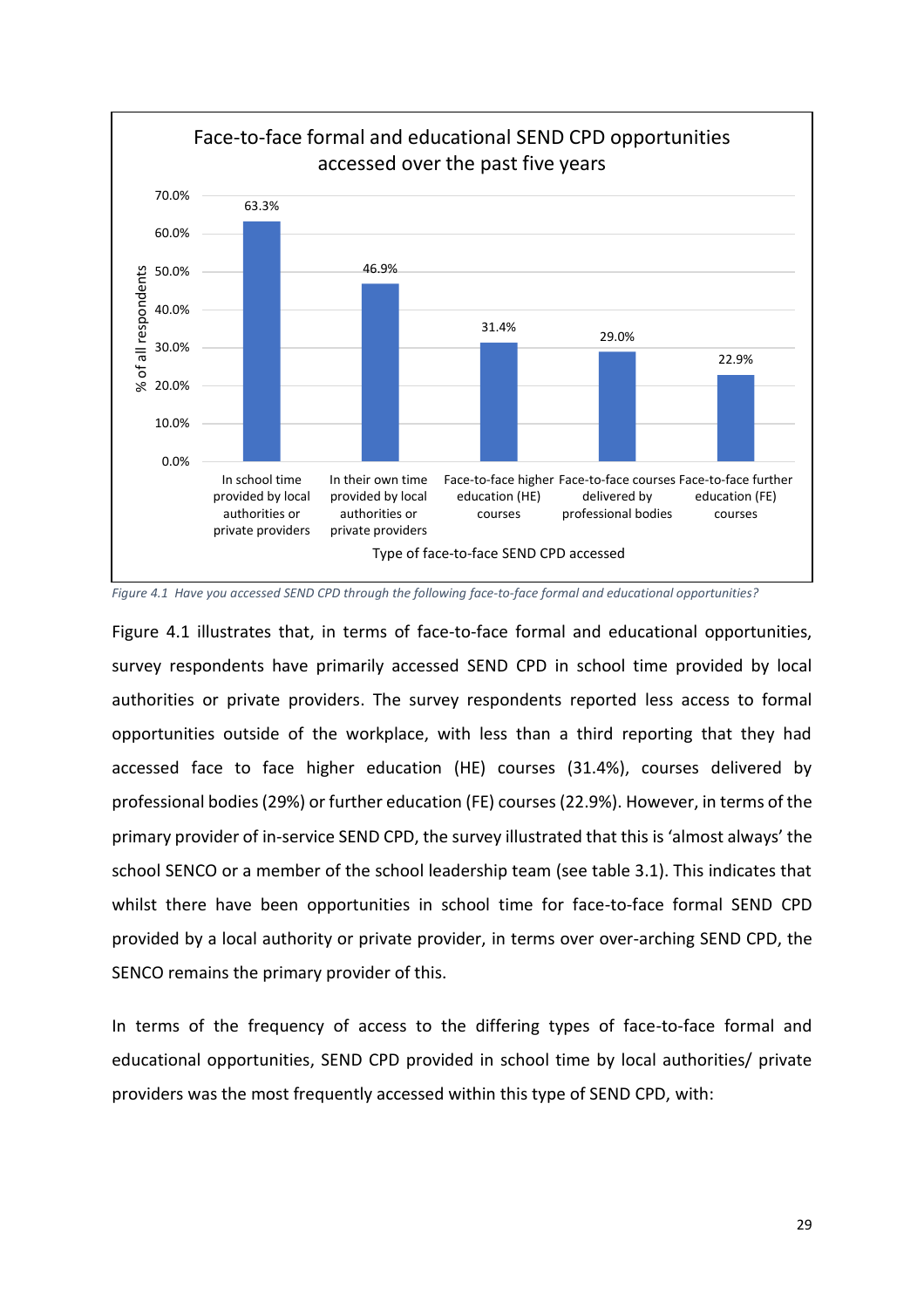**Face-to-face formal and educational SEND CPD opportunities accessed over the past five years**

| Type of face-to-face SEND CPD accessed | % of all respondents |
| --- | --- |
| In school time provided by local authorities or private providers | 63.3% |
| In their own time provided by local authorities or private providers | 46.9% |
| Face-to-face higher education (HE) courses | 31.4% |
| Face-to-face courses delivered by professional bodies | 29.0% |
| Face-to-face further education (FE) courses | 22.9% |

*Figure 4.1 Have you accessed SEND CPD through the following face-to-face formal and educational opportunities?*

Figure 4.1 illustrates that, in terms of face-to-face formal and educational opportunities, survey respondents have primarily accessed SEND CPD in school time provided by local authorities or private providers. The survey respondents reported less access to formal opportunities outside of the workplace, with less than a third reporting that they had accessed face to face higher education (HE) courses (31.4%), courses delivered by professional bodies (29%) or further education (FE) courses (22.9%). However, in terms of the primary provider of in-service SEND CPD, the survey illustrated that this is 'almost always' the school SENCO or a member of the school leadership team (see table 3.1). This indicates that whilst there have been opportunities in school time for face-to-face formal SEND CPD provided by a local authority or private provider, in terms over over-arching SEND CPD, the SENCO remains the primary provider of this.

In terms of the frequency of access to the differing types of face-to-face formal and educational opportunities, SEND CPD provided in school time by local authorities/ private providers was the most frequently accessed within this type of SEND CPD, with: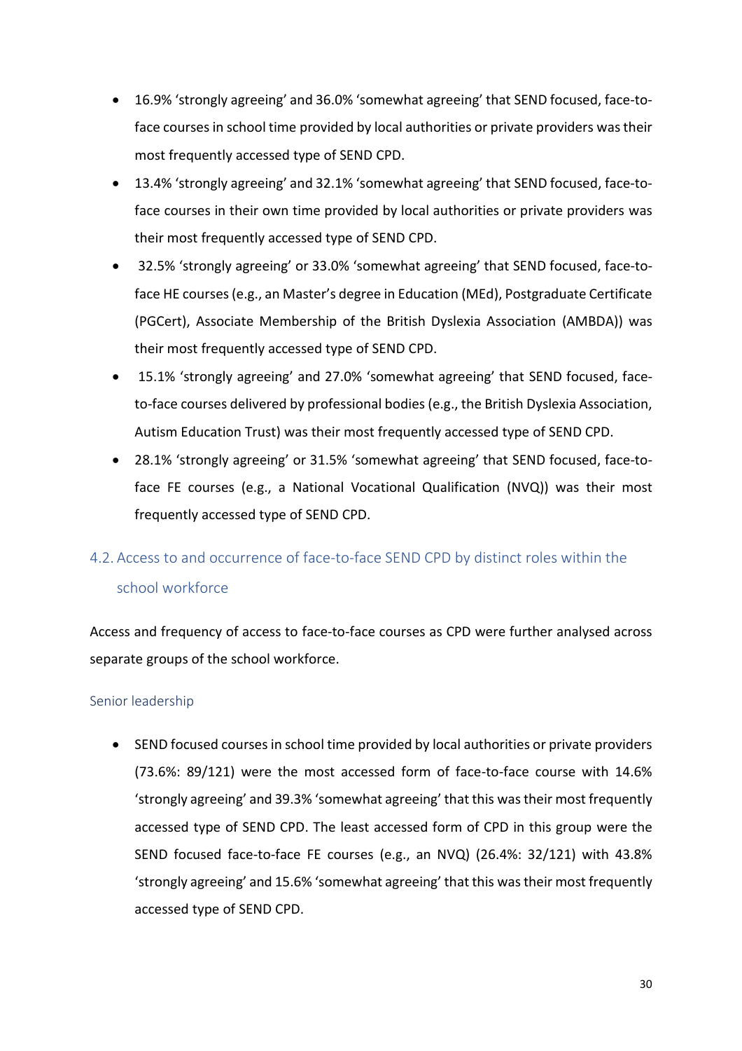- 16.9% 'strongly agreeing' and 36.0% 'somewhat agreeing' that SEND focused, face-to-face courses in school time provided by local authorities or private providers was their most frequently accessed type of SEND CPD.
- 13.4% 'strongly agreeing' and 32.1% 'somewhat agreeing' that SEND focused, face-to-face courses in their own time provided by local authorities or private providers was their most frequently accessed type of SEND CPD.
- 32.5% 'strongly agreeing' or 33.0% 'somewhat agreeing' that SEND focused, face-to-face HE courses (e.g., an Master's degree in Education (MEd), Postgraduate Certificate (PGCert), Associate Membership of the British Dyslexia Association (AMBDA)) was their most frequently accessed type of SEND CPD.
- 15.1% 'strongly agreeing' and 27.0% 'somewhat agreeing' that SEND focused, face-to-face courses delivered by professional bodies (e.g., the British Dyslexia Association, Autism Education Trust) was their most frequently accessed type of SEND CPD.
- 28.1% 'strongly agreeing' or 31.5% 'somewhat agreeing' that SEND focused, face-to-face FE courses (e.g., a National Vocational Qualification (NVQ)) was their most frequently accessed type of SEND CPD.

## 4.2. Access to and occurrence of face-to-face SEND CPD by distinct roles within the school workforce

Access and frequency of access to face-to-face courses as CPD were further analysed across separate groups of the school workforce.

### Senior leadership

- SEND focused courses in school time provided by local authorities or private providers (73.6%: 89/121) were the most accessed form of face-to-face course with 14.6% 'strongly agreeing' and 39.3% 'somewhat agreeing' that this was their most frequently accessed type of SEND CPD. The least accessed form of CPD in this group were the SEND focused face-to-face FE courses (e.g., an NVQ) (26.4%: 32/121) with 43.8% 'strongly agreeing' and 15.6% 'somewhat agreeing' that this was their most frequently accessed type of SEND CPD.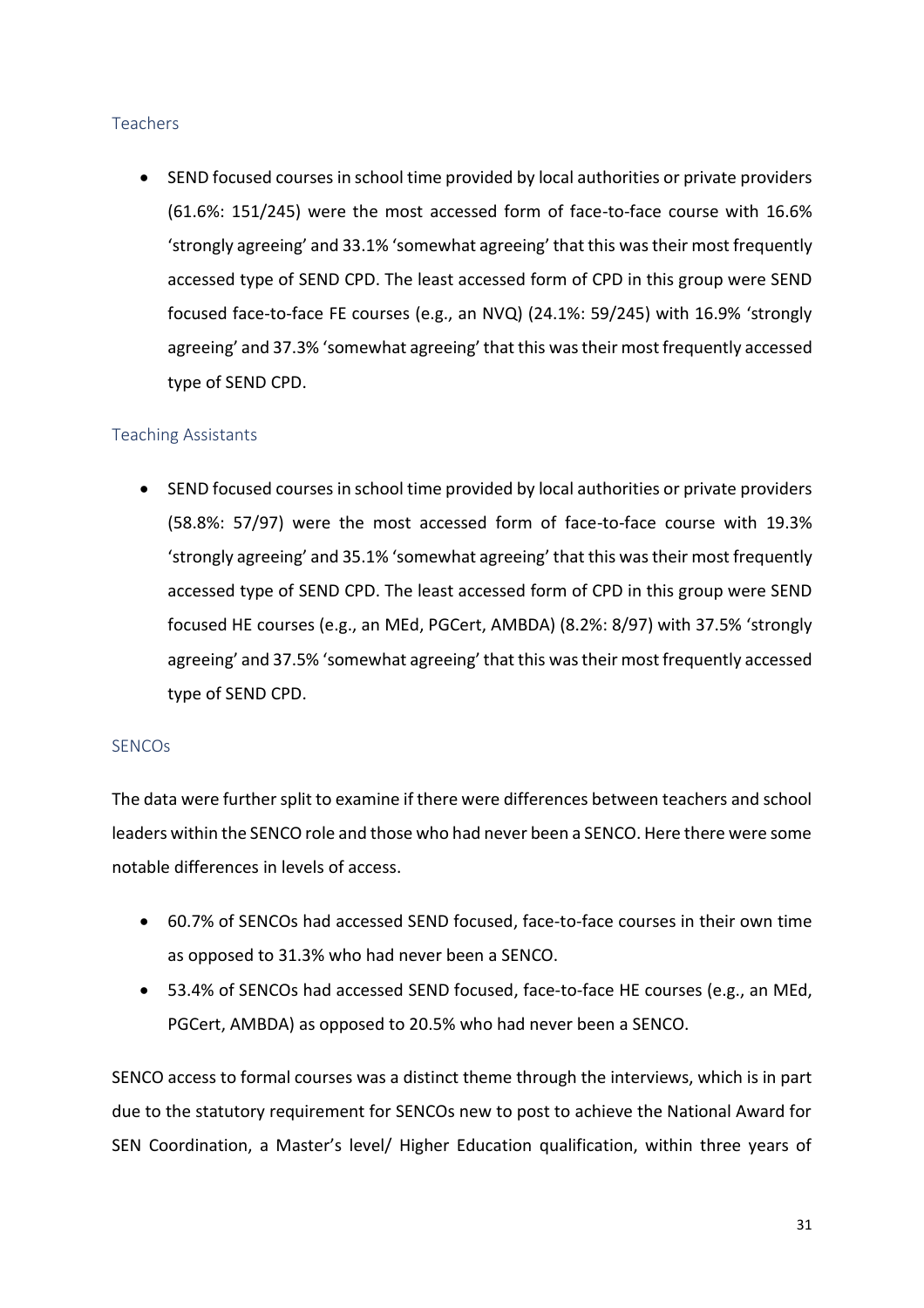### Teachers

- SEND focused courses in school time provided by local authorities or private providers (61.6%: 151/245) were the most accessed form of face-to-face course with 16.6% 'strongly agreeing' and 33.1% 'somewhat agreeing' that this was their most frequently accessed type of SEND CPD. The least accessed form of CPD in this group were SEND focused face-to-face FE courses (e.g., an NVQ) (24.1%: 59/245) with 16.9% 'strongly agreeing' and 37.3% 'somewhat agreeing' that this was their most frequently accessed type of SEND CPD.

### Teaching Assistants

- SEND focused courses in school time provided by local authorities or private providers (58.8%: 57/97) were the most accessed form of face-to-face course with 19.3% 'strongly agreeing' and 35.1% 'somewhat agreeing' that this was their most frequently accessed type of SEND CPD. The least accessed form of CPD in this group were SEND focused HE courses (e.g., an MEd, PGCert, AMBDA) (8.2%: 8/97) with 37.5% 'strongly agreeing' and 37.5% 'somewhat agreeing' that this was their most frequently accessed type of SEND CPD.

### SENCOs

The data were further split to examine if there were differences between teachers and school leaders within the SENCO role and those who had never been a SENCO. Here there were some notable differences in levels of access.

- 60.7% of SENCOs had accessed SEND focused, face-to-face courses in their own time as opposed to 31.3% who had never been a SENCO.
- 53.4% of SENCOs had accessed SEND focused, face-to-face HE courses (e.g., an MEd, PGCert, AMBDA) as opposed to 20.5% who had never been a SENCO.

SENCO access to formal courses was a distinct theme through the interviews, which is in part due to the statutory requirement for SENCOs new to post to achieve the National Award for SEN Coordination, a Master's level/ Higher Education qualification, within three years of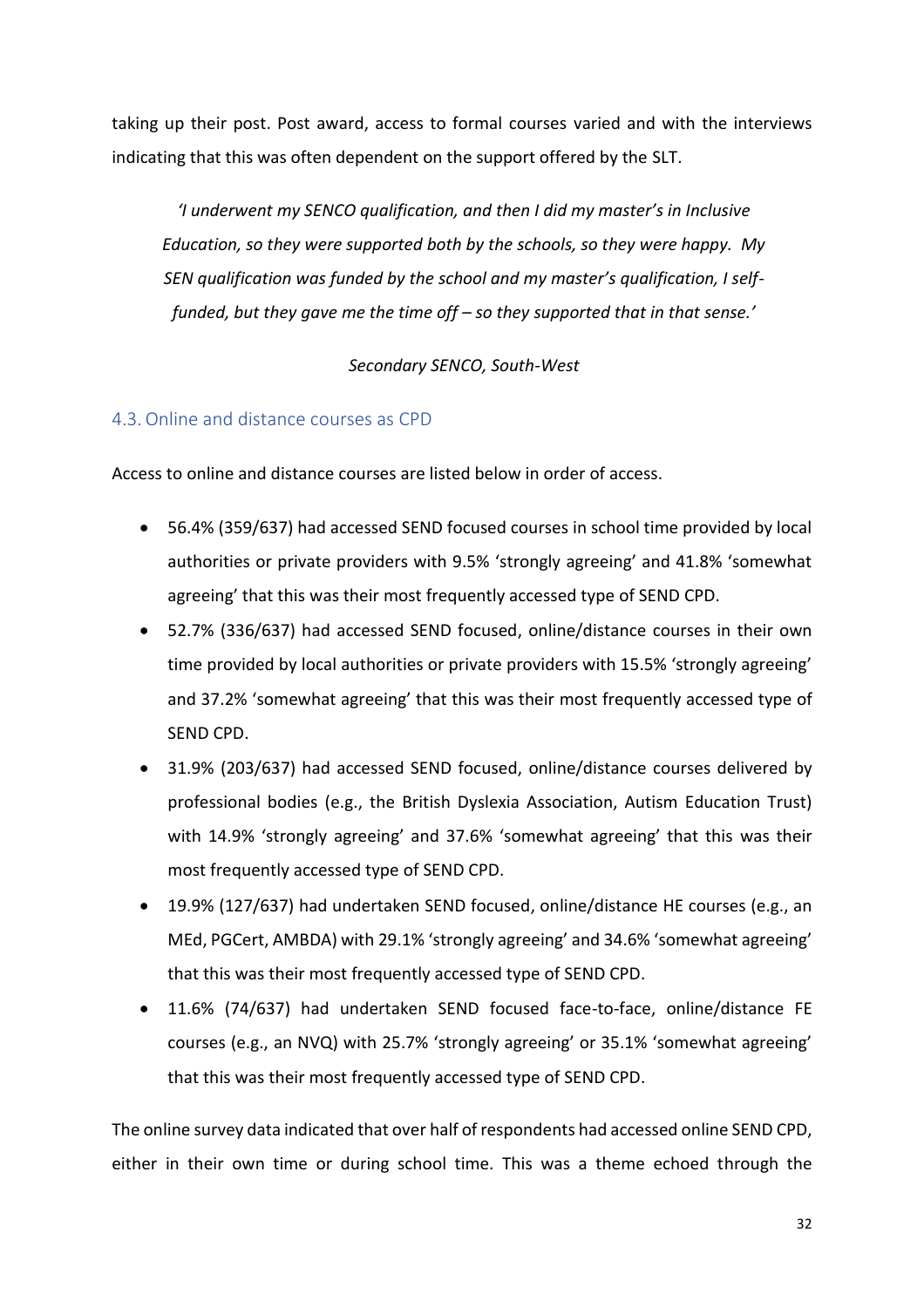taking up their post. Post award, access to formal courses varied and with the interviews indicating that this was often dependent on the support offered by the SLT.

> *'I underwent my SENCO qualification, and then I did my master's in Inclusive Education, so they were supported both by the schools, so they were happy. My SEN qualification was funded by the school and my master's qualification, I self-funded, but they gave me the time off – so they supported that in that sense.'*
>
> *Secondary SENCO, South-West*

## 4.3. Online and distance courses as CPD

Access to online and distance courses are listed below in order of access.

- 56.4% (359/637) had accessed SEND focused courses in school time provided by local authorities or private providers with 9.5% 'strongly agreeing' and 41.8% 'somewhat agreeing' that this was their most frequently accessed type of SEND CPD.
- 52.7% (336/637) had accessed SEND focused, online/distance courses in their own time provided by local authorities or private providers with 15.5% 'strongly agreeing' and 37.2% 'somewhat agreeing' that this was their most frequently accessed type of SEND CPD.
- 31.9% (203/637) had accessed SEND focused, online/distance courses delivered by professional bodies (e.g., the British Dyslexia Association, Autism Education Trust) with 14.9% 'strongly agreeing' and 37.6% 'somewhat agreeing' that this was their most frequently accessed type of SEND CPD.
- 19.9% (127/637) had undertaken SEND focused, online/distance HE courses (e.g., an MEd, PGCert, AMBDA) with 29.1% 'strongly agreeing' and 34.6% 'somewhat agreeing' that this was their most frequently accessed type of SEND CPD.
- 11.6% (74/637) had undertaken SEND focused face-to-face, online/distance FE courses (e.g., an NVQ) with 25.7% 'strongly agreeing' or 35.1% 'somewhat agreeing' that this was their most frequently accessed type of SEND CPD.

The online survey data indicated that over half of respondents had accessed online SEND CPD, either in their own time or during school time. This was a theme echoed through the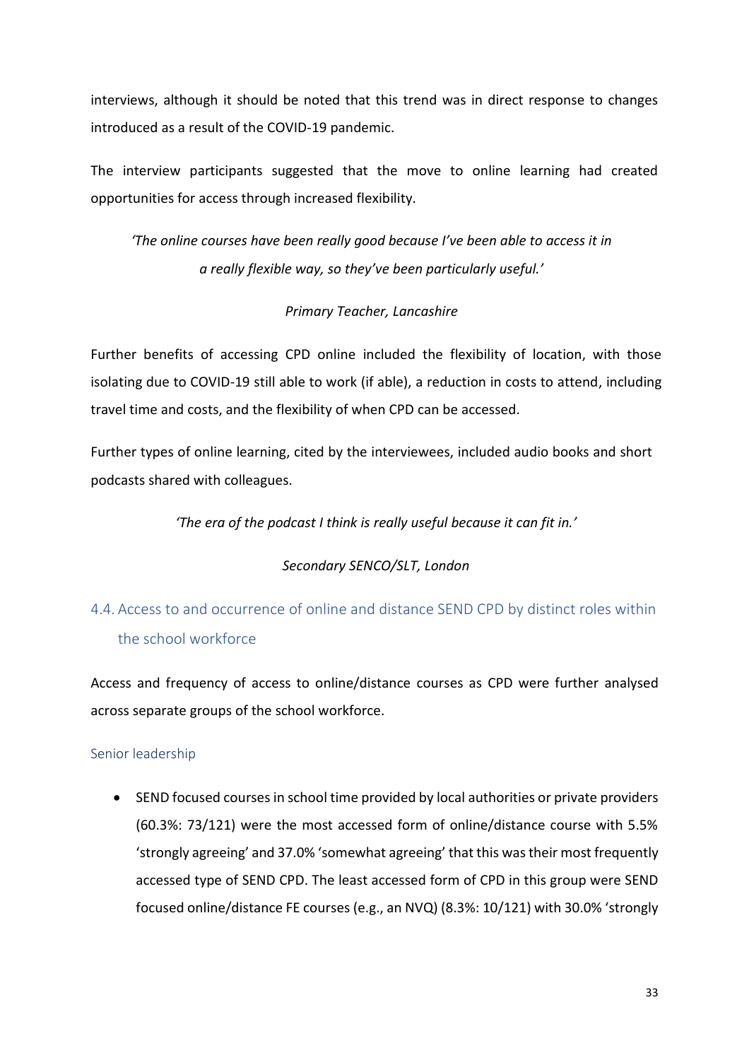interviews, although it should be noted that this trend was in direct response to changes introduced as a result of the COVID-19 pandemic.

The interview participants suggested that the move to online learning had created opportunities for access through increased flexibility.

> *'The online courses have been really good because I've been able to access it in a really flexible way, so they've been particularly useful.'*
>
> *Primary Teacher, Lancashire*

Further benefits of accessing CPD online included the flexibility of location, with those isolating due to COVID-19 still able to work (if able), a reduction in costs to attend, including travel time and costs, and the flexibility of when CPD can be accessed.

Further types of online learning, cited by the interviewees, included audio books and short podcasts shared with colleagues.

> *'The era of the podcast I think is really useful because it can fit in.'*
>
> *Secondary SENCO/SLT, London*

## 4.4. Access to and occurrence of online and distance SEND CPD by distinct roles within the school workforce

Access and frequency of access to online/distance courses as CPD were further analysed across separate groups of the school workforce.

### Senior leadership

- SEND focused courses in school time provided by local authorities or private providers (60.3%: 73/121) were the most accessed form of online/distance course with 5.5% 'strongly agreeing' and 37.0% 'somewhat agreeing' that this was their most frequently accessed type of SEND CPD. The least accessed form of CPD in this group were SEND focused online/distance FE courses (e.g., an NVQ) (8.3%: 10/121) with 30.0% 'strongly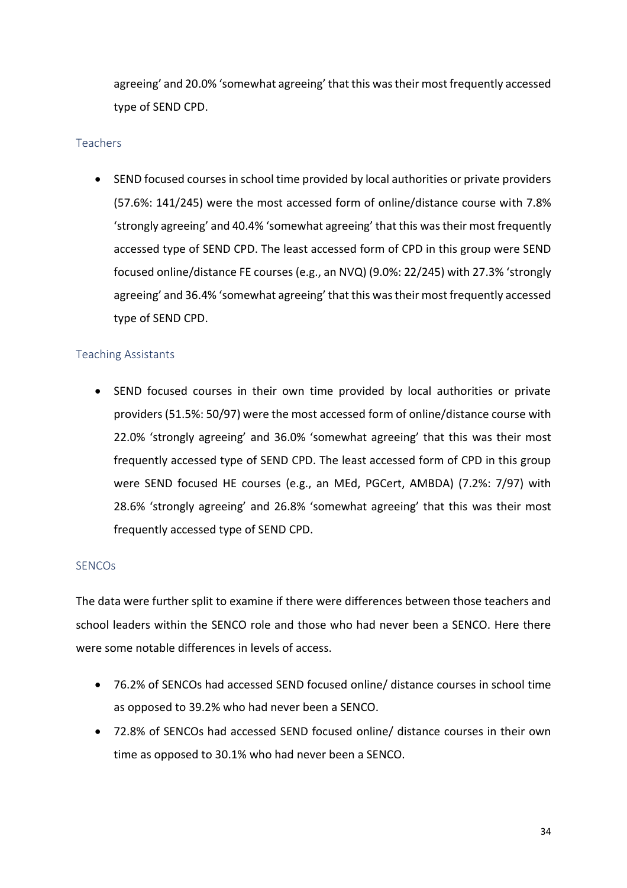agreeing' and 20.0% 'somewhat agreeing' that this was their most frequently accessed type of SEND CPD.

### Teachers

- SEND focused courses in school time provided by local authorities or private providers (57.6%: 141/245) were the most accessed form of online/distance course with 7.8% 'strongly agreeing' and 40.4% 'somewhat agreeing' that this was their most frequently accessed type of SEND CPD. The least accessed form of CPD in this group were SEND focused online/distance FE courses (e.g., an NVQ) (9.0%: 22/245) with 27.3% 'strongly agreeing' and 36.4% 'somewhat agreeing' that this was their most frequently accessed type of SEND CPD.

### Teaching Assistants

- SEND focused courses in their own time provided by local authorities or private providers (51.5%: 50/97) were the most accessed form of online/distance course with 22.0% 'strongly agreeing' and 36.0% 'somewhat agreeing' that this was their most frequently accessed type of SEND CPD. The least accessed form of CPD in this group were SEND focused HE courses (e.g., an MEd, PGCert, AMBDA) (7.2%: 7/97) with 28.6% 'strongly agreeing' and 26.8% 'somewhat agreeing' that this was their most frequently accessed type of SEND CPD.

### SENCOs

The data were further split to examine if there were differences between those teachers and school leaders within the SENCO role and those who had never been a SENCO. Here there were some notable differences in levels of access.

- 76.2% of SENCOs had accessed SEND focused online/ distance courses in school time as opposed to 39.2% who had never been a SENCO.
- 72.8% of SENCOs had accessed SEND focused online/ distance courses in their own time as opposed to 30.1% who had never been a SENCO.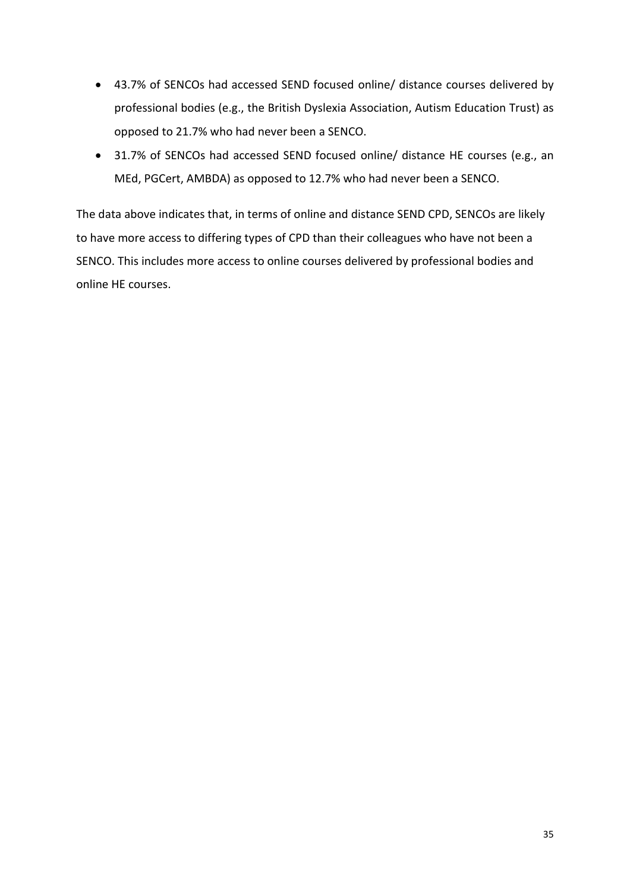- 43.7% of SENCOs had accessed SEND focused online/ distance courses delivered by professional bodies (e.g., the British Dyslexia Association, Autism Education Trust) as opposed to 21.7% who had never been a SENCO.
- 31.7% of SENCOs had accessed SEND focused online/ distance HE courses (e.g., an MEd, PGCert, AMBDA) as opposed to 12.7% who had never been a SENCO.

The data above indicates that, in terms of online and distance SEND CPD, SENCOs are likely to have more access to differing types of CPD than their colleagues who have not been a SENCO. This includes more access to online courses delivered by professional bodies and online HE courses.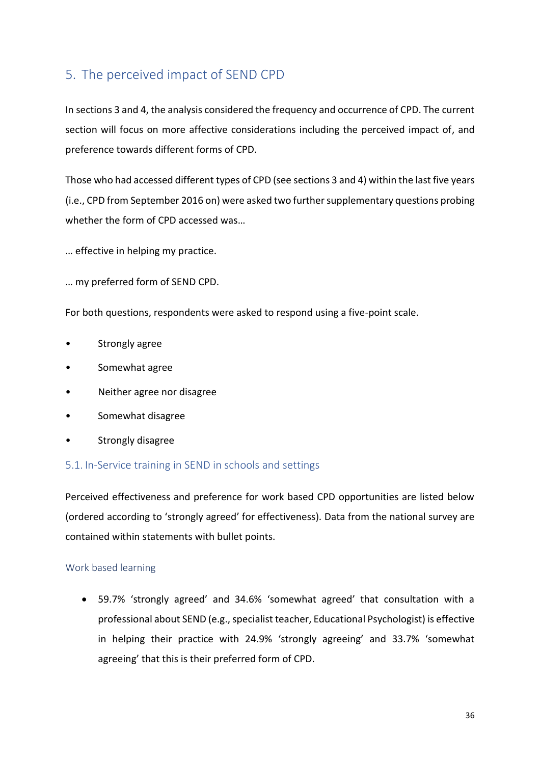## 5. The perceived impact of SEND CPD

In sections 3 and 4, the analysis considered the frequency and occurrence of CPD. The current section will focus on more affective considerations including the perceived impact of, and preference towards different forms of CPD.

Those who had accessed different types of CPD (see sections 3 and 4) within the last five years (i.e., CPD from September 2016 on) were asked two further supplementary questions probing whether the form of CPD accessed was…

… effective in helping my practice.

… my preferred form of SEND CPD.

For both questions, respondents were asked to respond using a five-point scale.

- Strongly agree
- Somewhat agree
- Neither agree nor disagree
- Somewhat disagree
- Strongly disagree

### 5.1. In-Service training in SEND in schools and settings

Perceived effectiveness and preference for work based CPD opportunities are listed below (ordered according to 'strongly agreed' for effectiveness). Data from the national survey are contained within statements with bullet points.

#### Work based learning

- 59.7% 'strongly agreed' and 34.6% 'somewhat agreed' that consultation with a professional about SEND (e.g., specialist teacher, Educational Psychologist) is effective in helping their practice with 24.9% 'strongly agreeing' and 33.7% 'somewhat agreeing' that this is their preferred form of CPD.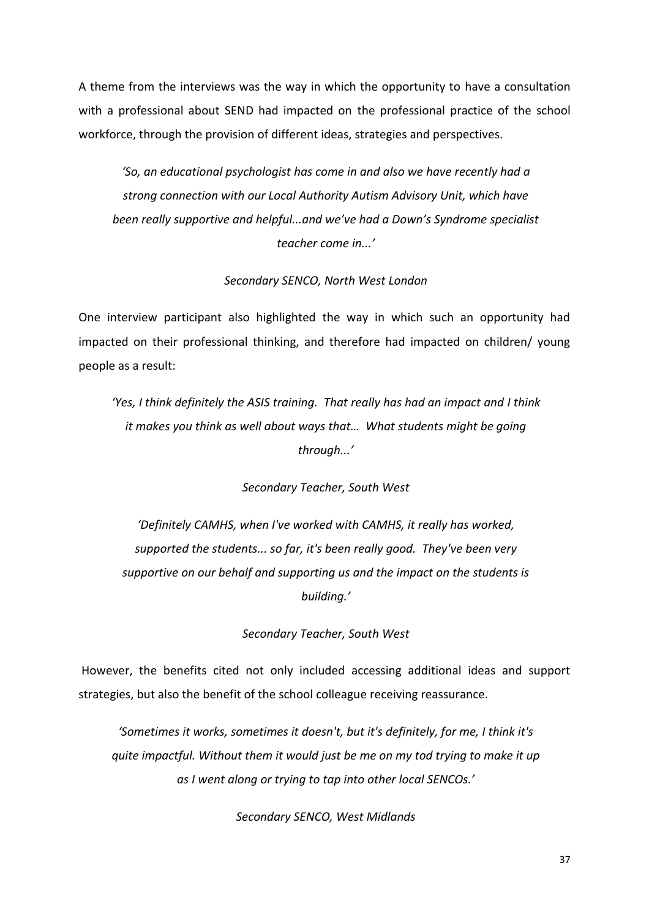A theme from the interviews was the way in which the opportunity to have a consultation with a professional about SEND had impacted on the professional practice of the school workforce, through the provision of different ideas, strategies and perspectives.

> *'So, an educational psychologist has come in and also we have recently had a strong connection with our Local Authority Autism Advisory Unit, which have been really supportive and helpful...and we've had a Down's Syndrome specialist teacher come in...'*
>
> *Secondary SENCO, North West London*

One interview participant also highlighted the way in which such an opportunity had impacted on their professional thinking, and therefore had impacted on children/ young people as a result:

> *'Yes, I think definitely the ASIS training. That really has had an impact and I think it makes you think as well about ways that… What students might be going through...'*
>
> *Secondary Teacher, South West*

> *'Definitely CAMHS, when I've worked with CAMHS, it really has worked, supported the students... so far, it's been really good. They've been very supportive on our behalf and supporting us and the impact on the students is building.'*
>
> *Secondary Teacher, South West*

However, the benefits cited not only included accessing additional ideas and support strategies, but also the benefit of the school colleague receiving reassurance.

> *'Sometimes it works, sometimes it doesn't, but it's definitely, for me, I think it's quite impactful. Without them it would just be me on my tod trying to make it up as I went along or trying to tap into other local SENCOs.'*
>
> *Secondary SENCO, West Midlands*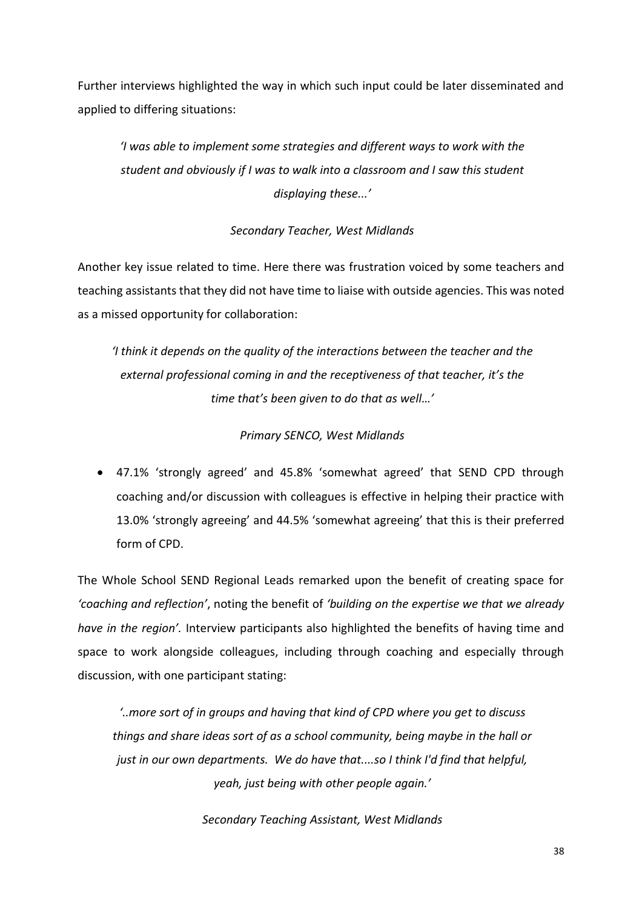Further interviews highlighted the way in which such input could be later disseminated and applied to differing situations:

> *'I was able to implement some strategies and different ways to work with the student and obviously if I was to walk into a classroom and I saw this student displaying these...'*
>
> *Secondary Teacher, West Midlands*

Another key issue related to time. Here there was frustration voiced by some teachers and teaching assistants that they did not have time to liaise with outside agencies. This was noted as a missed opportunity for collaboration:

> *'I think it depends on the quality of the interactions between the teacher and the external professional coming in and the receptiveness of that teacher, it's the time that's been given to do that as well…'*
>
> *Primary SENCO, West Midlands*

- 47.1% 'strongly agreed' and 45.8% 'somewhat agreed' that SEND CPD through coaching and/or discussion with colleagues is effective in helping their practice with 13.0% 'strongly agreeing' and 44.5% 'somewhat agreeing' that this is their preferred form of CPD.

The Whole School SEND Regional Leads remarked upon the benefit of creating space for *'coaching and reflection'*, noting the benefit of *'building on the expertise we that we already have in the region'.* Interview participants also highlighted the benefits of having time and space to work alongside colleagues, including through coaching and especially through discussion, with one participant stating:

> *'..more sort of in groups and having that kind of CPD where you get to discuss things and share ideas sort of as a school community, being maybe in the hall or just in our own departments. We do have that....so I think I'd find that helpful, yeah, just being with other people again.'*
>
> *Secondary Teaching Assistant, West Midlands*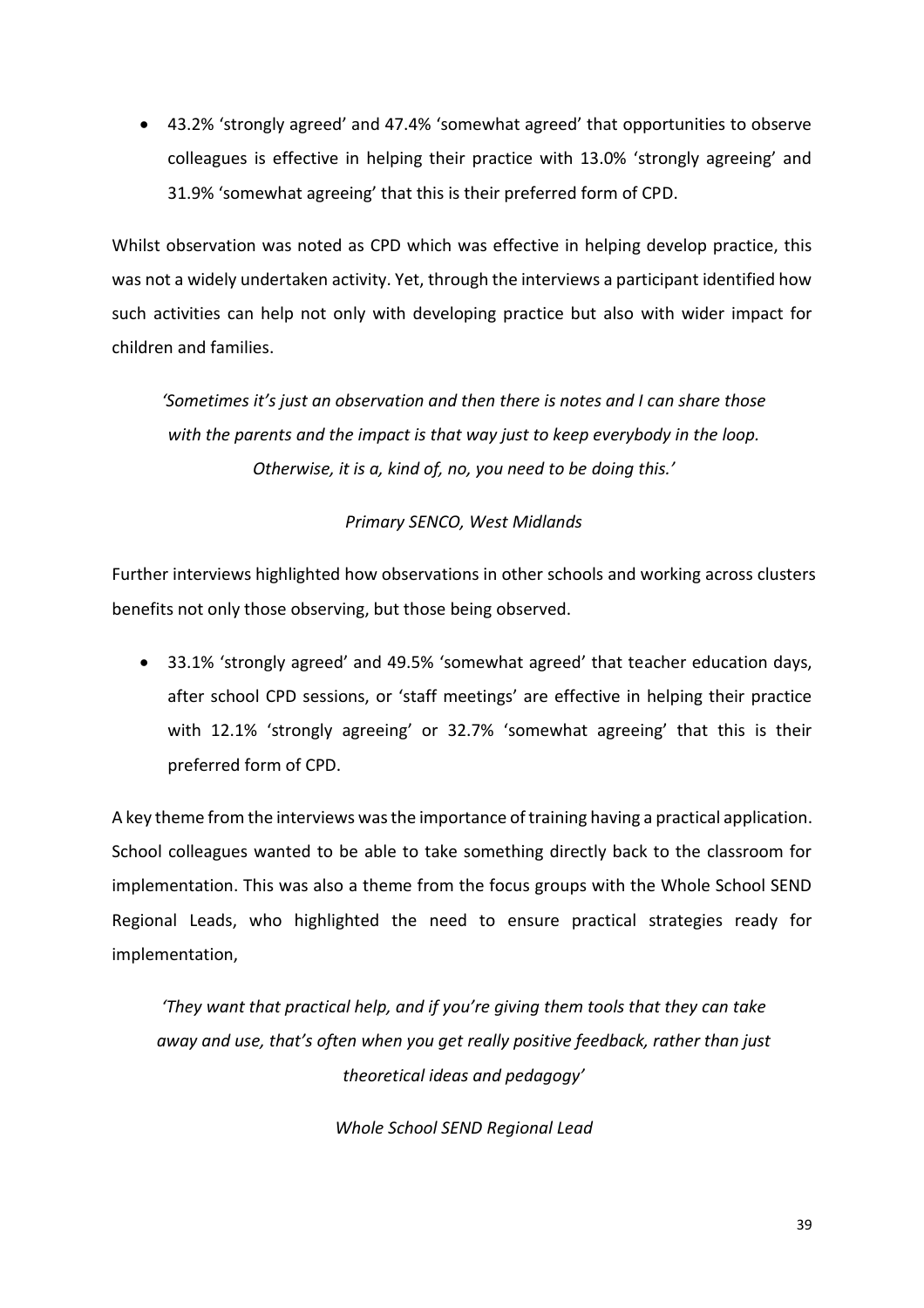- 43.2% 'strongly agreed' and 47.4% 'somewhat agreed' that opportunities to observe colleagues is effective in helping their practice with 13.0% 'strongly agreeing' and 31.9% 'somewhat agreeing' that this is their preferred form of CPD.

Whilst observation was noted as CPD which was effective in helping develop practice, this was not a widely undertaken activity. Yet, through the interviews a participant identified how such activities can help not only with developing practice but also with wider impact for children and families.

*'Sometimes it's just an observation and then there is notes and I can share those with the parents and the impact is that way just to keep everybody in the loop. Otherwise, it is a, kind of, no, you need to be doing this.'*

*Primary SENCO, West Midlands*

Further interviews highlighted how observations in other schools and working across clusters benefits not only those observing, but those being observed.

- 33.1% 'strongly agreed' and 49.5% 'somewhat agreed' that teacher education days, after school CPD sessions, or 'staff meetings' are effective in helping their practice with 12.1% 'strongly agreeing' or 32.7% 'somewhat agreeing' that this is their preferred form of CPD.

A key theme from the interviews was the importance of training having a practical application. School colleagues wanted to be able to take something directly back to the classroom for implementation. This was also a theme from the focus groups with the Whole School SEND Regional Leads, who highlighted the need to ensure practical strategies ready for implementation,

*'They want that practical help, and if you're giving them tools that they can take away and use, that's often when you get really positive feedback, rather than just theoretical ideas and pedagogy'*

*Whole School SEND Regional Lead*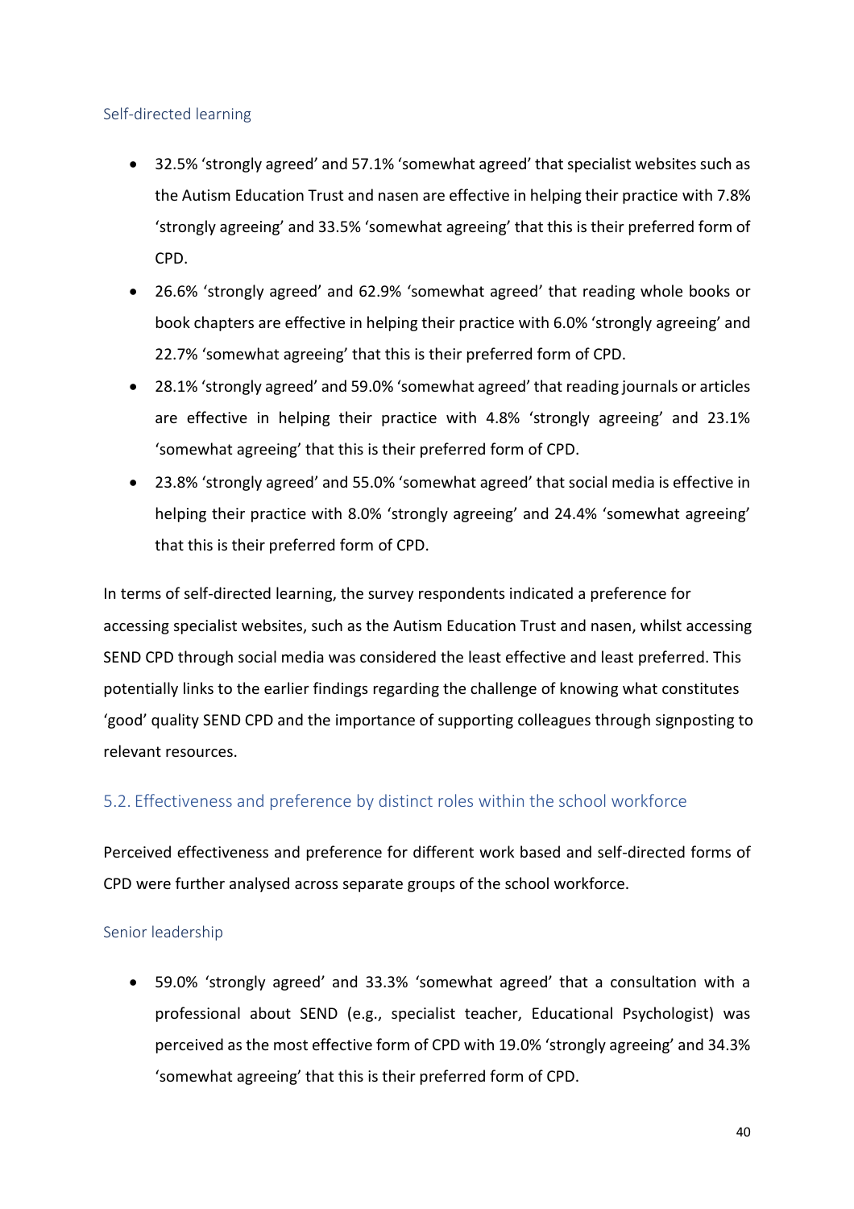### Self-directed learning

- 32.5% 'strongly agreed' and 57.1% 'somewhat agreed' that specialist websites such as the Autism Education Trust and nasen are effective in helping their practice with 7.8% 'strongly agreeing' and 33.5% 'somewhat agreeing' that this is their preferred form of CPD.
- 26.6% 'strongly agreed' and 62.9% 'somewhat agreed' that reading whole books or book chapters are effective in helping their practice with 6.0% 'strongly agreeing' and 22.7% 'somewhat agreeing' that this is their preferred form of CPD.
- 28.1% 'strongly agreed' and 59.0% 'somewhat agreed' that reading journals or articles are effective in helping their practice with 4.8% 'strongly agreeing' and 23.1% 'somewhat agreeing' that this is their preferred form of CPD.
- 23.8% 'strongly agreed' and 55.0% 'somewhat agreed' that social media is effective in helping their practice with 8.0% 'strongly agreeing' and 24.4% 'somewhat agreeing' that this is their preferred form of CPD.

In terms of self-directed learning, the survey respondents indicated a preference for accessing specialist websites, such as the Autism Education Trust and nasen, whilst accessing SEND CPD through social media was considered the least effective and least preferred. This potentially links to the earlier findings regarding the challenge of knowing what constitutes 'good' quality SEND CPD and the importance of supporting colleagues through signposting to relevant resources.

## 5.2. Effectiveness and preference by distinct roles within the school workforce

Perceived effectiveness and preference for different work based and self-directed forms of CPD were further analysed across separate groups of the school workforce.

### Senior leadership

- 59.0% 'strongly agreed' and 33.3% 'somewhat agreed' that a consultation with a professional about SEND (e.g., specialist teacher, Educational Psychologist) was perceived as the most effective form of CPD with 19.0% 'strongly agreeing' and 34.3% 'somewhat agreeing' that this is their preferred form of CPD.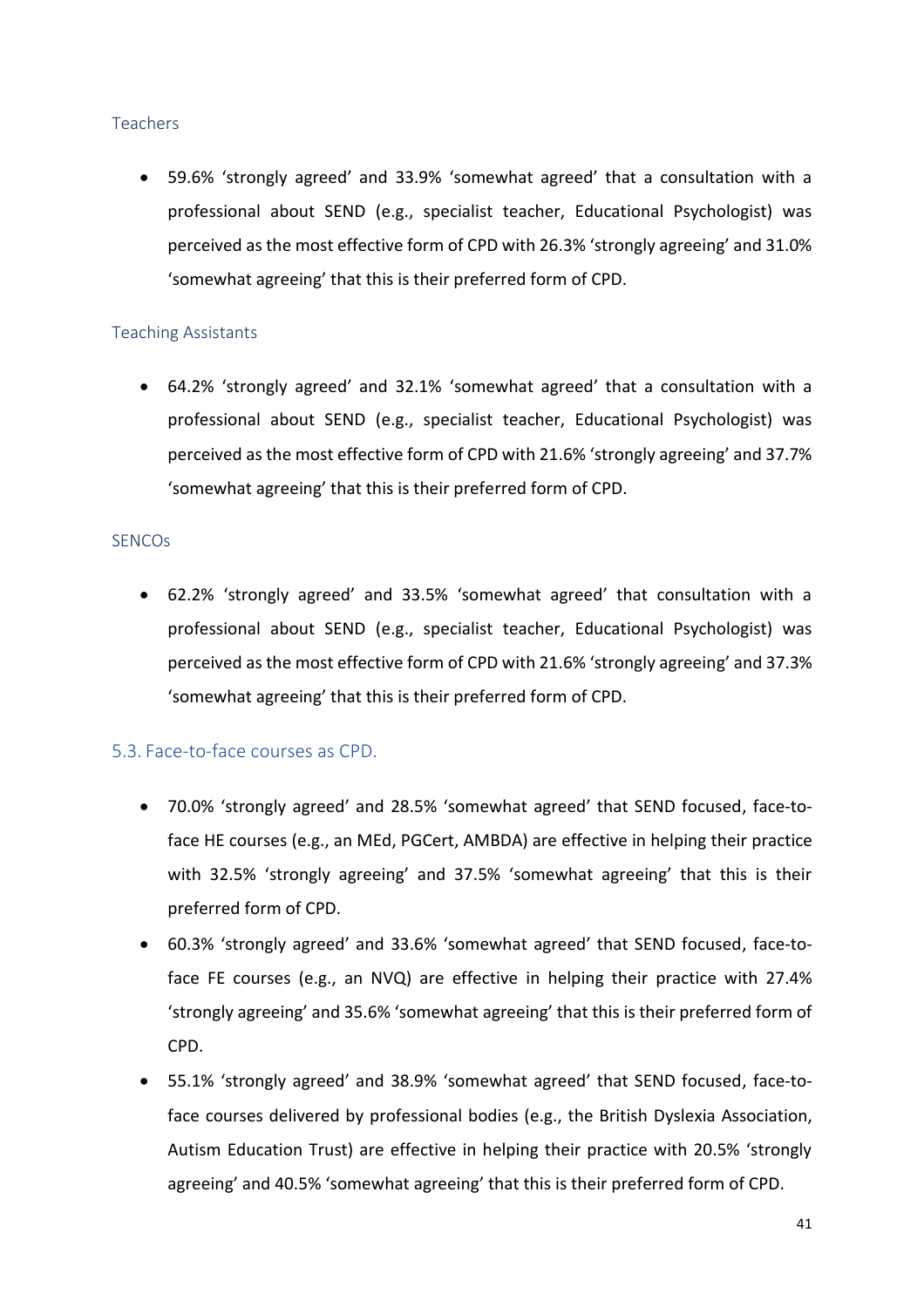### Teachers

- 59.6% ‘strongly agreed’ and 33.9% ‘somewhat agreed’ that a consultation with a professional about SEND (e.g., specialist teacher, Educational Psychologist) was perceived as the most effective form of CPD with 26.3% ‘strongly agreeing’ and 31.0% ‘somewhat agreeing’ that this is their preferred form of CPD.

### Teaching Assistants

- 64.2% ‘strongly agreed’ and 32.1% ‘somewhat agreed’ that a consultation with a professional about SEND (e.g., specialist teacher, Educational Psychologist) was perceived as the most effective form of CPD with 21.6% ‘strongly agreeing’ and 37.7% ‘somewhat agreeing’ that this is their preferred form of CPD.

### SENCOs

- 62.2% ‘strongly agreed’ and 33.5% ‘somewhat agreed’ that consultation with a professional about SEND (e.g., specialist teacher, Educational Psychologist) was perceived as the most effective form of CPD with 21.6% ‘strongly agreeing’ and 37.3% ‘somewhat agreeing’ that this is their preferred form of CPD.

## 5.3. Face-to-face courses as CPD.

- 70.0% ‘strongly agreed’ and 28.5% ‘somewhat agreed’ that SEND focused, face-to-face HE courses (e.g., an MEd, PGCert, AMBDA) are effective in helping their practice with 32.5% ‘strongly agreeing’ and 37.5% ‘somewhat agreeing’ that this is their preferred form of CPD.
- 60.3% ‘strongly agreed’ and 33.6% ‘somewhat agreed’ that SEND focused, face-to-face FE courses (e.g., an NVQ) are effective in helping their practice with 27.4% ‘strongly agreeing’ and 35.6% ‘somewhat agreeing’ that this is their preferred form of CPD.
- 55.1% ‘strongly agreed’ and 38.9% ‘somewhat agreed’ that SEND focused, face-to-face courses delivered by professional bodies (e.g., the British Dyslexia Association, Autism Education Trust) are effective in helping their practice with 20.5% ‘strongly agreeing’ and 40.5% ‘somewhat agreeing’ that this is their preferred form of CPD.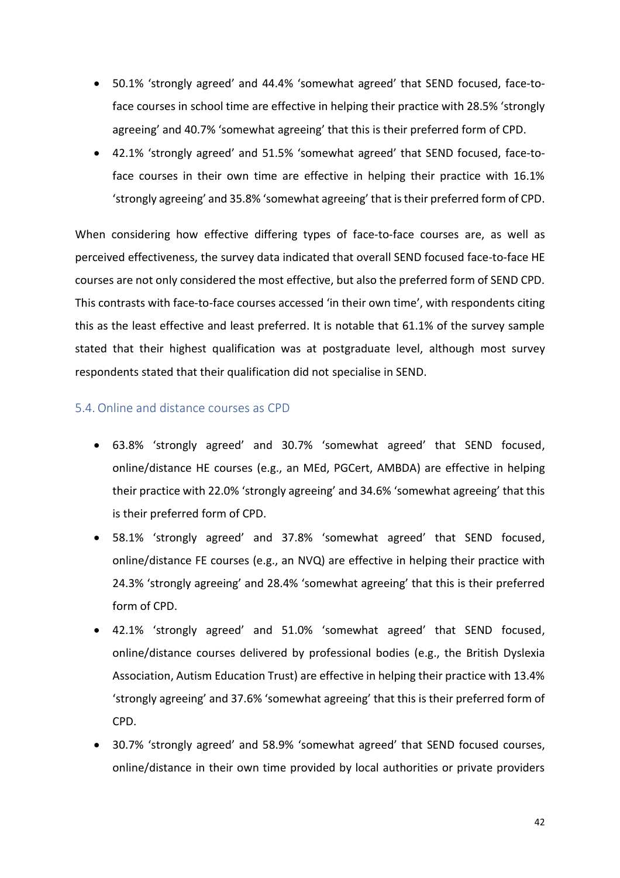- 50.1% 'strongly agreed' and 44.4% 'somewhat agreed' that SEND focused, face-to-face courses in school time are effective in helping their practice with 28.5% 'strongly agreeing' and 40.7% 'somewhat agreeing' that this is their preferred form of CPD.
- 42.1% 'strongly agreed' and 51.5% 'somewhat agreed' that SEND focused, face-to-face courses in their own time are effective in helping their practice with 16.1% 'strongly agreeing' and 35.8% 'somewhat agreeing' that is their preferred form of CPD.

When considering how effective differing types of face-to-face courses are, as well as perceived effectiveness, the survey data indicated that overall SEND focused face-to-face HE courses are not only considered the most effective, but also the preferred form of SEND CPD. This contrasts with face-to-face courses accessed 'in their own time', with respondents citing this as the least effective and least preferred. It is notable that 61.1% of the survey sample stated that their highest qualification was at postgraduate level, although most survey respondents stated that their qualification did not specialise in SEND.

## 5.4. Online and distance courses as CPD

- 63.8% 'strongly agreed' and 30.7% 'somewhat agreed' that SEND focused, online/distance HE courses (e.g., an MEd, PGCert, AMBDA) are effective in helping their practice with 22.0% 'strongly agreeing' and 34.6% 'somewhat agreeing' that this is their preferred form of CPD.
- 58.1% 'strongly agreed' and 37.8% 'somewhat agreed' that SEND focused, online/distance FE courses (e.g., an NVQ) are effective in helping their practice with 24.3% 'strongly agreeing' and 28.4% 'somewhat agreeing' that this is their preferred form of CPD.
- 42.1% 'strongly agreed' and 51.0% 'somewhat agreed' that SEND focused, online/distance courses delivered by professional bodies (e.g., the British Dyslexia Association, Autism Education Trust) are effective in helping their practice with 13.4% 'strongly agreeing' and 37.6% 'somewhat agreeing' that this is their preferred form of CPD.
- 30.7% 'strongly agreed' and 58.9% 'somewhat agreed' that SEND focused courses, online/distance in their own time provided by local authorities or private providers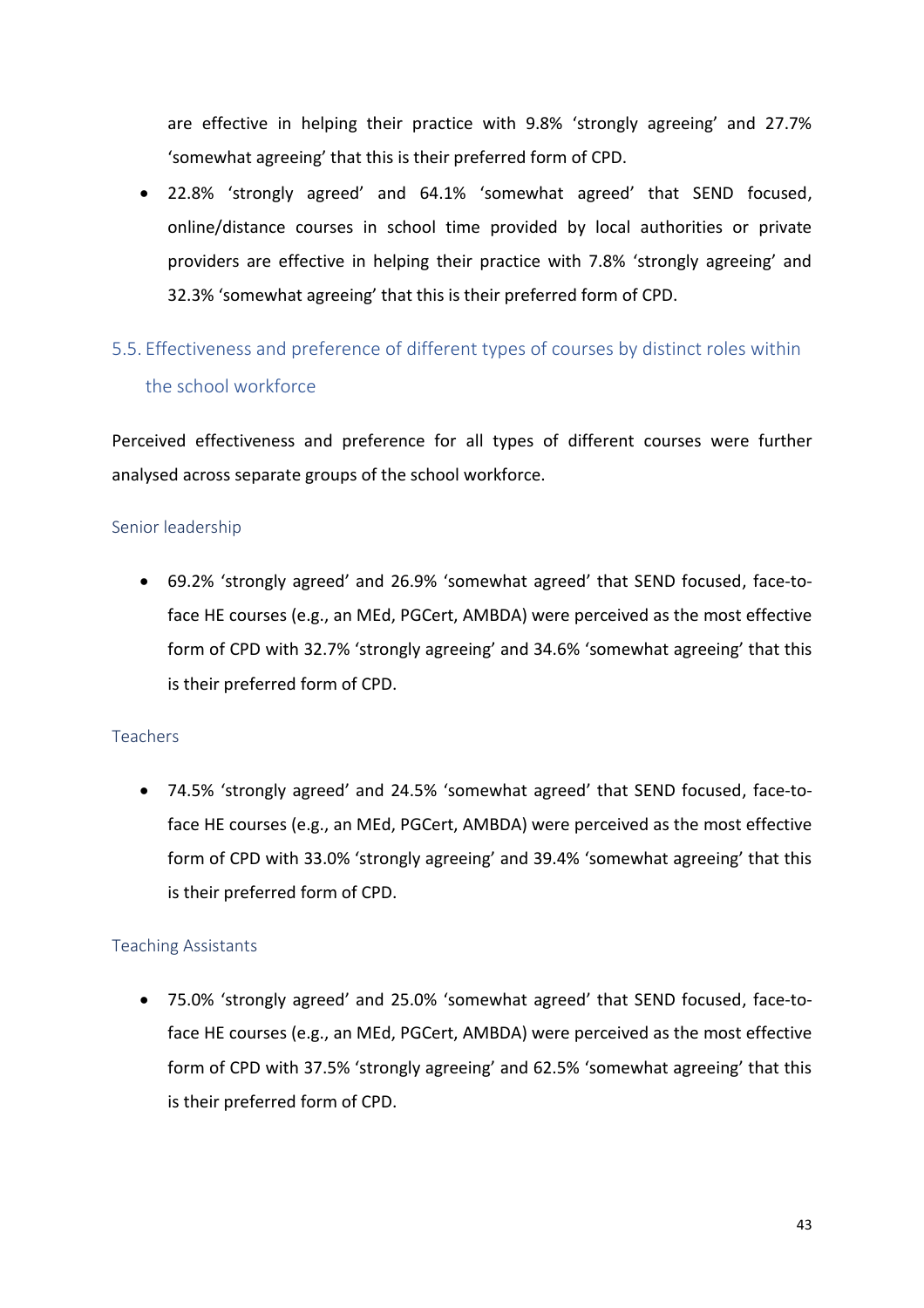are effective in helping their practice with 9.8% 'strongly agreeing' and 27.7% 'somewhat agreeing' that this is their preferred form of CPD.

- 22.8% 'strongly agreed' and 64.1% 'somewhat agreed' that SEND focused, online/distance courses in school time provided by local authorities or private providers are effective in helping their practice with 7.8% 'strongly agreeing' and 32.3% 'somewhat agreeing' that this is their preferred form of CPD.

## 5.5. Effectiveness and preference of different types of courses by distinct roles within the school workforce

Perceived effectiveness and preference for all types of different courses were further analysed across separate groups of the school workforce.

### Senior leadership

- 69.2% 'strongly agreed' and 26.9% 'somewhat agreed' that SEND focused, face-to-face HE courses (e.g., an MEd, PGCert, AMBDA) were perceived as the most effective form of CPD with 32.7% 'strongly agreeing' and 34.6% 'somewhat agreeing' that this is their preferred form of CPD.

### Teachers

- 74.5% 'strongly agreed' and 24.5% 'somewhat agreed' that SEND focused, face-to-face HE courses (e.g., an MEd, PGCert, AMBDA) were perceived as the most effective form of CPD with 33.0% 'strongly agreeing' and 39.4% 'somewhat agreeing' that this is their preferred form of CPD.

### Teaching Assistants

- 75.0% 'strongly agreed' and 25.0% 'somewhat agreed' that SEND focused, face-to-face HE courses (e.g., an MEd, PGCert, AMBDA) were perceived as the most effective form of CPD with 37.5% 'strongly agreeing' and 62.5% 'somewhat agreeing' that this is their preferred form of CPD.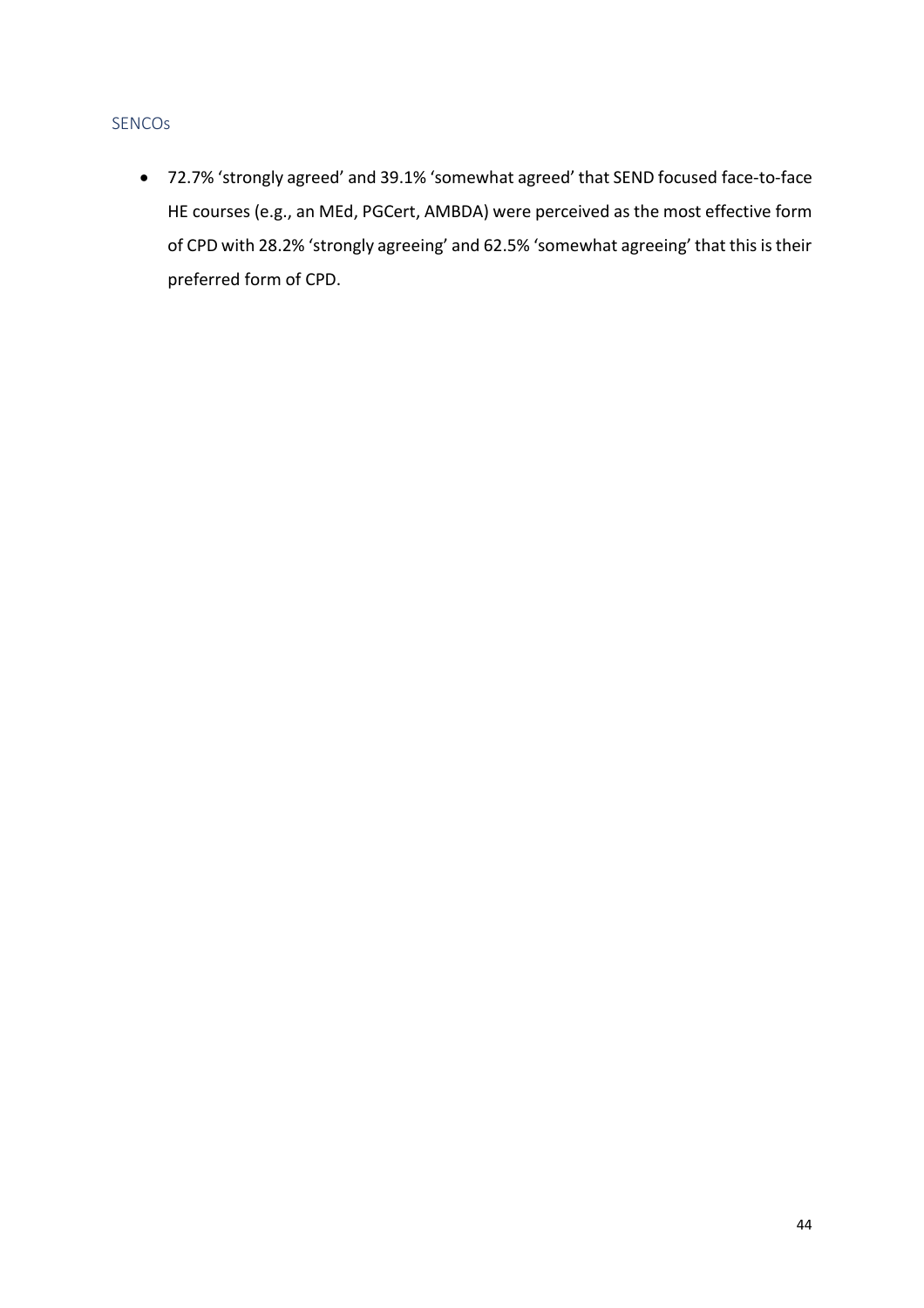### SENCOs

- 72.7% 'strongly agreed' and 39.1% 'somewhat agreed' that SEND focused face-to-face HE courses (e.g., an MEd, PGCert, AMBDA) were perceived as the most effective form of CPD with 28.2% 'strongly agreeing' and 62.5% 'somewhat agreeing' that this is their preferred form of CPD.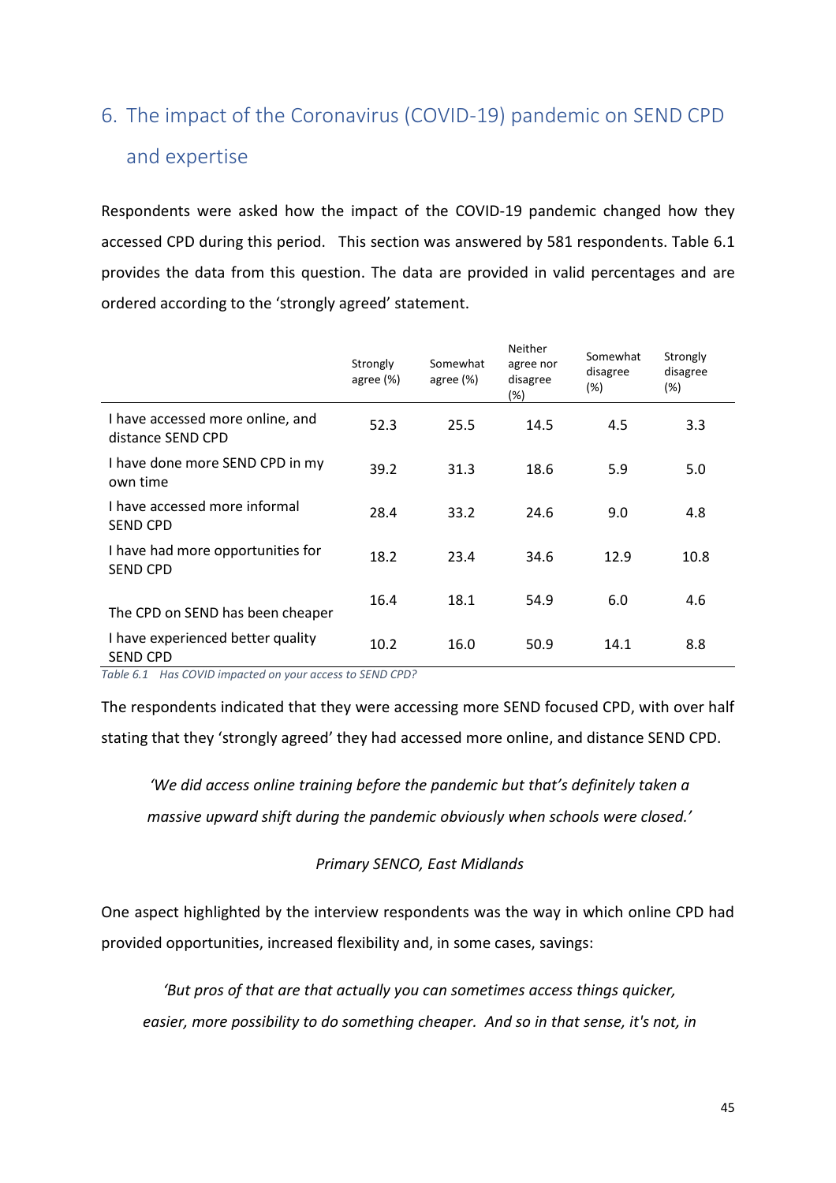## 6. The impact of the Coronavirus (COVID-19) pandemic on SEND CPD and expertise

Respondents were asked how the impact of the COVID-19 pandemic changed how they accessed CPD during this period. This section was answered by 581 respondents. Table 6.1 provides the data from this question. The data are provided in valid percentages and are ordered according to the 'strongly agreed' statement.

| | Strongly agree (%) | Somewhat agree (%) | Neither agree nor disagree (%) | Somewhat disagree (%) | Strongly disagree (%) |
|---|---|---|---|---|---|
| I have accessed more online, and distance SEND CPD | 52.3 | 25.5 | 14.5 | 4.5 | 3.3 |
| I have done more SEND CPD in my own time | 39.2 | 31.3 | 18.6 | 5.9 | 5.0 |
| I have accessed more informal SEND CPD | 28.4 | 33.2 | 24.6 | 9.0 | 4.8 |
| I have had more opportunities for SEND CPD | 18.2 | 23.4 | 34.6 | 12.9 | 10.8 |
| The CPD on SEND has been cheaper | 16.4 | 18.1 | 54.9 | 6.0 | 4.6 |
| I have experienced better quality SEND CPD | 10.2 | 16.0 | 50.9 | 14.1 | 8.8 |

*Table 6.1 Has COVID impacted on your access to SEND CPD?*

The respondents indicated that they were accessing more SEND focused CPD, with over half stating that they 'strongly agreed' they had accessed more online, and distance SEND CPD.

> *'We did access online training before the pandemic but that's definitely taken a massive upward shift during the pandemic obviously when schools were closed.'*
>
> *Primary SENCO, East Midlands*

One aspect highlighted by the interview respondents was the way in which online CPD had provided opportunities, increased flexibility and, in some cases, savings:

> *'But pros of that are that actually you can sometimes access things quicker, easier, more possibility to do something cheaper. And so in that sense, it's not, in*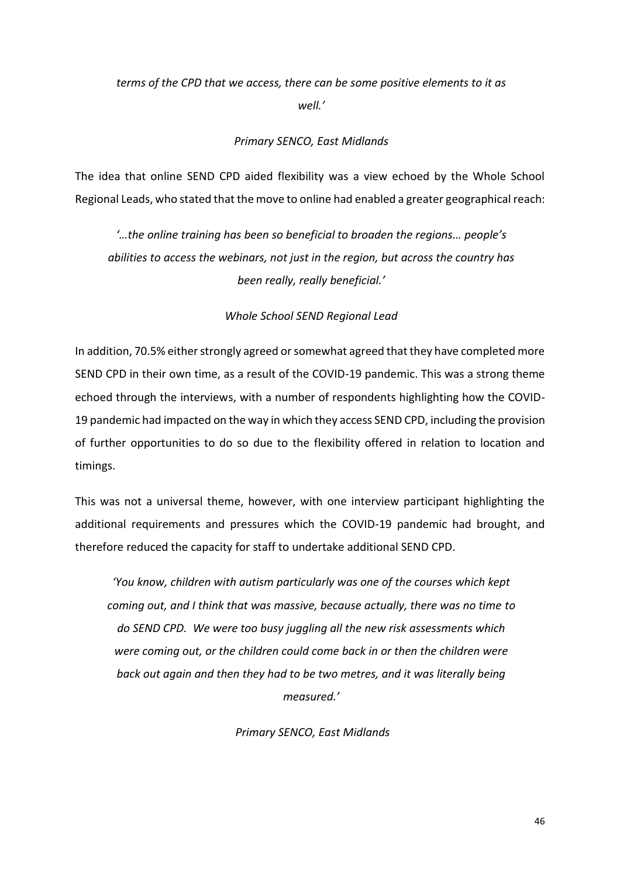*terms of the CPD that we access, there can be some positive elements to it as well.'*

*Primary SENCO, East Midlands*

The idea that online SEND CPD aided flexibility was a view echoed by the Whole School Regional Leads, who stated that the move to online had enabled a greater geographical reach:

*'…the online training has been so beneficial to broaden the regions… people's abilities to access the webinars, not just in the region, but across the country has been really, really beneficial.'*

*Whole School SEND Regional Lead*

In addition, 70.5% either strongly agreed or somewhat agreed that they have completed more SEND CPD in their own time, as a result of the COVID-19 pandemic. This was a strong theme echoed through the interviews, with a number of respondents highlighting how the COVID-19 pandemic had impacted on the way in which they access SEND CPD, including the provision of further opportunities to do so due to the flexibility offered in relation to location and timings.

This was not a universal theme, however, with one interview participant highlighting the additional requirements and pressures which the COVID-19 pandemic had brought, and therefore reduced the capacity for staff to undertake additional SEND CPD.

*'You know, children with autism particularly was one of the courses which kept coming out, and I think that was massive, because actually, there was no time to do SEND CPD. We were too busy juggling all the new risk assessments which were coming out, or the children could come back in or then the children were back out again and then they had to be two metres, and it was literally being measured.'*

*Primary SENCO, East Midlands*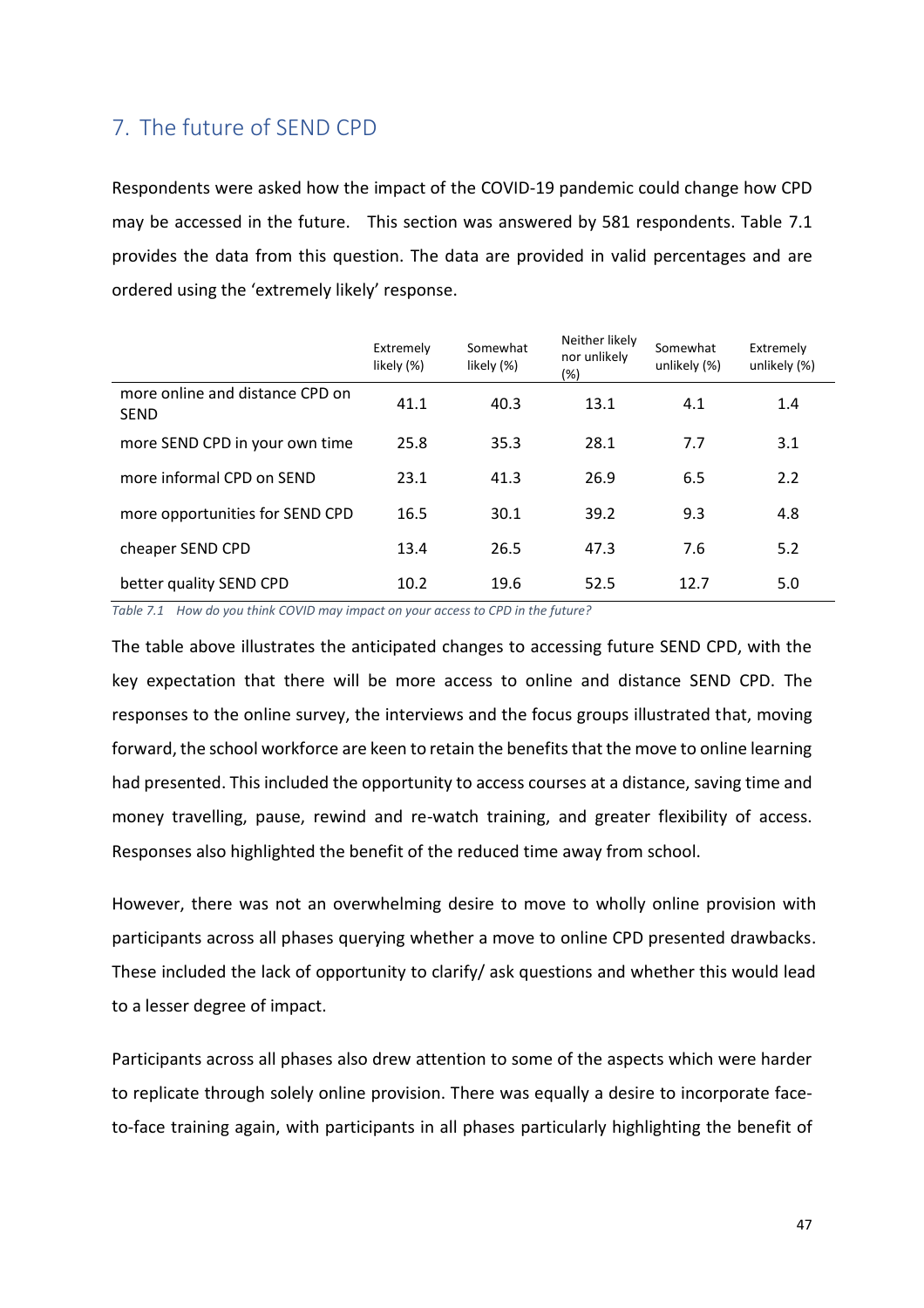## 7. The future of SEND CPD

Respondents were asked how the impact of the COVID-19 pandemic could change how CPD may be accessed in the future. This section was answered by 581 respondents. Table 7.1 provides the data from this question. The data are provided in valid percentages and are ordered using the 'extremely likely' response.

| | Extremely likely (%) | Somewhat likely (%) | Neither likely nor unlikely (%) | Somewhat unlikely (%) | Extremely unlikely (%) |
|---|---|---|---|---|---|
| more online and distance CPD on SEND | 41.1 | 40.3 | 13.1 | 4.1 | 1.4 |
| more SEND CPD in your own time | 25.8 | 35.3 | 28.1 | 7.7 | 3.1 |
| more informal CPD on SEND | 23.1 | 41.3 | 26.9 | 6.5 | 2.2 |
| more opportunities for SEND CPD | 16.5 | 30.1 | 39.2 | 9.3 | 4.8 |
| cheaper SEND CPD | 13.4 | 26.5 | 47.3 | 7.6 | 5.2 |
| better quality SEND CPD | 10.2 | 19.6 | 52.5 | 12.7 | 5.0 |

*Table 7.1 How do you think COVID may impact on your access to CPD in the future?*

The table above illustrates the anticipated changes to accessing future SEND CPD, with the key expectation that there will be more access to online and distance SEND CPD. The responses to the online survey, the interviews and the focus groups illustrated that, moving forward, the school workforce are keen to retain the benefits that the move to online learning had presented. This included the opportunity to access courses at a distance, saving time and money travelling, pause, rewind and re-watch training, and greater flexibility of access. Responses also highlighted the benefit of the reduced time away from school.

However, there was not an overwhelming desire to move to wholly online provision with participants across all phases querying whether a move to online CPD presented drawbacks. These included the lack of opportunity to clarify/ ask questions and whether this would lead to a lesser degree of impact.

Participants across all phases also drew attention to some of the aspects which were harder to replicate through solely online provision. There was equally a desire to incorporate face-to-face training again, with participants in all phases particularly highlighting the benefit of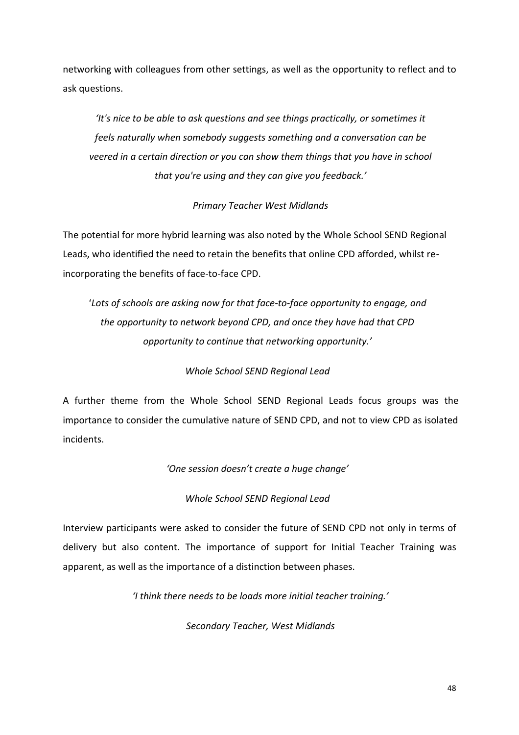networking with colleagues from other settings, as well as the opportunity to reflect and to ask questions.

*'It's nice to be able to ask questions and see things practically, or sometimes it feels naturally when somebody suggests something and a conversation can be veered in a certain direction or you can show them things that you have in school that you're using and they can give you feedback.'*

*Primary Teacher West Midlands*

The potential for more hybrid learning was also noted by the Whole School SEND Regional Leads, who identified the need to retain the benefits that online CPD afforded, whilst re-incorporating the benefits of face-to-face CPD.

'*Lots of schools are asking now for that face-to-face opportunity to engage, and the opportunity to network beyond CPD, and once they have had that CPD opportunity to continue that networking opportunity.'*

*Whole School SEND Regional Lead*

A further theme from the Whole School SEND Regional Leads focus groups was the importance to consider the cumulative nature of SEND CPD, and not to view CPD as isolated incidents.

*'One session doesn't create a huge change'*

*Whole School SEND Regional Lead*

Interview participants were asked to consider the future of SEND CPD not only in terms of delivery but also content. The importance of support for Initial Teacher Training was apparent, as well as the importance of a distinction between phases.

*'I think there needs to be loads more initial teacher training.'*

*Secondary Teacher, West Midlands*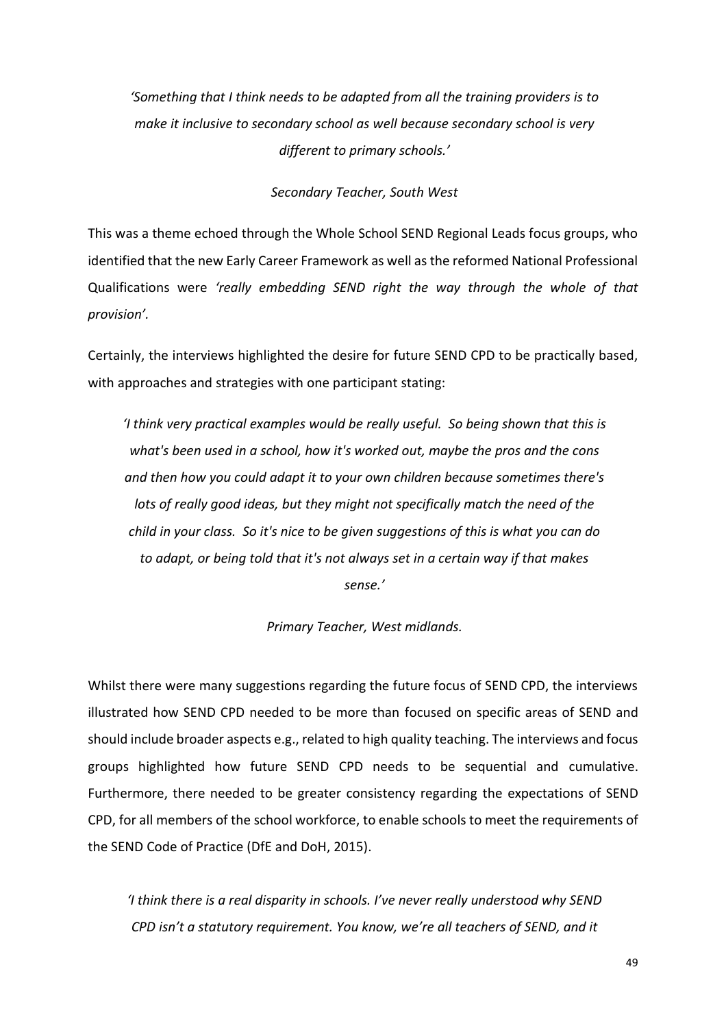> *'Something that I think needs to be adapted from all the training providers is to make it inclusive to secondary school as well because secondary school is very different to primary schools.'*
>
> *Secondary Teacher, South West*

This was a theme echoed through the Whole School SEND Regional Leads focus groups, who identified that the new Early Career Framework as well as the reformed National Professional Qualifications were *'really embedding SEND right the way through the whole of that provision'*.

Certainly, the interviews highlighted the desire for future SEND CPD to be practically based, with approaches and strategies with one participant stating:

> *'I think very practical examples would be really useful. So being shown that this is what's been used in a school, how it's worked out, maybe the pros and the cons and then how you could adapt it to your own children because sometimes there's lots of really good ideas, but they might not specifically match the need of the child in your class. So it's nice to be given suggestions of this is what you can do to adapt, or being told that it's not always set in a certain way if that makes sense.'*
>
> *Primary Teacher, West midlands.*

Whilst there were many suggestions regarding the future focus of SEND CPD, the interviews illustrated how SEND CPD needed to be more than focused on specific areas of SEND and should include broader aspects e.g., related to high quality teaching. The interviews and focus groups highlighted how future SEND CPD needs to be sequential and cumulative. Furthermore, there needed to be greater consistency regarding the expectations of SEND CPD, for all members of the school workforce, to enable schools to meet the requirements of the SEND Code of Practice (DfE and DoH, 2015).

> *'I think there is a real disparity in schools. I've never really understood why SEND CPD isn't a statutory requirement. You know, we're all teachers of SEND, and it*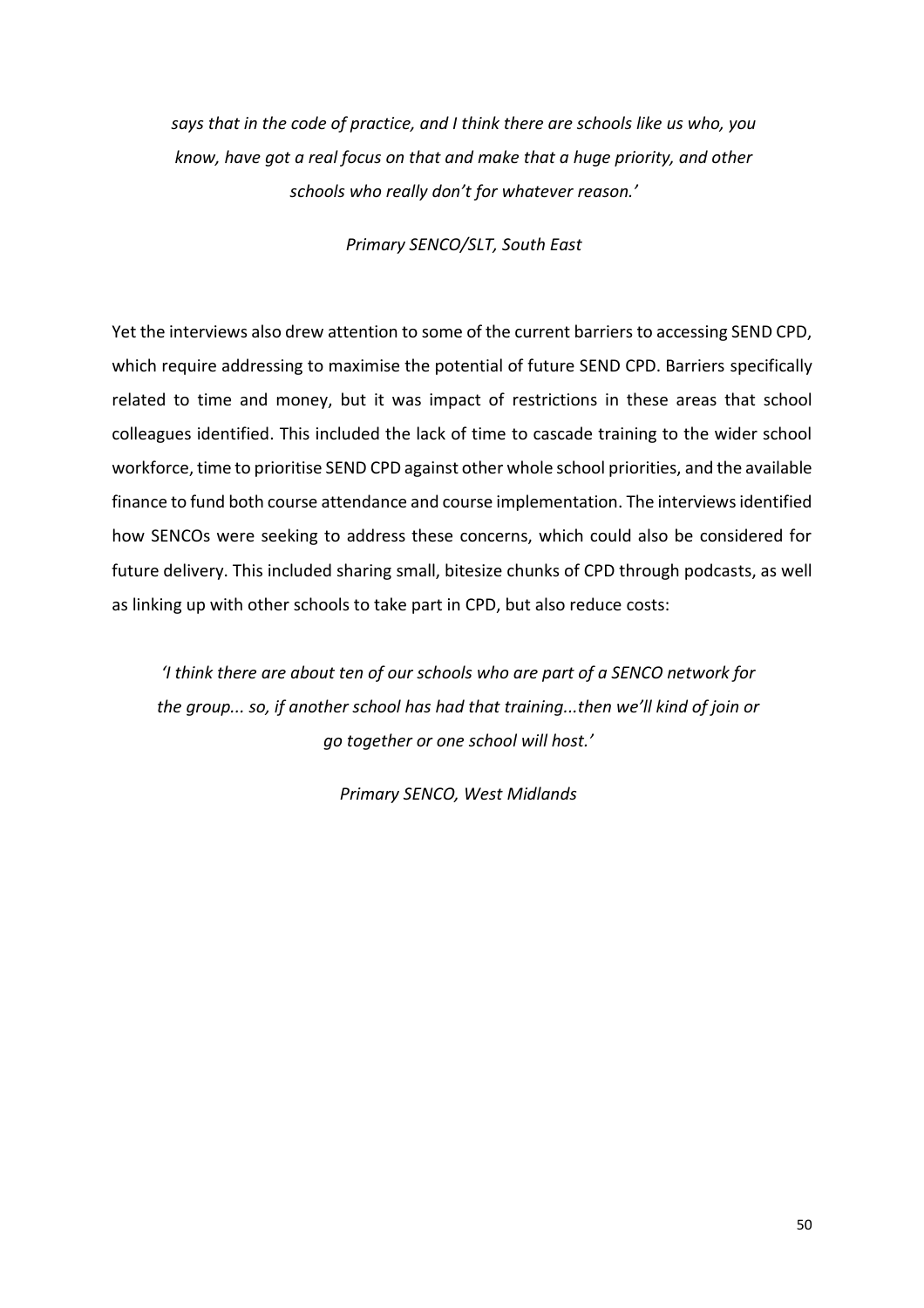*says that in the code of practice, and I think there are schools like us who, you know, have got a real focus on that and make that a huge priority, and other schools who really don't for whatever reason.'*

*Primary SENCO/SLT, South East*

Yet the interviews also drew attention to some of the current barriers to accessing SEND CPD, which require addressing to maximise the potential of future SEND CPD. Barriers specifically related to time and money, but it was impact of restrictions in these areas that school colleagues identified. This included the lack of time to cascade training to the wider school workforce, time to prioritise SEND CPD against other whole school priorities, and the available finance to fund both course attendance and course implementation. The interviews identified how SENCOs were seeking to address these concerns, which could also be considered for future delivery. This included sharing small, bitesize chunks of CPD through podcasts, as well as linking up with other schools to take part in CPD, but also reduce costs:

*'I think there are about ten of our schools who are part of a SENCO network for the group... so, if another school has had that training...then we'll kind of join or go together or one school will host.'*

*Primary SENCO, West Midlands*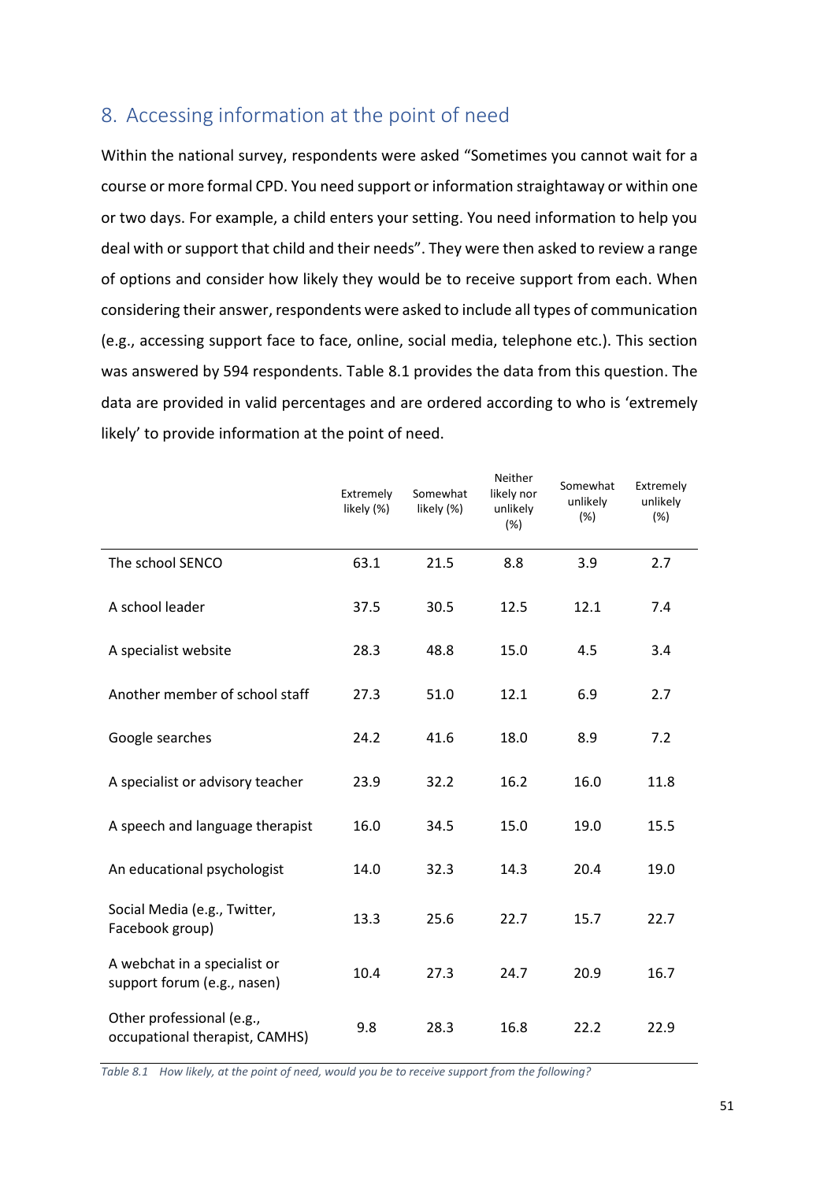## 8. Accessing information at the point of need

Within the national survey, respondents were asked "Sometimes you cannot wait for a course or more formal CPD. You need support or information straightaway or within one or two days. For example, a child enters your setting. You need information to help you deal with or support that child and their needs". They were then asked to review a range of options and consider how likely they would be to receive support from each. When considering their answer, respondents were asked to include all types of communication (e.g., accessing support face to face, online, social media, telephone etc.). This section was answered by 594 respondents. Table 8.1 provides the data from this question. The data are provided in valid percentages and are ordered according to who is 'extremely likely' to provide information at the point of need.

| | Extremely likely (%) | Somewhat likely (%) | Neither likely nor unlikely (%) | Somewhat unlikely (%) | Extremely unlikely (%) |
|---|---|---|---|---|---|
| The school SENCO | 63.1 | 21.5 | 8.8 | 3.9 | 2.7 |
| A school leader | 37.5 | 30.5 | 12.5 | 12.1 | 7.4 |
| A specialist website | 28.3 | 48.8 | 15.0 | 4.5 | 3.4 |
| Another member of school staff | 27.3 | 51.0 | 12.1 | 6.9 | 2.7 |
| Google searches | 24.2 | 41.6 | 18.0 | 8.9 | 7.2 |
| A specialist or advisory teacher | 23.9 | 32.2 | 16.2 | 16.0 | 11.8 |
| A speech and language therapist | 16.0 | 34.5 | 15.0 | 19.0 | 15.5 |
| An educational psychologist | 14.0 | 32.3 | 14.3 | 20.4 | 19.0 |
| Social Media (e.g., Twitter, Facebook group) | 13.3 | 25.6 | 22.7 | 15.7 | 22.7 |
| A webchat in a specialist or support forum (e.g., nasen) | 10.4 | 27.3 | 24.7 | 20.9 | 16.7 |
| Other professional (e.g., occupational therapist, CAMHS) | 9.8 | 28.3 | 16.8 | 22.2 | 22.9 |

*Table 8.1 How likely, at the point of need, would you be to receive support from the following?*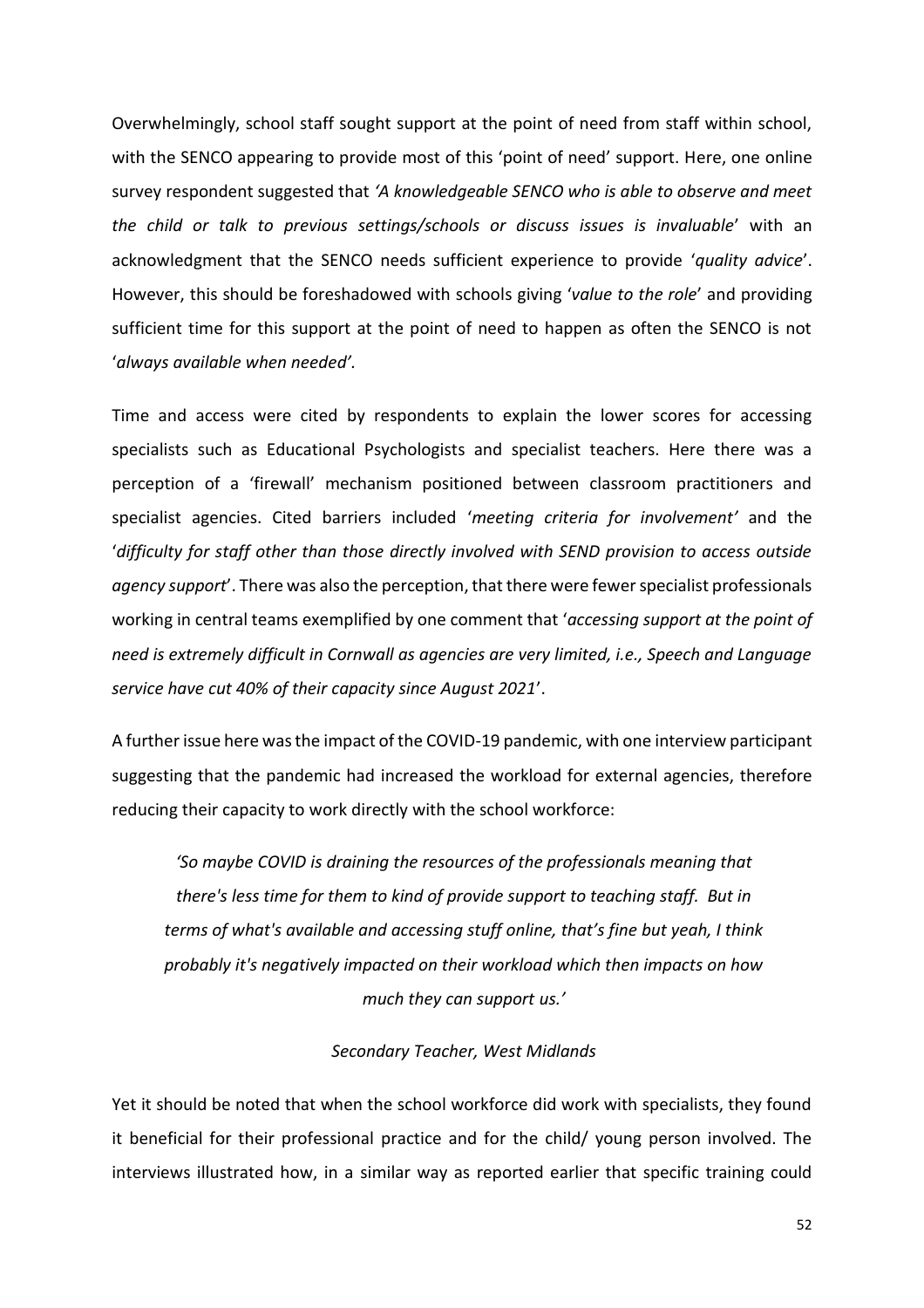Overwhelmingly, school staff sought support at the point of need from staff within school, with the SENCO appearing to provide most of this 'point of need' support. Here, one online survey respondent suggested that *'A knowledgeable SENCO who is able to observe and meet the child or talk to previous settings/schools or discuss issues is invaluable*' with an acknowledgment that the SENCO needs sufficient experience to provide '*quality advice*'. However, this should be foreshadowed with schools giving '*value to the role*' and providing sufficient time for this support at the point of need to happen as often the SENCO is not '*always available when needed'.*

Time and access were cited by respondents to explain the lower scores for accessing specialists such as Educational Psychologists and specialist teachers. Here there was a perception of a 'firewall' mechanism positioned between classroom practitioners and specialist agencies. Cited barriers included '*meeting criteria for involvement'* and the '*difficulty for staff other than those directly involved with SEND provision to access outside agency support*'. There was also the perception, that there were fewer specialist professionals working in central teams exemplified by one comment that '*accessing support at the point of need is extremely difficult in Cornwall as agencies are very limited, i.e., Speech and Language service have cut 40% of their capacity since August 2021*'.

A further issue here was the impact of the COVID-19 pandemic, with one interview participant suggesting that the pandemic had increased the workload for external agencies, therefore reducing their capacity to work directly with the school workforce:

> *'So maybe COVID is draining the resources of the professionals meaning that there's less time for them to kind of provide support to teaching staff. But in terms of what's available and accessing stuff online, that's fine but yeah, I think probably it's negatively impacted on their workload which then impacts on how much they can support us.'*
>
> *Secondary Teacher, West Midlands*

Yet it should be noted that when the school workforce did work with specialists, they found it beneficial for their professional practice and for the child/ young person involved. The interviews illustrated how, in a similar way as reported earlier that specific training could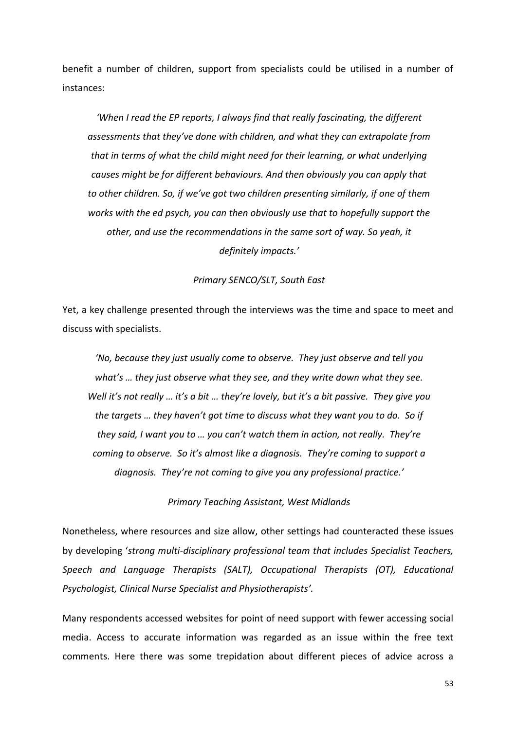benefit a number of children, support from specialists could be utilised in a number of instances:

> *'When I read the EP reports, I always find that really fascinating, the different assessments that they've done with children, and what they can extrapolate from that in terms of what the child might need for their learning, or what underlying causes might be for different behaviours. And then obviously you can apply that to other children. So, if we've got two children presenting similarly, if one of them works with the ed psych, you can then obviously use that to hopefully support the other, and use the recommendations in the same sort of way. So yeah, it definitely impacts.'*
>
> *Primary SENCO/SLT, South East*

Yet, a key challenge presented through the interviews was the time and space to meet and discuss with specialists.

> *'No, because they just usually come to observe. They just observe and tell you what's … they just observe what they see, and they write down what they see. Well it's not really … it's a bit … they're lovely, but it's a bit passive. They give you the targets … they haven't got time to discuss what they want you to do. So if they said, I want you to … you can't watch them in action, not really. They're coming to observe. So it's almost like a diagnosis. They're coming to support a diagnosis. They're not coming to give you any professional practice.'*
>
> *Primary Teaching Assistant, West Midlands*

Nonetheless, where resources and size allow, other settings had counteracted these issues by developing '*strong multi-disciplinary professional team that includes Specialist Teachers, Speech and Language Therapists (SALT), Occupational Therapists (OT), Educational Psychologist, Clinical Nurse Specialist and Physiotherapists'*.

Many respondents accessed websites for point of need support with fewer accessing social media. Access to accurate information was regarded as an issue within the free text comments. Here there was some trepidation about different pieces of advice across a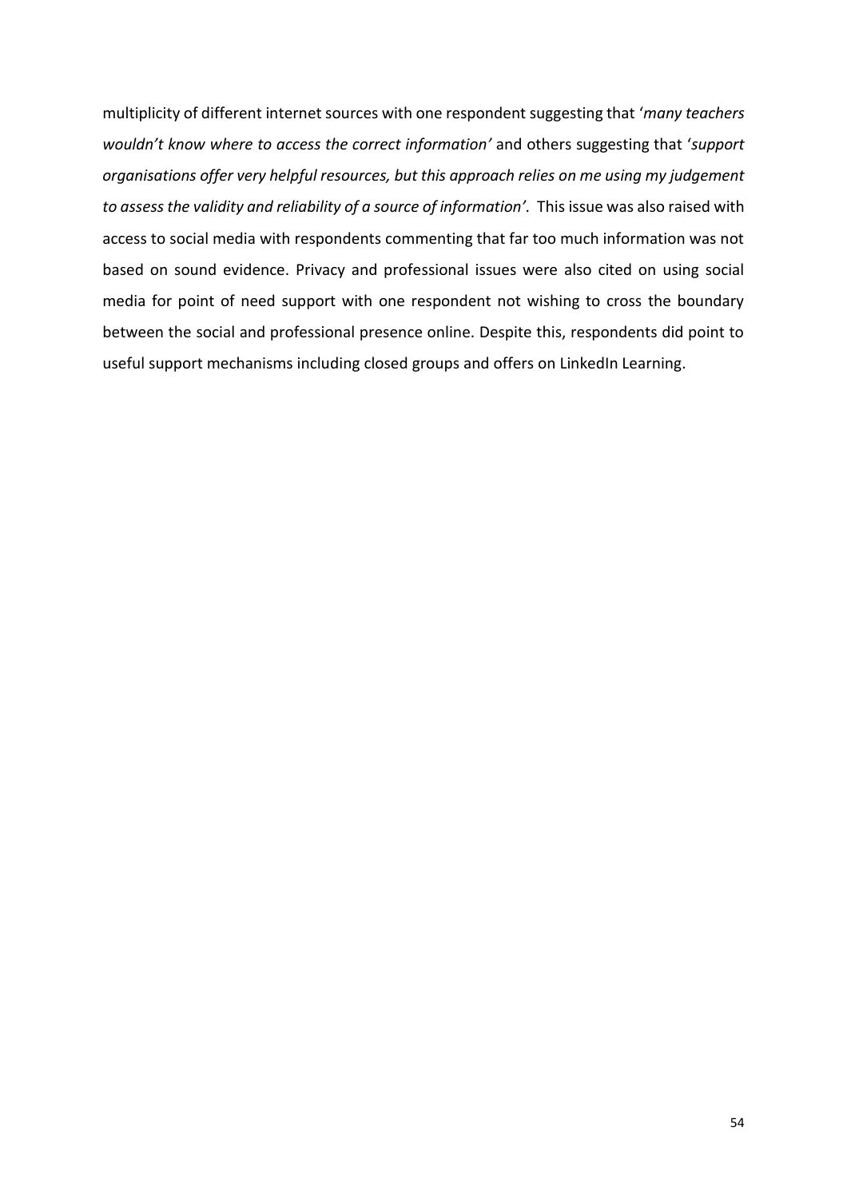multiplicity of different internet sources with one respondent suggesting that '*many teachers wouldn't know where to access the correct information'* and others suggesting that '*support organisations offer very helpful resources, but this approach relies on me using my judgement to assess the validity and reliability of a source of information'.* This issue was also raised with access to social media with respondents commenting that far too much information was not based on sound evidence. Privacy and professional issues were also cited on using social media for point of need support with one respondent not wishing to cross the boundary between the social and professional presence online. Despite this, respondents did point to useful support mechanisms including closed groups and offers on LinkedIn Learning.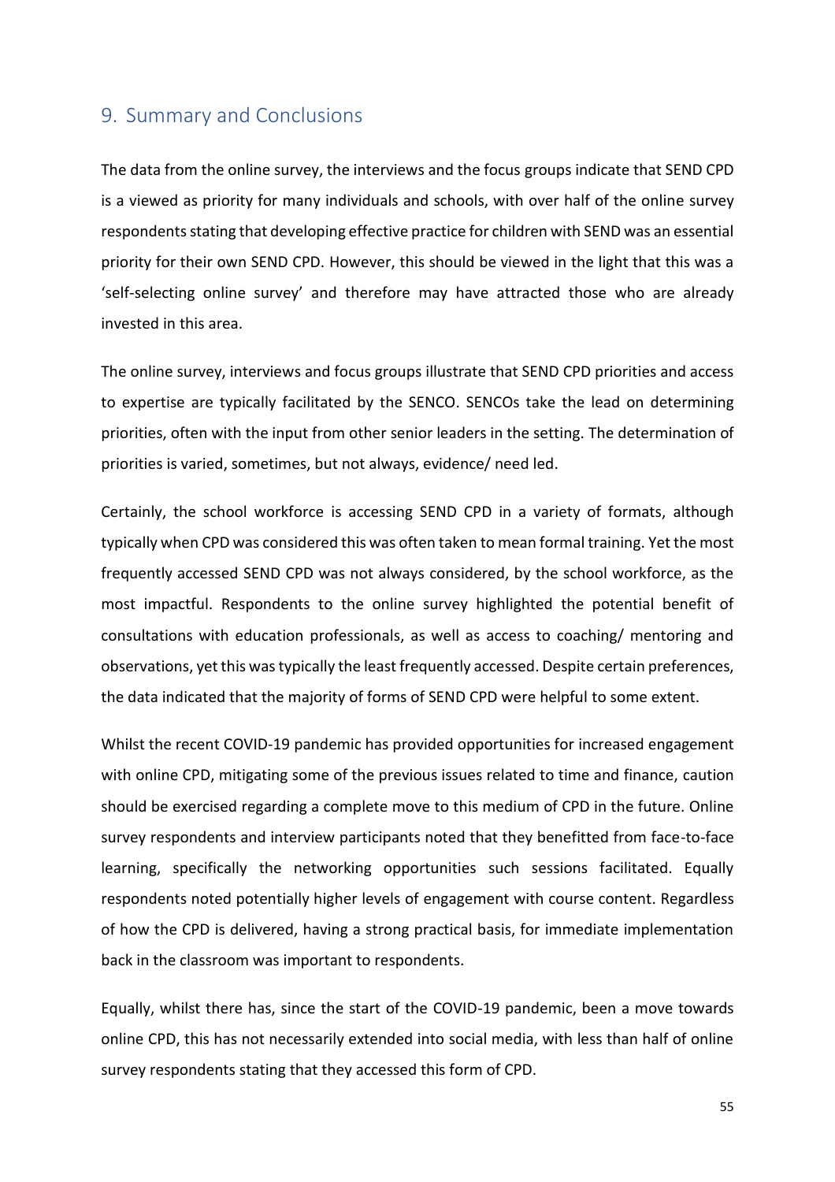## 9. Summary and Conclusions

The data from the online survey, the interviews and the focus groups indicate that SEND CPD is a viewed as priority for many individuals and schools, with over half of the online survey respondents stating that developing effective practice for children with SEND was an essential priority for their own SEND CPD. However, this should be viewed in the light that this was a 'self-selecting online survey' and therefore may have attracted those who are already invested in this area.

The online survey, interviews and focus groups illustrate that SEND CPD priorities and access to expertise are typically facilitated by the SENCO. SENCOs take the lead on determining priorities, often with the input from other senior leaders in the setting. The determination of priorities is varied, sometimes, but not always, evidence/ need led.

Certainly, the school workforce is accessing SEND CPD in a variety of formats, although typically when CPD was considered this was often taken to mean formal training. Yet the most frequently accessed SEND CPD was not always considered, by the school workforce, as the most impactful. Respondents to the online survey highlighted the potential benefit of consultations with education professionals, as well as access to coaching/ mentoring and observations, yet this was typically the least frequently accessed. Despite certain preferences, the data indicated that the majority of forms of SEND CPD were helpful to some extent.

Whilst the recent COVID-19 pandemic has provided opportunities for increased engagement with online CPD, mitigating some of the previous issues related to time and finance, caution should be exercised regarding a complete move to this medium of CPD in the future. Online survey respondents and interview participants noted that they benefitted from face-to-face learning, specifically the networking opportunities such sessions facilitated. Equally respondents noted potentially higher levels of engagement with course content. Regardless of how the CPD is delivered, having a strong practical basis, for immediate implementation back in the classroom was important to respondents.

Equally, whilst there has, since the start of the COVID-19 pandemic, been a move towards online CPD, this has not necessarily extended into social media, with less than half of online survey respondents stating that they accessed this form of CPD.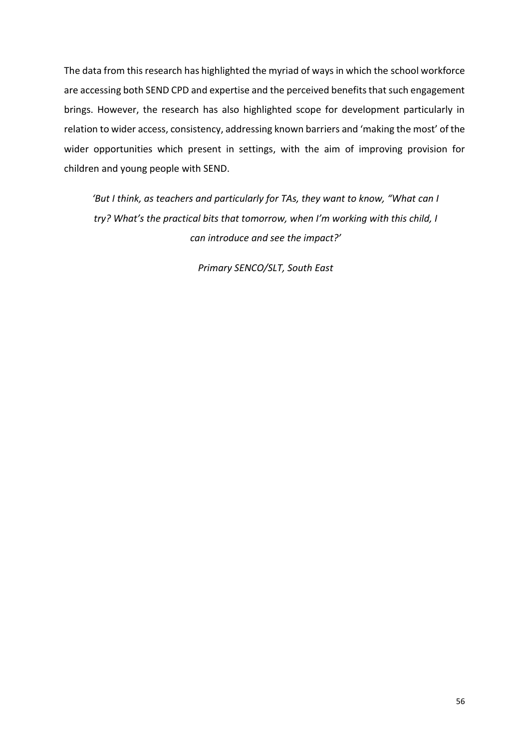The data from this research has highlighted the myriad of ways in which the school workforce are accessing both SEND CPD and expertise and the perceived benefits that such engagement brings. However, the research has also highlighted scope for development particularly in relation to wider access, consistency, addressing known barriers and 'making the most' of the wider opportunities which present in settings, with the aim of improving provision for children and young people with SEND.

*'But I think, as teachers and particularly for TAs, they want to know, "What can I try? What's the practical bits that tomorrow, when I'm working with this child, I can introduce and see the impact?'*

*Primary SENCO/SLT, South East*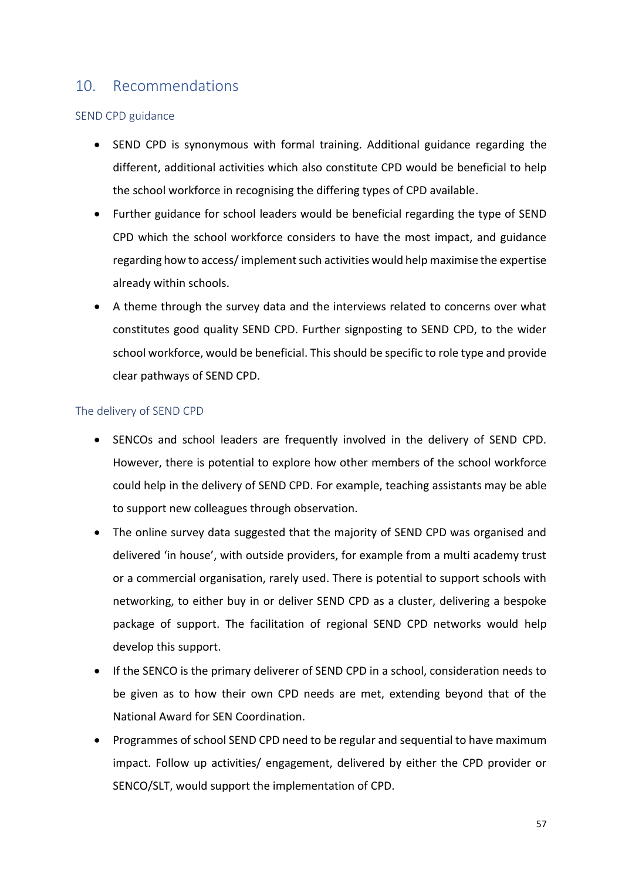## 10. Recommendations

### SEND CPD guidance

- SEND CPD is synonymous with formal training. Additional guidance regarding the different, additional activities which also constitute CPD would be beneficial to help the school workforce in recognising the differing types of CPD available.
- Further guidance for school leaders would be beneficial regarding the type of SEND CPD which the school workforce considers to have the most impact, and guidance regarding how to access/ implement such activities would help maximise the expertise already within schools.
- A theme through the survey data and the interviews related to concerns over what constitutes good quality SEND CPD. Further signposting to SEND CPD, to the wider school workforce, would be beneficial. This should be specific to role type and provide clear pathways of SEND CPD.

### The delivery of SEND CPD

- SENCOs and school leaders are frequently involved in the delivery of SEND CPD. However, there is potential to explore how other members of the school workforce could help in the delivery of SEND CPD. For example, teaching assistants may be able to support new colleagues through observation.
- The online survey data suggested that the majority of SEND CPD was organised and delivered 'in house', with outside providers, for example from a multi academy trust or a commercial organisation, rarely used. There is potential to support schools with networking, to either buy in or deliver SEND CPD as a cluster, delivering a bespoke package of support. The facilitation of regional SEND CPD networks would help develop this support.
- If the SENCO is the primary deliverer of SEND CPD in a school, consideration needs to be given as to how their own CPD needs are met, extending beyond that of the National Award for SEN Coordination.
- Programmes of school SEND CPD need to be regular and sequential to have maximum impact. Follow up activities/ engagement, delivered by either the CPD provider or SENCO/SLT, would support the implementation of CPD.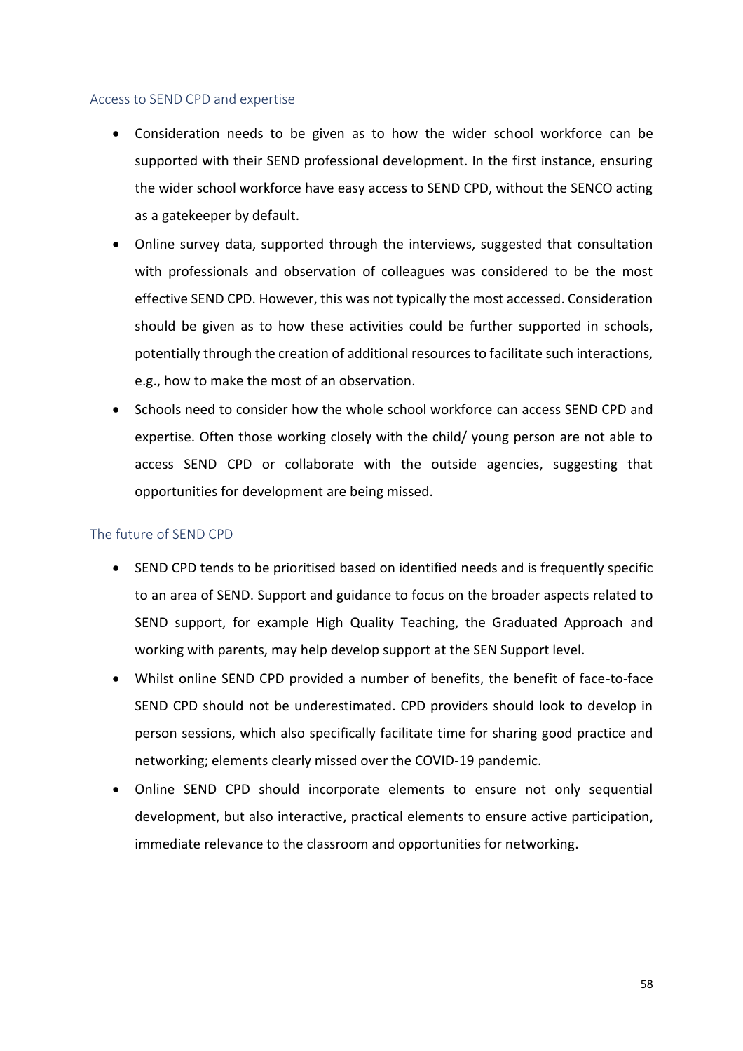### Access to SEND CPD and expertise

- Consideration needs to be given as to how the wider school workforce can be supported with their SEND professional development. In the first instance, ensuring the wider school workforce have easy access to SEND CPD, without the SENCO acting as a gatekeeper by default.
- Online survey data, supported through the interviews, suggested that consultation with professionals and observation of colleagues was considered to be the most effective SEND CPD. However, this was not typically the most accessed. Consideration should be given as to how these activities could be further supported in schools, potentially through the creation of additional resources to facilitate such interactions, e.g., how to make the most of an observation.
- Schools need to consider how the whole school workforce can access SEND CPD and expertise. Often those working closely with the child/ young person are not able to access SEND CPD or collaborate with the outside agencies, suggesting that opportunities for development are being missed.

### The future of SEND CPD

- SEND CPD tends to be prioritised based on identified needs and is frequently specific to an area of SEND. Support and guidance to focus on the broader aspects related to SEND support, for example High Quality Teaching, the Graduated Approach and working with parents, may help develop support at the SEN Support level.
- Whilst online SEND CPD provided a number of benefits, the benefit of face-to-face SEND CPD should not be underestimated. CPD providers should look to develop in person sessions, which also specifically facilitate time for sharing good practice and networking; elements clearly missed over the COVID-19 pandemic.
- Online SEND CPD should incorporate elements to ensure not only sequential development, but also interactive, practical elements to ensure active participation, immediate relevance to the classroom and opportunities for networking.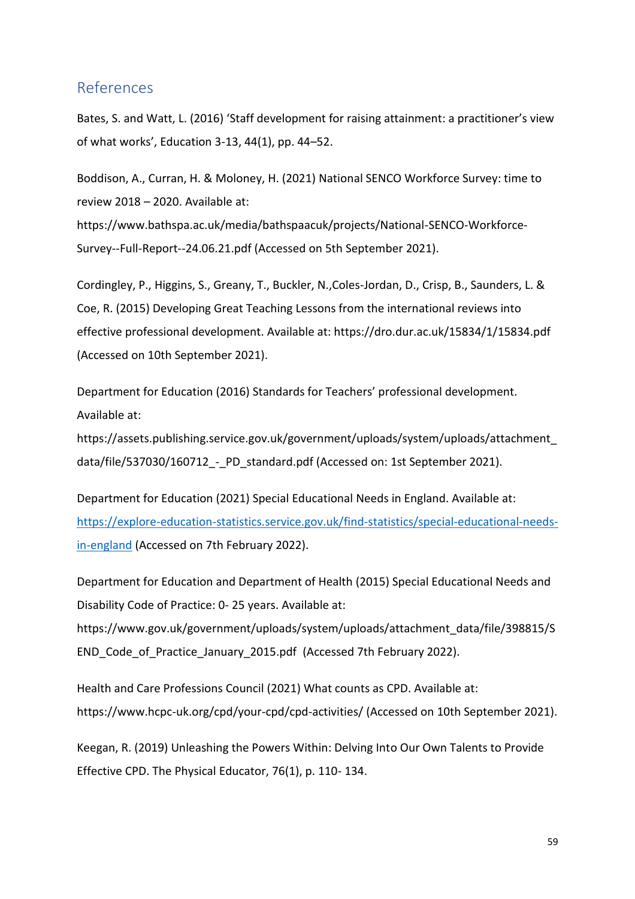## References

Bates, S. and Watt, L. (2016) 'Staff development for raising attainment: a practitioner's view of what works', Education 3-13, 44(1), pp. 44–52.

Boddison, A., Curran, H. & Moloney, H. (2021) National SENCO Workforce Survey: time to review 2018 – 2020. Available at: https://www.bathspa.ac.uk/media/bathspaacuk/projects/National-SENCO-Workforce-Survey--Full-Report--24.06.21.pdf (Accessed on 5th September 2021).

Cordingley, P., Higgins, S., Greany, T., Buckler, N.,Coles-Jordan, D., Crisp, B., Saunders, L. & Coe, R. (2015) Developing Great Teaching Lessons from the international reviews into effective professional development. Available at: https://dro.dur.ac.uk/15834/1/15834.pdf (Accessed on 10th September 2021).

Department for Education (2016) Standards for Teachers' professional development. Available at: https://assets.publishing.service.gov.uk/government/uploads/system/uploads/attachment_data/file/537030/160712_-_PD_standard.pdf (Accessed on: 1st September 2021).

Department for Education (2021) Special Educational Needs in England. Available at: [https://explore-education-statistics.service.gov.uk/find-statistics/special-educational-needs-in-england](https://explore-education-statistics.service.gov.uk/find-statistics/special-educational-needs-in-england) (Accessed on 7th February 2022).

Department for Education and Department of Health (2015) Special Educational Needs and Disability Code of Practice: 0- 25 years. Available at: https://www.gov.uk/government/uploads/system/uploads/attachment_data/file/398815/SEND_Code_of_Practice_January_2015.pdf (Accessed 7th February 2022).

Health and Care Professions Council (2021) What counts as CPD. Available at: https://www.hcpc-uk.org/cpd/your-cpd/cpd-activities/ (Accessed on 10th September 2021).

Keegan, R. (2019) Unleashing the Powers Within: Delving Into Our Own Talents to Provide Effective CPD. The Physical Educator, 76(1), p. 110- 134.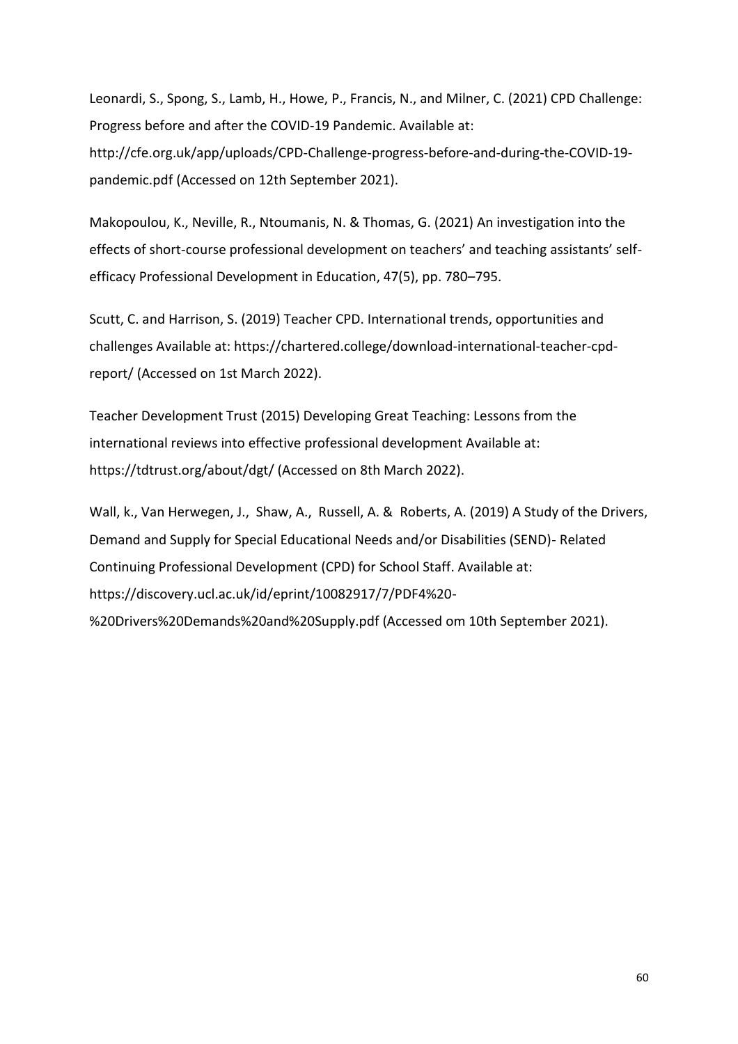Leonardi, S., Spong, S., Lamb, H., Howe, P., Francis, N., and Milner, C. (2021) CPD Challenge: Progress before and after the COVID-19 Pandemic. Available at: http://cfe.org.uk/app/uploads/CPD-Challenge-progress-before-and-during-the-COVID-19-pandemic.pdf (Accessed on 12th September 2021).

Makopoulou, K., Neville, R., Ntoumanis, N. & Thomas, G. (2021) An investigation into the effects of short-course professional development on teachers' and teaching assistants' self-efficacy Professional Development in Education, 47(5), pp. 780–795.

Scutt, C. and Harrison, S. (2019) Teacher CPD. International trends, opportunities and challenges Available at: https://chartered.college/download-international-teacher-cpd-report/ (Accessed on 1st March 2022).

Teacher Development Trust (2015) Developing Great Teaching: Lessons from the international reviews into effective professional development Available at: https://tdtrust.org/about/dgt/ (Accessed on 8th March 2022).

Wall, k., Van Herwegen, J., Shaw, A., Russell, A. & Roberts, A. (2019) A Study of the Drivers, Demand and Supply for Special Educational Needs and/or Disabilities (SEND)- Related Continuing Professional Development (CPD) for School Staff. Available at: https://discovery.ucl.ac.uk/id/eprint/10082917/7/PDF4%20-%20Drivers%20Demands%20and%20Supply.pdf (Accessed om 10th September 2021).